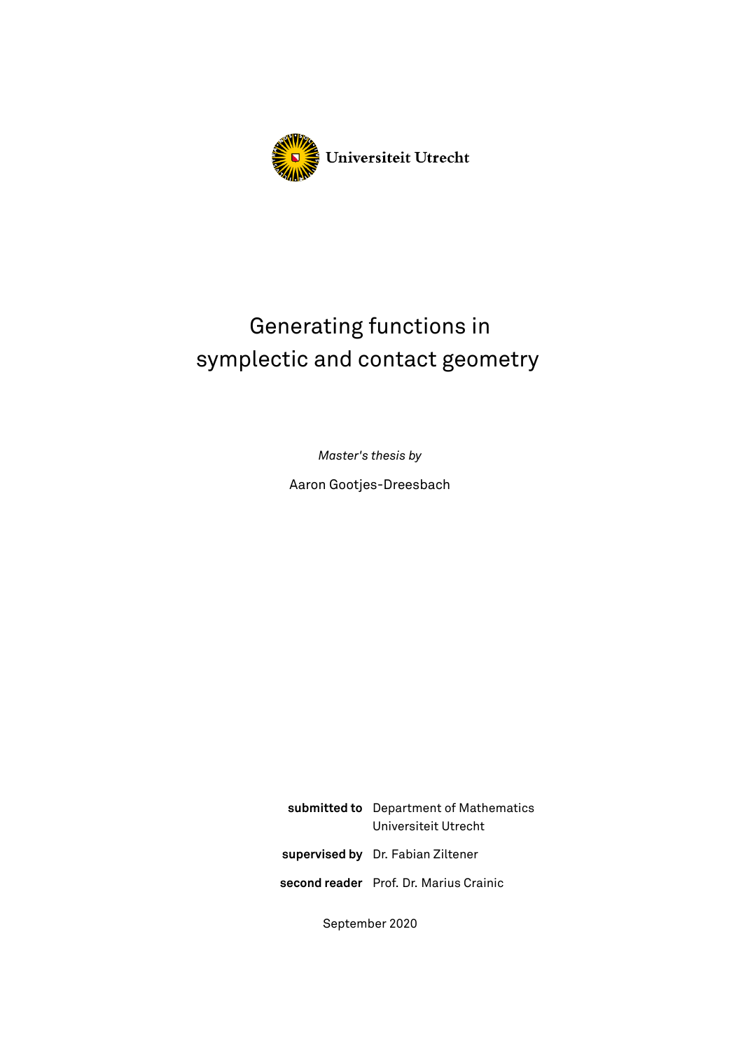Universiteit Utrecht

# Generating functions in symplectic and contact geometry

*Master's thesis by*

Aaron Gootjes-Dreesbach

**submitted to** Department of Mathematics
Universiteit Utrecht

**supervised by** Dr. Fabian Ziltener

**second reader** Prof. Dr. Marius Crainic

September 2020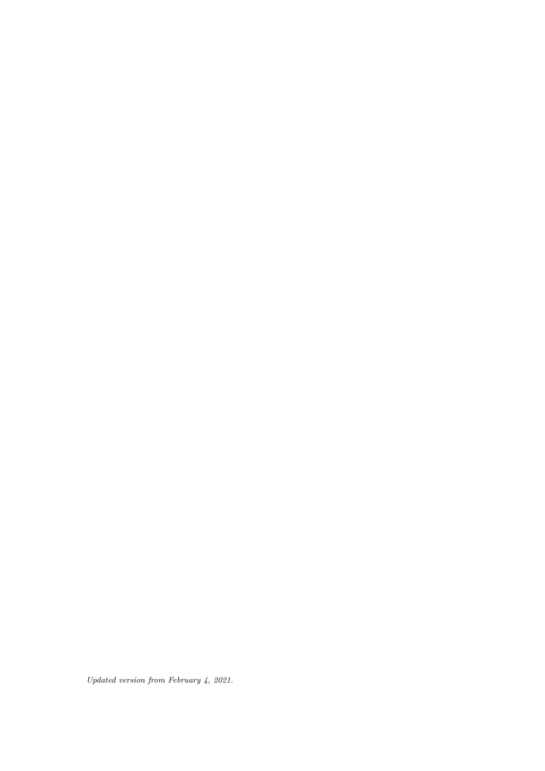*Updated version from February 4, 2021.*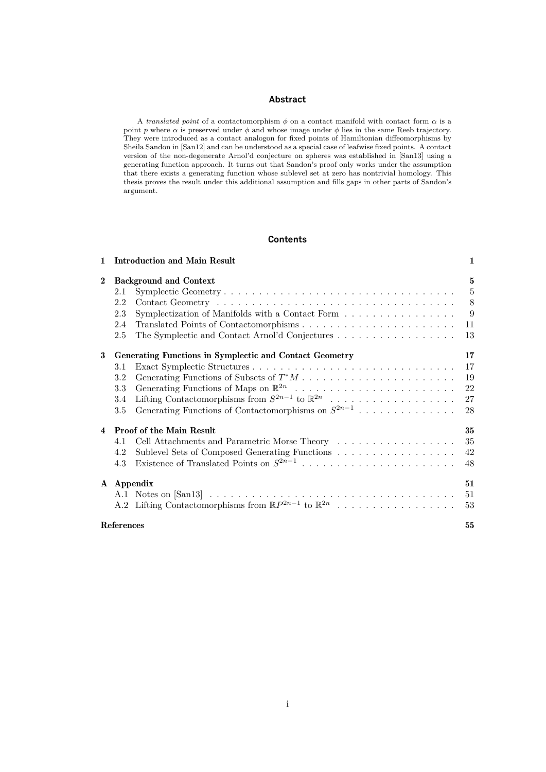## Abstract

A *translated point* of a contactomorphism $\phi$ on a contact manifold with contact form $\alpha$ is a point $p$ where $\alpha$ is preserved under $\phi$ and whose image under $\phi$ lies in the same Reeb trajectory. They were introduced as a contact analogon for fixed points of Hamiltonian diffeomorphisms by Sheila Sandon in [San12] and can be understood as a special case of leafwise fixed points. A contact version of the non-degenerate Arnol'd conjecture on spheres was established in [San13] using a generating function approach. It turns out that Sandon's proof only works under the assumption that there exists a generating function whose sublevel set at zero has nontrivial homology. This thesis proves the result under this additional assumption and fills gaps in other parts of Sandon's argument.

## Contents

| | | |
|---|---|---|
| **1** | **Introduction and Main Result** | **1** |
| **2** | **Background and Context** | **5** |
| 2.1 | Symplectic Geometry | 5 |
| 2.2 | Contact Geometry | 8 |
| 2.3 | Symplectization of Manifolds with a Contact Form | 9 |
| 2.4 | Translated Points of Contactomorphisms | 11 |
| 2.5 | The Symplectic and Contact Arnol'd Conjectures | 13 |
| **3** | **Generating Functions in Symplectic and Contact Geometry** | **17** |
| 3.1 | Exact Symplectic Structures | 17 |
| 3.2 | Generating Functions of Subsets of $T^*M$ | 19 |
| 3.3 | Generating Functions of Maps on $\mathbb{R}^{2n}$ | 22 |
| 3.4 | Lifting Contactomorphisms from $S^{2n-1}$ to $\mathbb{R}^{2n}$ | 27 |
| 3.5 | Generating Functions of Contactomorphisms on $S^{2n-1}$ | 28 |
| **4** | **Proof of the Main Result** | **35** |
| 4.1 | Cell Attachments and Parametric Morse Theory | 35 |
| 4.2 | Sublevel Sets of Composed Generating Functions | 42 |
| 4.3 | Existence of Translated Points on $S^{2n-1}$ | 48 |
| **A** | **Appendix** | **51** |
| A.1 | Notes on [San13] | 51 |
| A.2 | Lifting Contactomorphisms from $\mathbb{R}P^{2n-1}$ to $\mathbb{R}^{2n}$ | 53 |
| | **References** | **55** |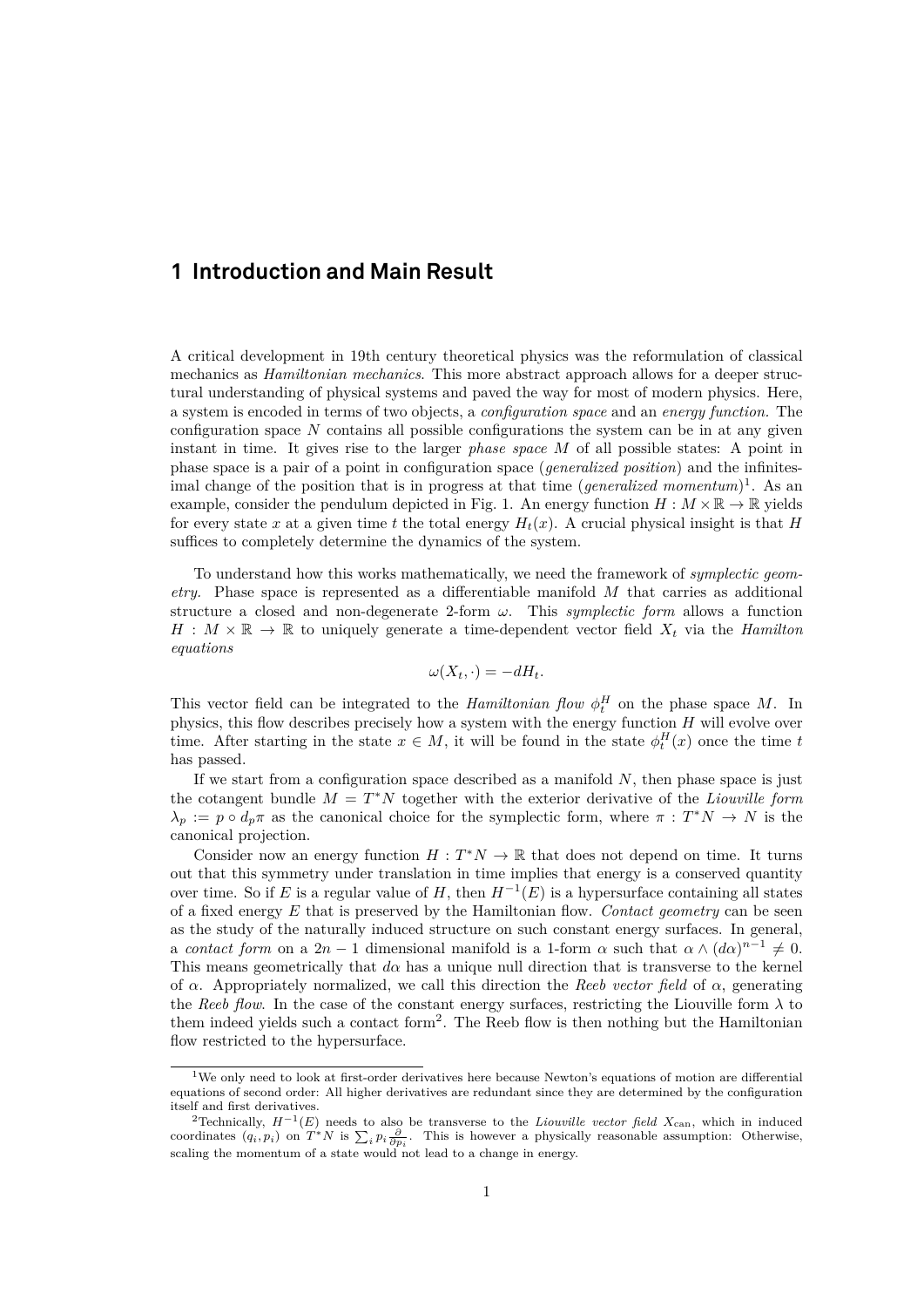# 1 Introduction and Main Result

A critical development in 19th century theoretical physics was the reformulation of classical mechanics as *Hamiltonian mechanics*. This more abstract approach allows for a deeper structural understanding of physical systems and paved the way for most of modern physics. Here, a system is encoded in terms of two objects, a *configuration space* and an *energy function*. The configuration space $N$ contains all possible configurations the system can be in at any given instant in time. It gives rise to the larger *phase space* $M$ of all possible states: A point in phase space is a pair of a point in configuration space (*generalized position*) and the infinitesimal change of the position that is in progress at that time (*generalized momentum*)[1]. As an example, consider the pendulum depicted in Fig. 1. An energy function $H : M \times \mathbb{R} \to \mathbb{R}$ yields for every state $x$ at a given time $t$ the total energy $H_t(x)$. A crucial physical insight is that $H$ suffices to completely determine the dynamics of the system.

To understand how this works mathematically, we need the framework of *symplectic geometry*. Phase space is represented as a differentiable manifold $M$ that carries as additional structure a closed and non-degenerate 2-form $\omega$. This *symplectic form* allows a function $H : M \times \mathbb{R} \to \mathbb{R}$ to uniquely generate a time-dependent vector field $X_t$ via the *Hamilton equations*

$$\omega(X_t, \cdot) = -dH_t.$$

This vector field can be integrated to the *Hamiltonian flow* $\phi_t^H$ on the phase space $M$. In physics, this flow describes precisely how a system with the energy function $H$ will evolve over time. After starting in the state $x \in M$, it will be found in the state $\phi_t^H(x)$ once the time $t$ has passed.

If we start from a configuration space described as a manifold $N$, then phase space is just the cotangent bundle $M = T^*N$ together with the exterior derivative of the *Liouville form* $\lambda_p := p \circ d_p\pi$ as the canonical choice for the symplectic form, where $\pi : T^*N \to N$ is the canonical projection.

Consider now an energy function $H : T^*N \to \mathbb{R}$ that does not depend on time. It turns out that this symmetry under translation in time implies that energy is a conserved quantity over time. So if $E$ is a regular value of $H$, then $H^{-1}(E)$ is a hypersurface containing all states of a fixed energy $E$ that is preserved by the Hamiltonian flow. *Contact geometry* can be seen as the study of the naturally induced structure on such constant energy surfaces. In general, a *contact form* on a $2n - 1$ dimensional manifold is a 1-form $\alpha$ such that $\alpha \wedge (d\alpha)^{n-1} \neq 0$. This means geometrically that $d\alpha$ has a unique null direction that is transverse to the kernel of $\alpha$. Appropriately normalized, we call this direction the *Reeb vector field* of $\alpha$, generating the *Reeb flow*. In the case of the constant energy surfaces, restricting the Liouville form $\lambda$ to them indeed yields such a contact form[2]. The Reeb flow is then nothing but the Hamiltonian flow restricted to the hypersurface.

[1] We only need to look at first-order derivatives here because Newton's equations of motion are differential equations of second order: All higher derivatives are redundant since they are determined by the configuration itself and first derivatives.

[2] Technically, $H^{-1}(E)$ needs to also be transverse to the *Liouville vector field* $X_{\text{can}}$, which in induced coordinates $(q_i, p_i)$ on $T^*N$ is $\sum_i p_i \frac{\partial}{\partial p_i}$. This is however a physically reasonable assumption: Otherwise, scaling the momentum of a state would not lead to a change in energy.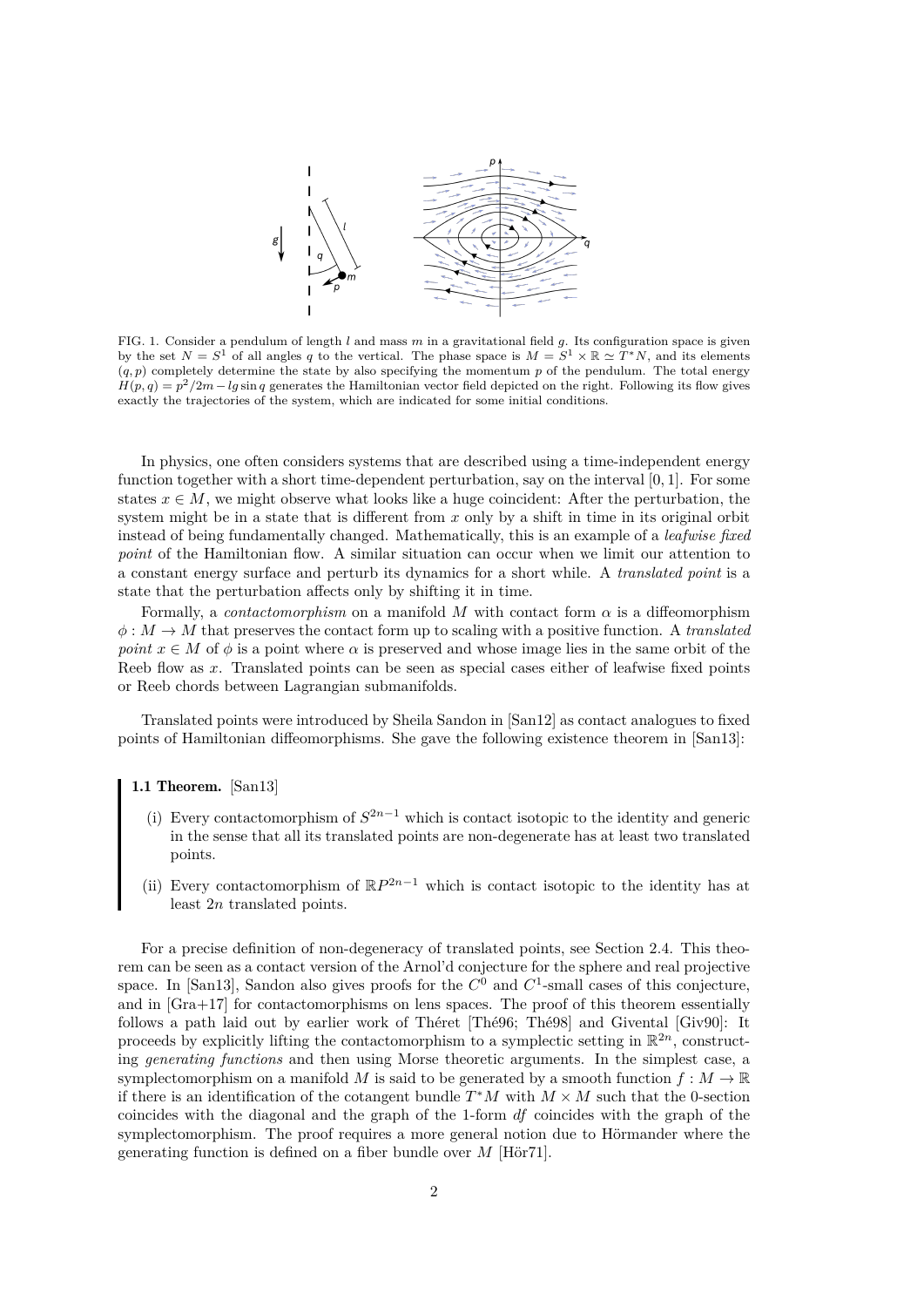FIG. 1. Consider a pendulum of length $l$ and mass $m$ in a gravitational field $g$. Its configuration space is given by the set $N = S^1$ of all angles $q$ to the vertical. The phase space is $M = S^1 \times \mathbb{R} \simeq T^*N$, and its elements $(q, p)$ completely determine the state by also specifying the momentum $p$ of the pendulum. The total energy $H(p, q) = p^2/2m - lg \sin q$ generates the Hamiltonian vector field depicted on the right. Following its flow gives exactly the trajectories of the system, which are indicated for some initial conditions.

In physics, one often considers systems that are described using a time-independent energy function together with a short time-dependent perturbation, say on the interval $[0, 1]$. For some states $x \in M$, we might observe what looks like a huge coincident: After the perturbation, the system might be in a state that is different from $x$ only by a shift in time in its original orbit instead of being fundamentally changed. Mathematically, this is an example of a *leafwise fixed point* of the Hamiltonian flow. A similar situation can occur when we limit our attention to a constant energy surface and perturb its dynamics for a short while. A *translated point* is a state that the perturbation affects only by shifting it in time.

Formally, a *contactomorphism* on a manifold $M$ with contact form $\alpha$ is a diffeomorphism $\phi : M \to M$ that preserves the contact form up to scaling with a positive function. A *translated point* $x \in M$ of $\phi$ is a point where $\alpha$ is preserved and whose image lies in the same orbit of the Reeb flow as $x$. Translated points can be seen as special cases either of leafwise fixed points or Reeb chords between Lagrangian submanifolds.

Translated points were introduced by Sheila Sandon in [San12] as contact analogues to fixed points of Hamiltonian diffeomorphisms. She gave the following existence theorem in [San13]:

**1.1 Theorem.** [San13]

(i) Every contactomorphism of $S^{2n-1}$ which is contact isotopic to the identity and generic in the sense that all its translated points are non-degenerate has at least two translated points.

(ii) Every contactomorphism of $\mathbb{R}P^{2n-1}$ which is contact isotopic to the identity has at least $2n$ translated points.

For a precise definition of non-degeneracy of translated points, see Section 2.4. This theorem can be seen as a contact version of the Arnol'd conjecture for the sphere and real projective space. In [San13], Sandon also gives proofs for the $C^0$ and $C^1$-small cases of this conjecture, and in [Gra+17] for contactomorphisms on lens spaces. The proof of this theorem essentially follows a path laid out by earlier work of Théret [Thé96; Thé98] and Givental [Giv90]: It proceeds by explicitly lifting the contactomorphism to a symplectic setting in $\mathbb{R}^{2n}$, constructing *generating functions* and then using Morse theoretic arguments. In the simplest case, a symplectomorphism on a manifold $M$ is said to be generated by a smooth function $f : M \to \mathbb{R}$ if there is an identification of the cotangent bundle $T^*M$ with $M \times M$ such that the 0-section coincides with the diagonal and the graph of the 1-form $df$ coincides with the graph of the symplectomorphism. The proof requires a more general notion due to Hörmander where the generating function is defined on a fiber bundle over $M$ [Hör71].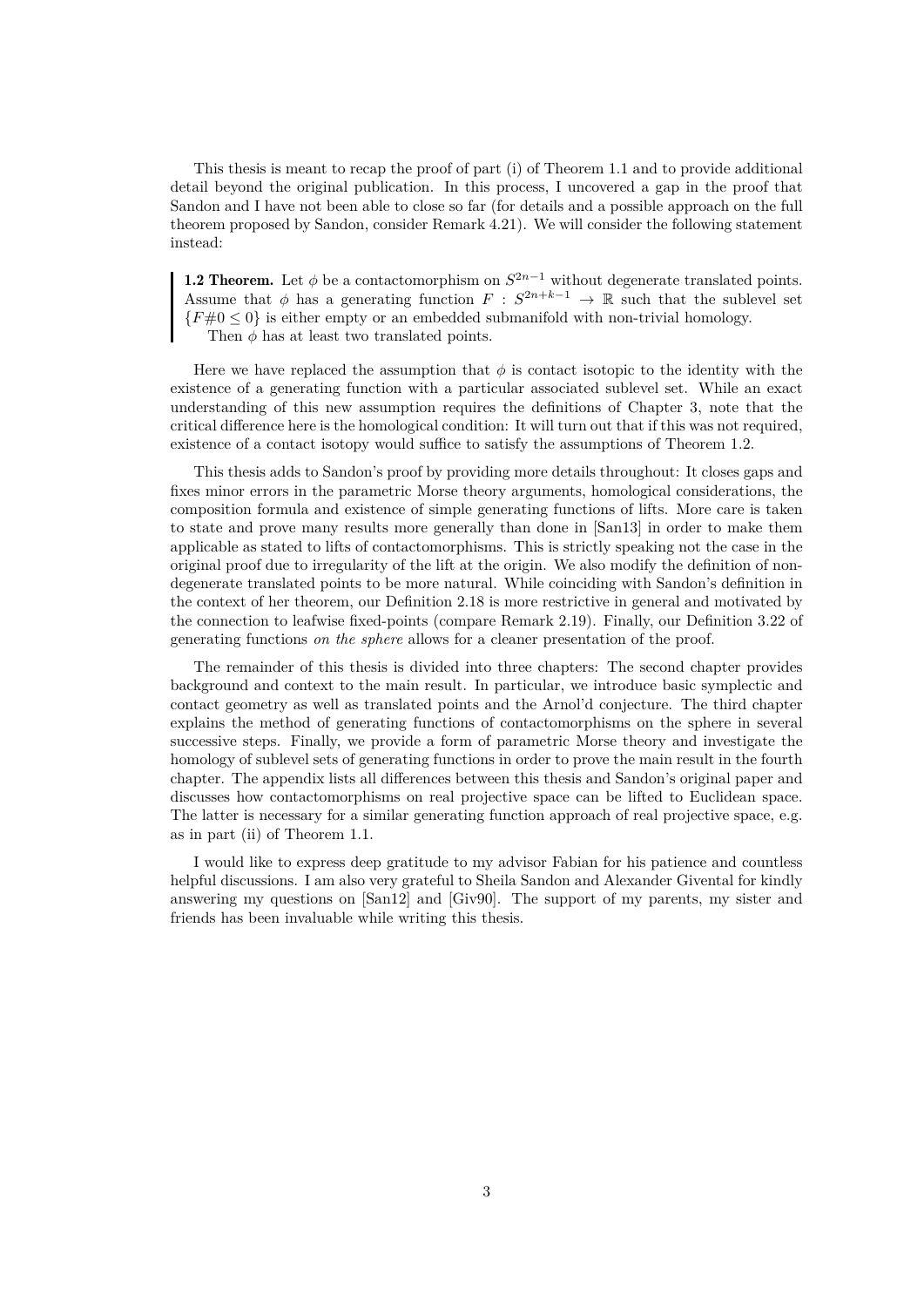This thesis is meant to recap the proof of part (i) of Theorem 1.1 and to provide additional detail beyond the original publication. In this process, I uncovered a gap in the proof that Sandon and I have not been able to close so far (for details and a possible approach on the full theorem proposed by Sandon, consider Remark 4.21). We will consider the following statement instead:

> **1.2 Theorem.** Let $\phi$ be a contactomorphism on $S^{2n-1}$ without degenerate translated points. Assume that $\phi$ has a generating function $F : S^{2n+k-1} \to \mathbb{R}$ such that the sublevel set $\{F\#0 \leq 0\}$ is either empty or an embedded submanifold with non-trivial homology.
> Then $\phi$ has at least two translated points.

Here we have replaced the assumption that $\phi$ is contact isotopic to the identity with the existence of a generating function with a particular associated sublevel set. While an exact understanding of this new assumption requires the definitions of Chapter 3, note that the critical difference here is the homological condition: It will turn out that if this was not required, existence of a contact isotopy would suffice to satisfy the assumptions of Theorem 1.2.

This thesis adds to Sandon's proof by providing more details throughout: It closes gaps and fixes minor errors in the parametric Morse theory arguments, homological considerations, the composition formula and existence of simple generating functions of lifts. More care is taken to state and prove many results more generally than done in [San13] in order to make them applicable as stated to lifts of contactomorphisms. This is strictly speaking not the case in the original proof due to irregularity of the lift at the origin. We also modify the definition of non-degenerate translated points to be more natural. While coinciding with Sandon's definition in the context of her theorem, our Definition 2.18 is more restrictive in general and motivated by the connection to leafwise fixed-points (compare Remark 2.19). Finally, our Definition 3.22 of generating functions *on the sphere* allows for a cleaner presentation of the proof.

The remainder of this thesis is divided into three chapters: The second chapter provides background and context to the main result. In particular, we introduce basic symplectic and contact geometry as well as translated points and the Arnol'd conjecture. The third chapter explains the method of generating functions of contactomorphisms on the sphere in several successive steps. Finally, we provide a form of parametric Morse theory and investigate the homology of sublevel sets of generating functions in order to prove the main result in the fourth chapter. The appendix lists all differences between this thesis and Sandon's original paper and discusses how contactomorphisms on real projective space can be lifted to Euclidean space. The latter is necessary for a similar generating function approach of real projective space, e.g. as in part (ii) of Theorem 1.1.

I would like to express deep gratitude to my advisor Fabian for his patience and countless helpful discussions. I am also very grateful to Sheila Sandon and Alexander Givental for kindly answering my questions on [San12] and [Giv90]. The support of my parents, my sister and friends has been invaluable while writing this thesis.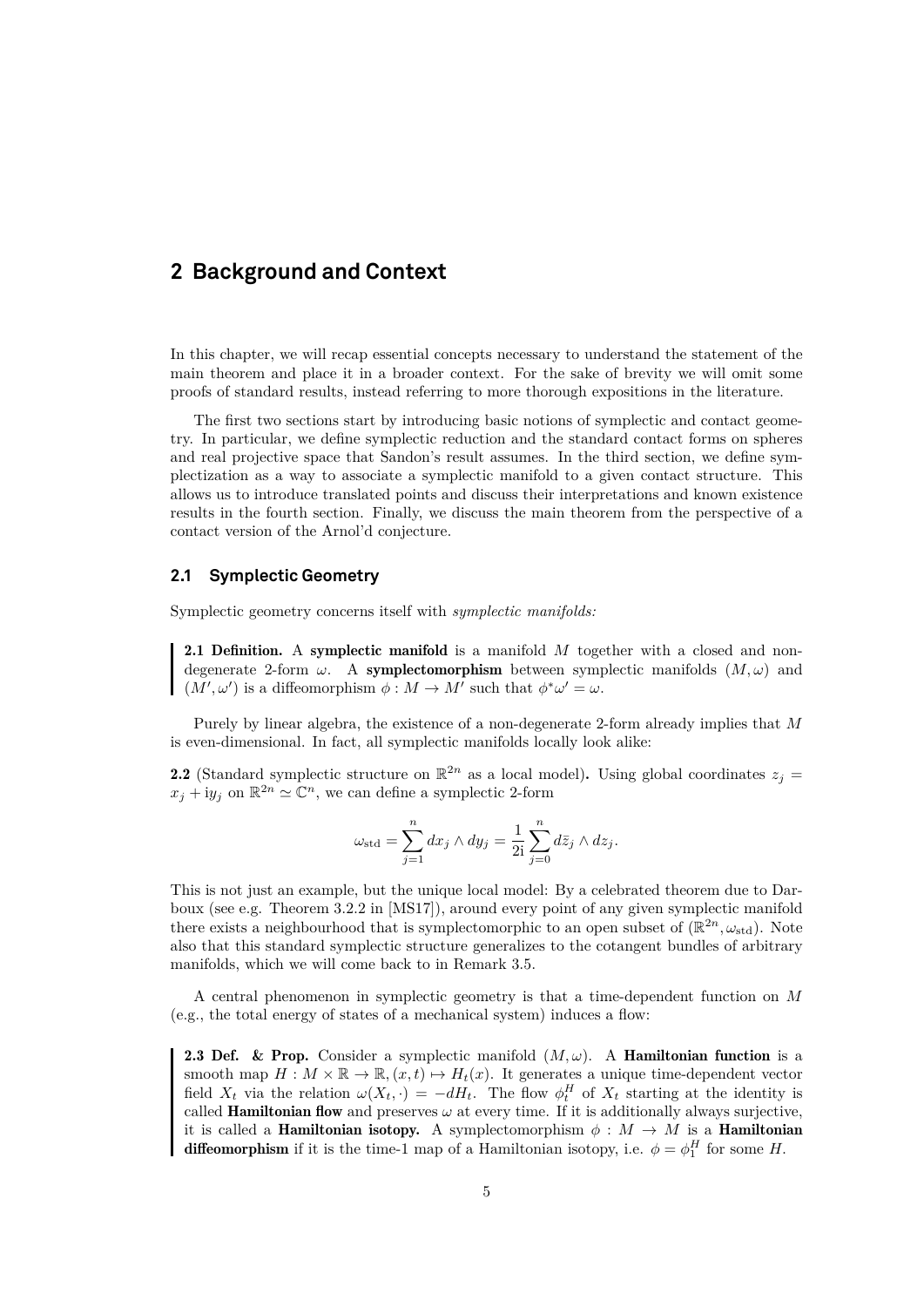# 2 Background and Context

In this chapter, we will recap essential concepts necessary to understand the statement of the main theorem and place it in a broader context. For the sake of brevity we will omit some proofs of standard results, instead referring to more thorough expositions in the literature.

The first two sections start by introducing basic notions of symplectic and contact geometry. In particular, we define symplectic reduction and the standard contact forms on spheres and real projective space that Sandon's result assumes. In the third section, we define symplectization as a way to associate a symplectic manifold to a given contact structure. This allows us to introduce translated points and discuss their interpretations and known existence results in the fourth section. Finally, we discuss the main theorem from the perspective of a contact version of the Arnol'd conjecture.

## 2.1 Symplectic Geometry

Symplectic geometry concerns itself with *symplectic manifolds:*

> **2.1 Definition.** A **symplectic manifold** is a manifold $M$ together with a closed and non-degenerate 2-form $\omega$. A **symplectomorphism** between symplectic manifolds $(M, \omega)$ and $(M', \omega')$ is a diffeomorphism $\phi : M \to M'$ such that $\phi^*\omega' = \omega$.

Purely by linear algebra, the existence of a non-degenerate 2-form already implies that $M$ is even-dimensional. In fact, all symplectic manifolds locally look alike:

**2.2** (Standard symplectic structure on $\mathbb{R}^{2n}$ as a local model)**.** Using global coordinates $z_j = x_j + \mathrm{i}y_j$ on $\mathbb{R}^{2n} \simeq \mathbb{C}^n$, we can define a symplectic 2-form

$$\omega_{\text{std}} = \sum_{j=1}^{n} dx_j \wedge dy_j = \frac{1}{2\mathrm{i}} \sum_{j=0}^{n} d\bar{z}_j \wedge dz_j.$$

This is not just an example, but the unique local model: By a celebrated theorem due to Darboux (see e.g. Theorem 3.2.2 in [MS17]), around every point of any given symplectic manifold there exists a neighbourhood that is symplectomorphic to an open subset of $(\mathbb{R}^{2n}, \omega_{\text{std}})$. Note also that this standard symplectic structure generalizes to the cotangent bundles of arbitrary manifolds, which we will come back to in Remark 3.5.

A central phenomenon in symplectic geometry is that a time-dependent function on $M$ (e.g., the total energy of states of a mechanical system) induces a flow:

> **2.3 Def. & Prop.** Consider a symplectic manifold $(M, \omega)$. A **Hamiltonian function** is a smooth map $H : M \times \mathbb{R} \to \mathbb{R}, (x, t) \mapsto H_t(x)$. It generates a unique time-dependent vector field $X_t$ via the relation $\omega(X_t, \cdot) = -dH_t$. The flow $\phi_t^H$ of $X_t$ starting at the identity is called **Hamiltonian flow** and preserves $\omega$ at every time. If it is additionally always surjective, it is called a **Hamiltonian isotopy.** A symplectomorphism $\phi : M \to M$ is a **Hamiltonian diffeomorphism** if it is the time-1 map of a Hamiltonian isotopy, i.e. $\phi = \phi_1^H$ for some $H$.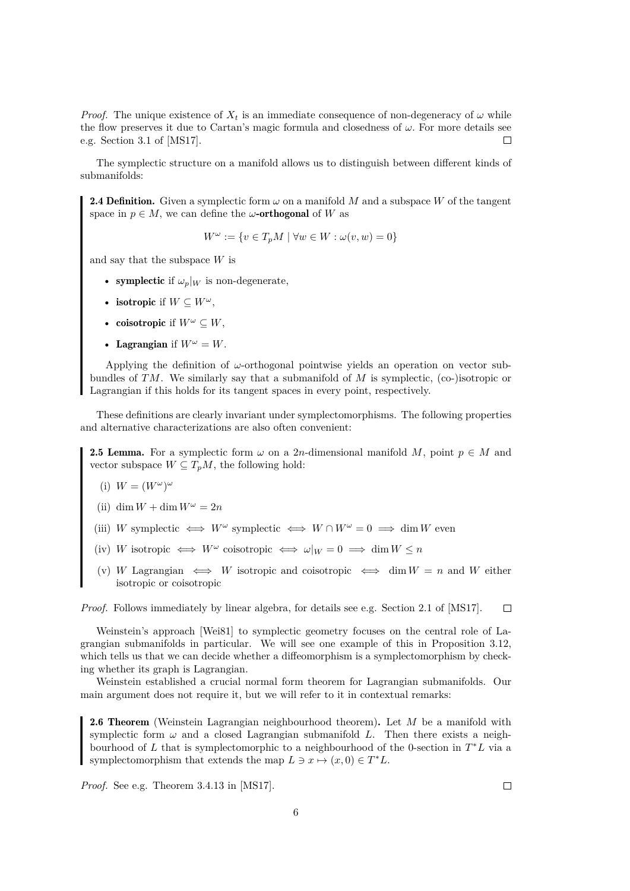*Proof.* The unique existence of $X_t$ is an immediate consequence of non-degeneracy of $\omega$ while the flow preserves it due to Cartan's magic formula and closedness of $\omega$. For more details see e.g. Section 3.1 of [MS17]. $\square$

The symplectic structure on a manifold allows us to distinguish between different kinds of submanifolds:

**2.4 Definition.** Given a symplectic form $\omega$ on a manifold $M$ and a subspace $W$ of the tangent space in $p \in M$, we can define the **$\omega$-orthogonal** of $W$ as

$$W^\omega := \{v \in T_pM \mid \forall w \in W : \omega(v, w) = 0\}$$

and say that the subspace $W$ is

- **symplectic** if $\omega_p|_W$ is non-degenerate,
- **isotropic** if $W \subseteq W^\omega$,
- **coisotropic** if $W^\omega \subseteq W$,
- **Lagrangian** if $W^\omega = W$.

Applying the definition of $\omega$-orthogonal pointwise yields an operation on vector subbundles of $TM$. We similarly say that a submanifold of $M$ is symplectic, (co-)isotropic or Lagrangian if this holds for its tangent spaces in every point, respectively.

These definitions are clearly invariant under symplectomorphisms. The following properties and alternative characterizations are also often convenient:

**2.5 Lemma.** For a symplectic form $\omega$ on a $2n$-dimensional manifold $M$, point $p \in M$ and vector subspace $W \subseteq T_pM$, the following hold:

(i) $W = (W^\omega)^\omega$

(ii) $\dim W + \dim W^\omega = 2n$

(iii) $W$ symplectic $\iff$ $W^\omega$ symplectic $\iff$ $W \cap W^\omega = 0 \implies \dim W$ even

(iv) $W$ isotropic $\iff$ $W^\omega$ coisotropic $\iff$ $\omega|_W = 0 \implies \dim W \leq n$

(v) $W$ Lagrangian $\iff$ $W$ isotropic and coisotropic $\iff$ $\dim W = n$ and $W$ either isotropic or coisotropic

*Proof.* Follows immediately by linear algebra, for details see e.g. Section 2.1 of [MS17]. $\square$

Weinstein's approach [Wei81] to symplectic geometry focuses on the central role of Lagrangian submanifolds in particular. We will see one example of this in Proposition 3.12, which tells us that we can decide whether a diffeomorphism is a symplectomorphism by checking whether its graph is Lagrangian.

Weinstein established a crucial normal form theorem for Lagrangian submanifolds. Our main argument does not require it, but we will refer to it in contextual remarks:

**2.6 Theorem** (Weinstein Lagrangian neighbourhood theorem)**.** Let $M$ be a manifold with symplectic form $\omega$ and a closed Lagrangian submanifold $L$. Then there exists a neighbourhood of $L$ that is symplectomorphic to a neighbourhood of the 0-section in $T^*L$ via a symplectomorphism that extends the map $L \ni x \mapsto (x, 0) \in T^*L$.

*Proof.* See e.g. Theorem 3.4.13 in [MS17]. $\square$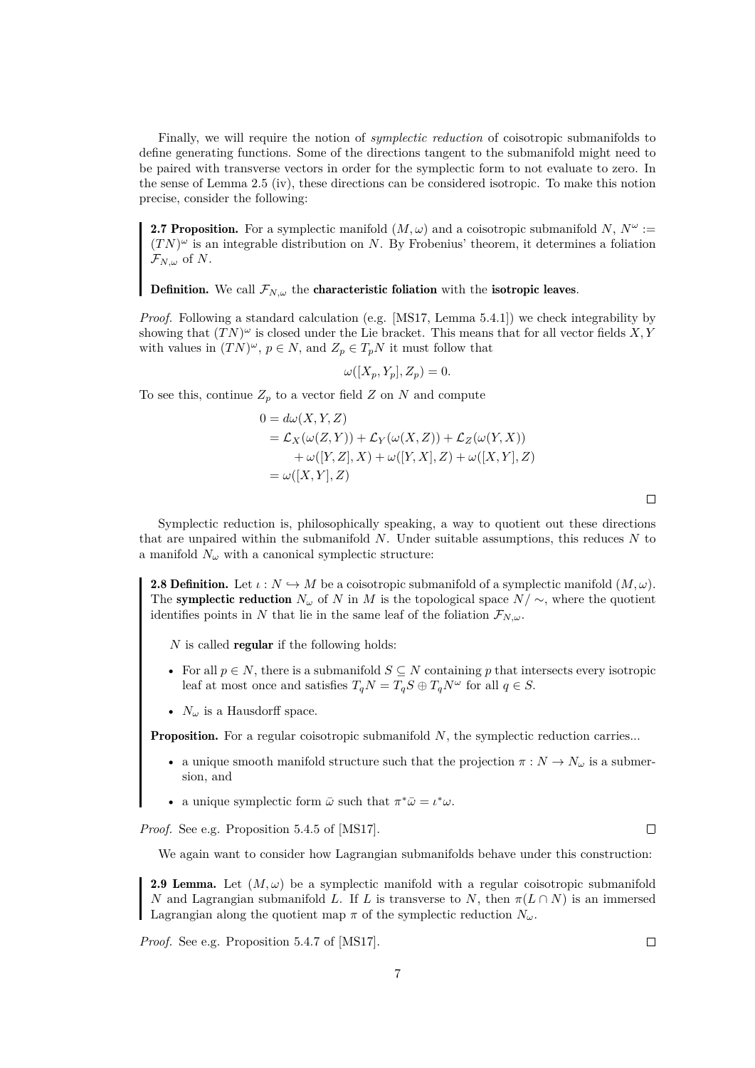Finally, we will require the notion of *symplectic reduction* of coisotropic submanifolds to define generating functions. Some of the directions tangent to the submanifold might need to be paired with transverse vectors in order for the symplectic form to not evaluate to zero. In the sense of Lemma 2.5 (iv), these directions can be considered isotropic. To make this notion precise, consider the following:

**2.7 Proposition.** For a symplectic manifold $(M, \omega)$ and a coisotropic submanifold $N$, $N^\omega := (TN)^\omega$ is an integrable distribution on $N$. By Frobenius' theorem, it determines a foliation $\mathcal{F}_{N,\omega}$ of $N$.

**Definition.** We call $\mathcal{F}_{N,\omega}$ the **characteristic foliation** with the **isotropic leaves**.

*Proof.* Following a standard calculation (e.g. [MS17, Lemma 5.4.1]) we check integrability by showing that $(TN)^\omega$ is closed under the Lie bracket. This means that for all vector fields $X, Y$ with values in $(TN)^\omega$, $p \in N$, and $Z_p \in T_pN$ it must follow that

$$\omega([X_p, Y_p], Z_p) = 0.$$

To see this, continue $Z_p$ to a vector field $Z$ on $N$ and compute

$$\begin{aligned}
0 &= d\omega(X, Y, Z) \\
&= \mathcal{L}_X(\omega(Z, Y)) + \mathcal{L}_Y(\omega(X, Z)) + \mathcal{L}_Z(\omega(Y, X)) \\
&\qquad + \omega([Y, Z], X) + \omega([Y, X], Z) + \omega([X, Y], Z) \\
&= \omega([X, Y], Z)
\end{aligned}$$

□

Symplectic reduction is, philosophically speaking, a way to quotient out these directions that are unpaired within the submanifold $N$. Under suitable assumptions, this reduces $N$ to a manifold $N_\omega$ with a canonical symplectic structure:

**2.8 Definition.** Let $\iota : N \hookrightarrow M$ be a coisotropic submanifold of a symplectic manifold $(M, \omega)$. The **symplectic reduction** $N_\omega$ of $N$ in $M$ is the topological space $N/\sim$, where the quotient identifies points in $N$ that lie in the same leaf of the foliation $\mathcal{F}_{N,\omega}$.

$N$ is called **regular** if the following holds:

- For all $p \in N$, there is a submanifold $S \subseteq N$ containing $p$ that intersects every isotropic leaf at most once and satisfies $T_qN = T_qS \oplus T_qN^\omega$ for all $q \in S$.
- $N_\omega$ is a Hausdorff space.

**Proposition.** For a regular coisotropic submanifold $N$, the symplectic reduction carries...

- a unique smooth manifold structure such that the projection $\pi : N \to N_\omega$ is a submersion, and
- a unique symplectic form $\bar{\omega}$ such that $\pi^*\bar{\omega} = \iota^*\omega$.

*Proof.* See e.g. Proposition 5.4.5 of [MS17]. □

We again want to consider how Lagrangian submanifolds behave under this construction:

**2.9 Lemma.** Let $(M, \omega)$ be a symplectic manifold with a regular coisotropic submanifold $N$ and Lagrangian submanifold $L$. If $L$ is transverse to $N$, then $\pi(L \cap N)$ is an immersed Lagrangian along the quotient map $\pi$ of the symplectic reduction $N_\omega$.

*Proof.* See e.g. Proposition 5.4.7 of [MS17]. □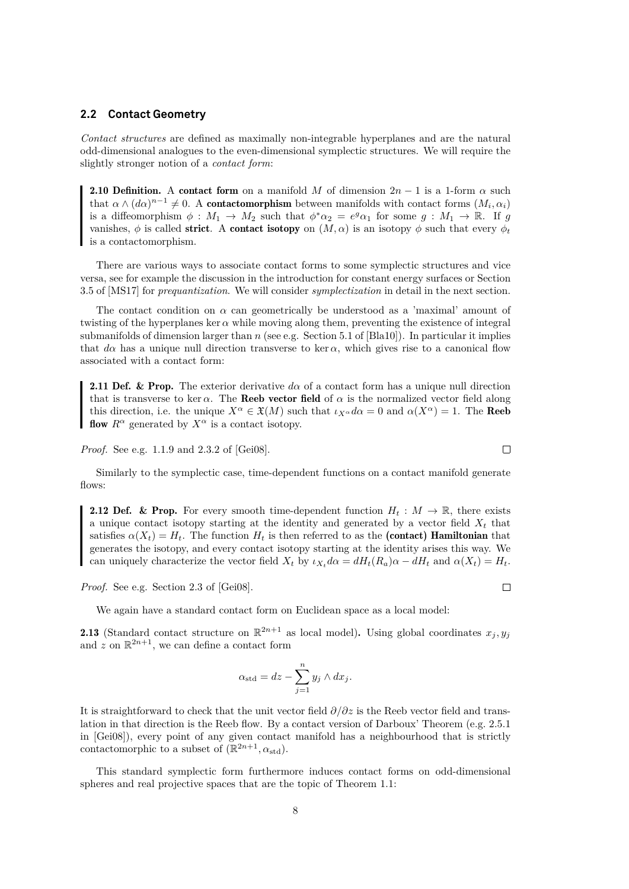### 2.2 Contact Geometry

*Contact structures* are defined as maximally non-integrable hyperplanes and are the natural odd-dimensional analogues to the even-dimensional symplectic structures. We will require the slightly stronger notion of a *contact form*:

**2.10 Definition.** A **contact form** on a manifold $M$ of dimension $2n-1$ is a 1-form $\alpha$ such that $\alpha \wedge (d\alpha)^{n-1} \neq 0$. A **contactomorphism** between manifolds with contact forms $(M_i, \alpha_i)$ is a diffeomorphism $\phi : M_1 \to M_2$ such that $\phi^* \alpha_2 = e^g \alpha_1$ for some $g : M_1 \to \mathbb{R}$. If $g$ vanishes, $\phi$ is called **strict**. A **contact isotopy** on $(M, \alpha)$ is an isotopy $\phi$ such that every $\phi_t$ is a contactomorphism.

There are various ways to associate contact forms to some symplectic structures and vice versa, see for example the discussion in the introduction for constant energy surfaces or Section 3.5 of [MS17] for *prequantization*. We will consider *symplectization* in detail in the next section.

The contact condition on $\alpha$ can geometrically be understood as a 'maximal' amount of twisting of the hyperplanes $\ker \alpha$ while moving along them, preventing the existence of integral submanifolds of dimension larger than $n$ (see e.g. Section 5.1 of [Bla10]). In particular it implies that $d\alpha$ has a unique null direction transverse to $\ker \alpha$, which gives rise to a canonical flow associated with a contact form:

**2.11 Def. & Prop.** The exterior derivative $d\alpha$ of a contact form has a unique null direction that is transverse to $\ker \alpha$. The **Reeb vector field** of $\alpha$ is the normalized vector field along this direction, i.e. the unique $X^\alpha \in \mathfrak{X}(M)$ such that $\iota_{X^\alpha} d\alpha = 0$ and $\alpha(X^\alpha) = 1$. The **Reeb flow** $R^\alpha$ generated by $X^\alpha$ is a contact isotopy.

*Proof.* See e.g. 1.1.9 and 2.3.2 of [Gei08]. $\square$

Similarly to the symplectic case, time-dependent functions on a contact manifold generate flows:

**2.12 Def. & Prop.** For every smooth time-dependent function $H_t : M \to \mathbb{R}$, there exists a unique contact isotopy starting at the identity and generated by a vector field $X_t$ that satisfies $\alpha(X_t) = H_t$. The function $H_t$ is then referred to as the **(contact) Hamiltonian** that generates the isotopy, and every contact isotopy starting at the identity arises this way. We can uniquely characterize the vector field $X_t$ by $\iota_{X_t} d\alpha = dH_t(R_a)\alpha - dH_t$ and $\alpha(X_t) = H_t$.

*Proof.* See e.g. Section 2.3 of [Gei08]. $\square$

We again have a standard contact form on Euclidean space as a local model:

**2.13** (Standard contact structure on $\mathbb{R}^{2n+1}$ as local model)**.** Using global coordinates $x_j, y_j$ and $z$ on $\mathbb{R}^{2n+1}$, we can define a contact form

$$\alpha_{\text{std}} = dz - \sum_{j=1}^{n} y_j \wedge dx_j.$$

It is straightforward to check that the unit vector field $\partial/\partial z$ is the Reeb vector field and translation in that direction is the Reeb flow. By a contact version of Darboux' Theorem (e.g. 2.5.1 in [Gei08]), every point of any given contact manifold has a neighbourhood that is strictly contactomorphic to a subset of $(\mathbb{R}^{2n+1}, \alpha_{\text{std}})$.

This standard symplectic form furthermore induces contact forms on odd-dimensional spheres and real projective spaces that are the topic of Theorem 1.1: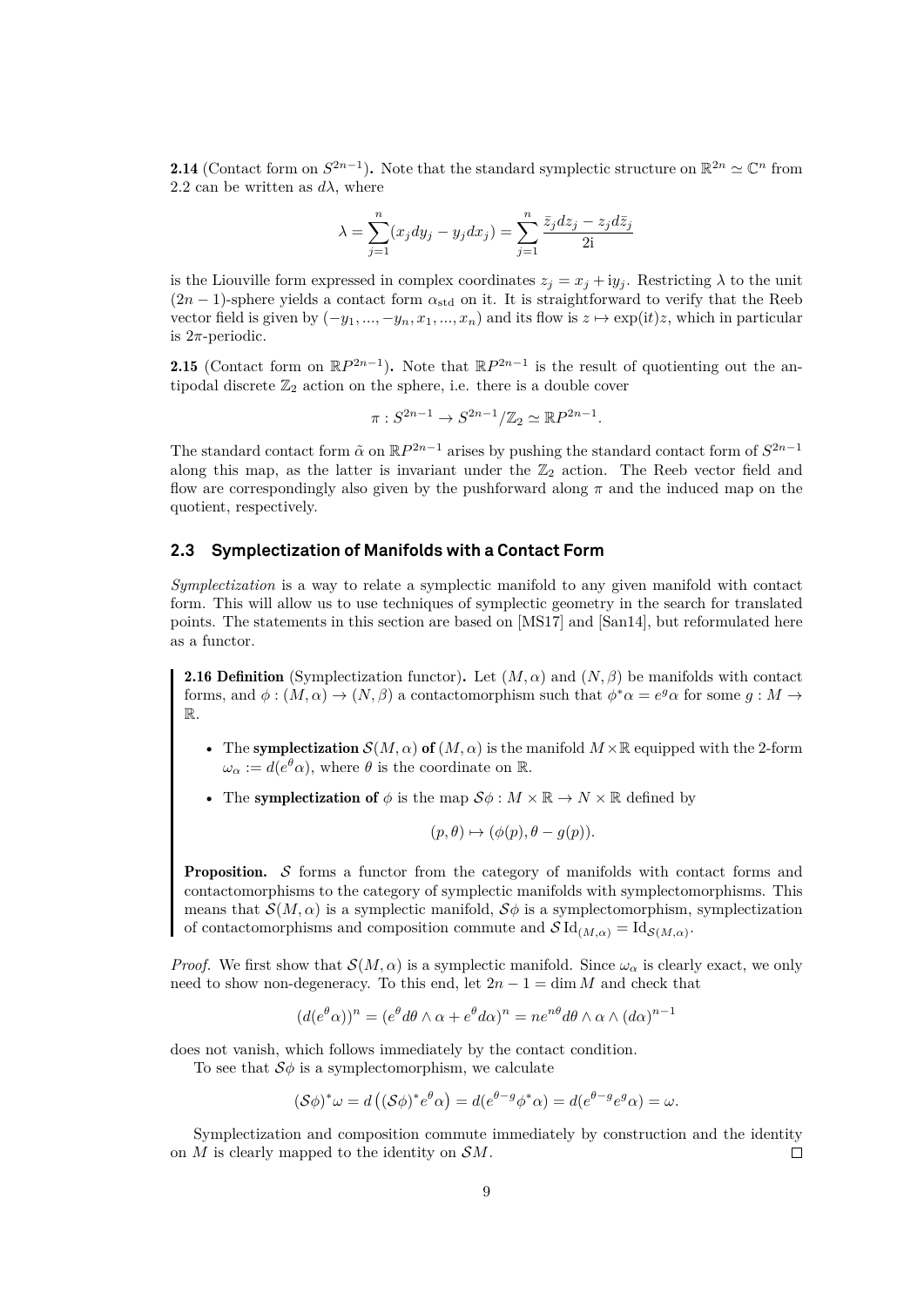**2.14** (Contact form on $S^{2n-1}$)**.** Note that the standard symplectic structure on $\mathbb{R}^{2n} \simeq \mathbb{C}^n$ from 2.2 can be written as $d\lambda$, where

$$\lambda = \sum_{j=1}^{n} (x_j dy_j - y_j dx_j) = \sum_{j=1}^{n} \frac{\bar{z}_j dz_j - z_j d\bar{z}_j}{2\mathrm{i}}$$

is the Liouville form expressed in complex coordinates $z_j = x_j + \mathrm{i}y_j$. Restricting $\lambda$ to the unit $(2n-1)$-sphere yields a contact form $\alpha_{\text{std}}$ on it. It is straightforward to verify that the Reeb vector field is given by $(-y_1, ..., -y_n, x_1, ..., x_n)$ and its flow is $z \mapsto \exp(\mathrm{i}t)z$, which in particular is $2\pi$-periodic.

**2.15** (Contact form on $\mathbb{R}P^{2n-1}$)**.** Note that $\mathbb{R}P^{2n-1}$ is the result of quotienting out the antipodal discrete $\mathbb{Z}_2$ action on the sphere, i.e. there is a double cover

$$\pi : S^{2n-1} \to S^{2n-1}/\mathbb{Z}_2 \simeq \mathbb{R}P^{2n-1}.$$

The standard contact form $\tilde{\alpha}$ on $\mathbb{R}P^{2n-1}$ arises by pushing the standard contact form of $S^{2n-1}$ along this map, as the latter is invariant under the $\mathbb{Z}_2$ action. The Reeb vector field and flow are correspondingly also given by the pushforward along $\pi$ and the induced map on the quotient, respectively.

## 2.3 Symplectization of Manifolds with a Contact Form

*Symplectization* is a way to relate a symplectic manifold to any given manifold with contact form. This will allow us to use techniques of symplectic geometry in the search for translated points. The statements in this section are based on [MS17] and [San14], but reformulated here as a functor.

**2.16 Definition** (Symplectization functor)**.** Let $(M, \alpha)$ and $(N, \beta)$ be manifolds with contact forms, and $\phi : (M, \alpha) \to (N, \beta)$ a contactomorphism such that $\phi^*\alpha = e^g\alpha$ for some $g : M \to \mathbb{R}$.

- The **symplectization** $\mathcal{S}(M, \alpha)$ **of** $(M, \alpha)$ is the manifold $M \times \mathbb{R}$ equipped with the 2-form $\omega_\alpha := d(e^\theta\alpha)$, where $\theta$ is the coordinate on $\mathbb{R}$.
- The **symplectization of** $\phi$ is the map $\mathcal{S}\phi : M \times \mathbb{R} \to N \times \mathbb{R}$ defined by

$$(p, \theta) \mapsto (\phi(p), \theta - g(p)).$$

**Proposition.** $\mathcal{S}$ forms a functor from the category of manifolds with contact forms and contactomorphisms to the category of symplectic manifolds with symplectomorphisms. This means that $\mathcal{S}(M, \alpha)$ is a symplectic manifold, $\mathcal{S}\phi$ is a symplectomorphism, symplectization of contactomorphisms and composition commute and $\mathcal{S}\,\mathrm{Id}_{(M,\alpha)} = \mathrm{Id}_{\mathcal{S}(M,\alpha)}$.

*Proof.* We first show that $\mathcal{S}(M, \alpha)$ is a symplectic manifold. Since $\omega_\alpha$ is clearly exact, we only need to show non-degeneracy. To this end, let $2n - 1 = \dim M$ and check that

$$(d(e^\theta\alpha))^n = (e^\theta d\theta \wedge \alpha + e^\theta d\alpha)^n = ne^{n\theta} d\theta \wedge \alpha \wedge (d\alpha)^{n-1}$$

does not vanish, which follows immediately by the contact condition.

To see that $\mathcal{S}\phi$ is a symplectomorphism, we calculate

$$(\mathcal{S}\phi)^*\omega = d\left((\mathcal{S}\phi)^* e^\theta\alpha\right) = d(e^{\theta-g}\phi^*\alpha) = d(e^{\theta-g}e^g\alpha) = \omega.$$

Symplectization and composition commute immediately by construction and the identity on $M$ is clearly mapped to the identity on $\mathcal{S}M$. $\square$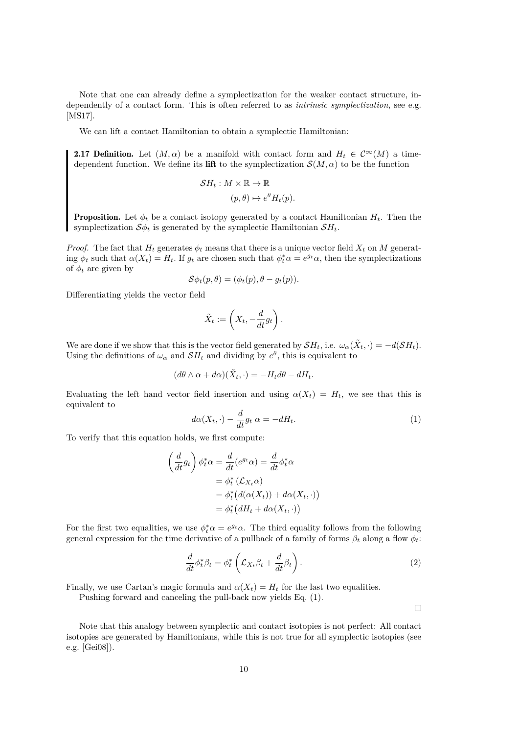Note that one can already define a symplectization for the weaker contact structure, independently of a contact form. This is often referred to as *intrinsic symplectization*, see e.g. [MS17].

We can lift a contact Hamiltonian to obtain a symplectic Hamiltonian:

**2.17 Definition.** Let $(M, \alpha)$ be a manifold with contact form and $H_t \in \mathcal{C}^\infty(M)$ a time-dependent function. We define its **lift** to the symplectization $\mathcal{S}(M, \alpha)$ to be the function

$$\begin{aligned}\mathcal{S}H_t : M \times \mathbb{R} &\to \mathbb{R} \\ (p, \theta) &\mapsto e^\theta H_t(p).\end{aligned}$$

**Proposition.** Let $\phi_t$ be a contact isotopy generated by a contact Hamiltonian $H_t$. Then the symplectization $\mathcal{S}\phi_t$ is generated by the symplectic Hamiltonian $\mathcal{S}H_t$.

*Proof.* The fact that $H_t$ generates $\phi_t$ means that there is a unique vector field $X_t$ on $M$ generating $\phi_t$ such that $\alpha(X_t) = H_t$. If $g_t$ are chosen such that $\phi_t^*\alpha = e^{g_t}\alpha$, then the symplectizations of $\phi_t$ are given by

$$\mathcal{S}\phi_t(p, \theta) = (\phi_t(p), \theta - g_t(p)).$$

Differentiating yields the vector field

$$\tilde{X}_t := \left(X_t, -\frac{d}{dt}g_t\right).$$

We are done if we show that this is the vector field generated by $\mathcal{S}H_t$, i.e. $\omega_\alpha(\tilde{X}_t, \cdot) = -d(\mathcal{S}H_t)$. Using the definitions of $\omega_\alpha$ and $\mathcal{S}H_t$ and dividing by $e^\theta$, this is equivalent to

$$(d\theta \wedge \alpha + d\alpha)(\tilde{X}_t, \cdot) = -H_t d\theta - dH_t.$$

Evaluating the left hand vector field insertion and using $\alpha(X_t) = H_t$, we see that this is equivalent to

$$d\alpha(X_t, \cdot) - \frac{d}{dt}g_t \; \alpha = -dH_t. \tag{1}$$

To verify that this equation holds, we first compute:

$$\begin{aligned}\left(\frac{d}{dt}g_t\right)\phi_t^*\alpha = \frac{d}{dt}(e^{g_t}\alpha) &= \frac{d}{dt}\phi_t^*\alpha \\ &= \phi_t^*\left(\mathcal{L}_{X_t}\alpha\right) \\ &= \phi_t^*\big(d(\alpha(X_t)) + d\alpha(X_t, \cdot)\big) \\ &= \phi_t^*\big(dH_t + d\alpha(X_t, \cdot)\big)\end{aligned}$$

For the first two equalities, we use $\phi_t^*\alpha = e^{g_t}\alpha$. The third equality follows from the following general expression for the time derivative of a pullback of a family of forms $\beta_t$ along a flow $\phi_t$:

$$\frac{d}{dt}\phi_t^*\beta_t = \phi_t^*\left(\mathcal{L}_{X_t}\beta_t + \frac{d}{dt}\beta_t\right). \tag{2}$$

Finally, we use Cartan's magic formula and $\alpha(X_t) = H_t$ for the last two equalities.

Pushing forward and canceling the pull-back now yields Eq. (1). □

Note that this analogy between symplectic and contact isotopies is not perfect: All contact isotopies are generated by Hamiltonians, while this is not true for all symplectic isotopies (see e.g. [Gei08]).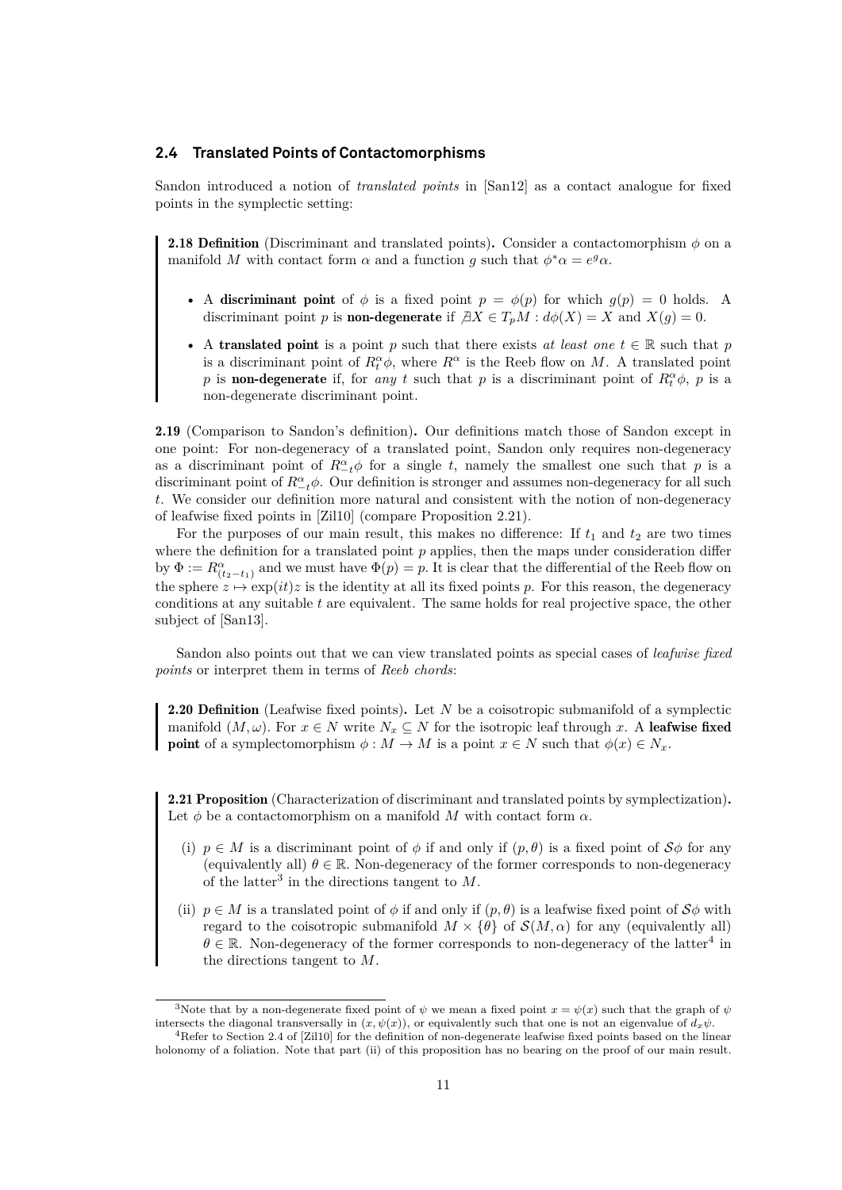## 2.4 Translated Points of Contactomorphisms

Sandon introduced a notion of *translated points* in [San12] as a contact analogue for fixed points in the symplectic setting:

**2.18 Definition** (Discriminant and translated points)**.** Consider a contactomorphism $\phi$ on a manifold $M$ with contact form $\alpha$ and a function $g$ such that $\phi^*\alpha = e^g\alpha$.

- A **discriminant point** of $\phi$ is a fixed point $p = \phi(p)$ for which $g(p) = 0$ holds. A discriminant point $p$ is **non-degenerate** if $\nexists X \in T_pM : d\phi(X) = X$ and $X(g) = 0$.
- A **translated point** is a point $p$ such that there exists *at least one* $t \in \mathbb{R}$ such that $p$ is a discriminant point of $R^\alpha_t\phi$, where $R^\alpha$ is the Reeb flow on $M$. A translated point $p$ is **non-degenerate** if, for *any* $t$ such that $p$ is a discriminant point of $R^\alpha_t\phi$, $p$ is a non-degenerate discriminant point.

**2.19** (Comparison to Sandon's definition)**.** Our definitions match those of Sandon except in one point: For non-degeneracy of a translated point, Sandon only requires non-degeneracy as a discriminant point of $R^\alpha_{-t}\phi$ for a single $t$, namely the smallest one such that $p$ is a discriminant point of $R^\alpha_{-t}\phi$. Our definition is stronger and assumes non-degeneracy for all such $t$. We consider our definition more natural and consistent with the notion of non-degeneracy of leafwise fixed points in [Zil10] (compare Proposition 2.21).

For the purposes of our main result, this makes no difference: If $t_1$ and $t_2$ are two times where the definition for a translated point $p$ applies, then the maps under consideration differ by $\Phi := R^\alpha_{(t_2-t_1)}$ and we must have $\Phi(p) = p$. It is clear that the differential of the Reeb flow on the sphere $z \mapsto \exp(it)z$ is the identity at all its fixed points $p$. For this reason, the degeneracy conditions at any suitable $t$ are equivalent. The same holds for real projective space, the other subject of [San13].

Sandon also points out that we can view translated points as special cases of *leafwise fixed points* or interpret them in terms of *Reeb chords*:

**2.20 Definition** (Leafwise fixed points)**.** Let $N$ be a coisotropic submanifold of a symplectic manifold $(M, \omega)$. For $x \in N$ write $N_x \subseteq N$ for the isotropic leaf through $x$. A **leafwise fixed point** of a symplectomorphism $\phi : M \to M$ is a point $x \in N$ such that $\phi(x) \in N_x$.

**2.21 Proposition** (Characterization of discriminant and translated points by symplectization)**.** Let $\phi$ be a contactomorphism on a manifold $M$ with contact form $\alpha$.

(i) $p \in M$ is a discriminant point of $\phi$ if and only if $(p, \theta)$ is a fixed point of $\mathcal{S}\phi$ for any (equivalently all) $\theta \in \mathbb{R}$. Non-degeneracy of the former corresponds to non-degeneracy of the latter[3] in the directions tangent to $M$.

(ii) $p \in M$ is a translated point of $\phi$ if and only if $(p, \theta)$ is a leafwise fixed point of $\mathcal{S}\phi$ with regard to the coisotropic submanifold $M \times \{\theta\}$ of $\mathcal{S}(M, \alpha)$ for any (equivalently all) $\theta \in \mathbb{R}$. Non-degeneracy of the former corresponds to non-degeneracy of the latter[4] in the directions tangent to $M$.

---

[3]Note that by a non-degenerate fixed point of $\psi$ we mean a fixed point $x = \psi(x)$ such that the graph of $\psi$ intersects the diagonal transversally in $(x, \psi(x))$, or equivalently such that one is not an eigenvalue of $d_x\psi$.

[4]Refer to Section 2.4 of [Zil10] for the definition of non-degenerate leafwise fixed points based on the linear holonomy of a foliation. Note that part (ii) of this proposition has no bearing on the proof of our main result.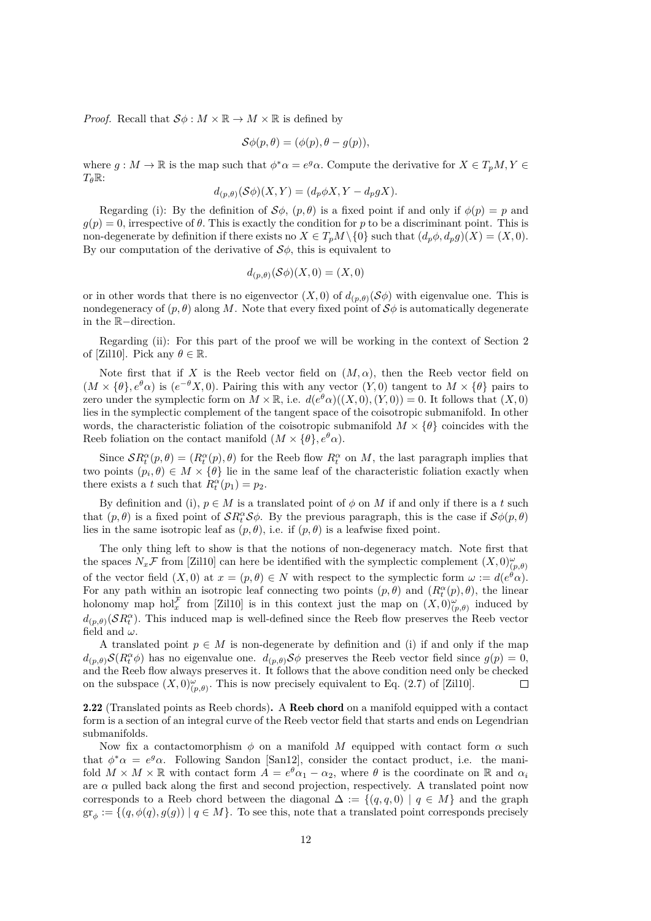*Proof.* Recall that $\mathcal{S}\phi : M \times \mathbb{R} \to M \times \mathbb{R}$ is defined by

$$\mathcal{S}\phi(p,\theta) = (\phi(p), \theta - g(p)),$$

where $g : M \to \mathbb{R}$ is the map such that $\phi^*\alpha = e^g\alpha$. Compute the derivative for $X \in T_pM, Y \in T_\theta\mathbb{R}$:

$$d_{(p,\theta)}(\mathcal{S}\phi)(X,Y) = (d_p\phi X, Y - d_p g X).$$

Regarding (i): By the definition of $\mathcal{S}\phi$, $(p,\theta)$ is a fixed point if and only if $\phi(p) = p$ and $g(p) = 0$, irrespective of $\theta$. This is exactly the condition for $p$ to be a discriminant point. This is non-degenerate by definition if there exists no $X \in T_pM\setminus\{0\}$ such that $(d_p\phi, d_p g)(X) = (X, 0)$. By our computation of the derivative of $\mathcal{S}\phi$, this is equivalent to

$$d_{(p,\theta)}(\mathcal{S}\phi)(X,0) = (X,0)$$

or in other words that there is no eigenvector $(X,0)$ of $d_{(p,\theta)}(\mathcal{S}\phi)$ with eigenvalue one. This is nondegeneracy of $(p,\theta)$ along $M$. Note that every fixed point of $\mathcal{S}\phi$ is automatically degenerate in the $\mathbb{R}-$direction.

Regarding (ii): For this part of the proof we will be working in the context of Section 2 of [Zil10]. Pick any $\theta \in \mathbb{R}$.

Note first that if $X$ is the Reeb vector field on $(M,\alpha)$, then the Reeb vector field on $(M \times \{\theta\}, e^\theta\alpha)$ is $(e^{-\theta}X, 0)$. Pairing this with any vector $(Y,0)$ tangent to $M \times \{\theta\}$ pairs to zero under the symplectic form on $M \times \mathbb{R}$, i.e. $d(e^\theta\alpha)((X,0),(Y,0)) = 0$. It follows that $(X,0)$ lies in the symplectic complement of the tangent space of the coisotropic submanifold. In other words, the characteristic foliation of the coisotropic submanifold $M \times \{\theta\}$ coincides with the Reeb foliation on the contact manifold $(M \times \{\theta\}, e^\theta\alpha)$.

Since $\mathcal{S}R_t^\alpha(p,\theta) = (R_t^\alpha(p),\theta)$ for the Reeb flow $R_t^\alpha$ on $M$, the last paragraph implies that two points $(p_i,\theta) \in M \times \{\theta\}$ lie in the same leaf of the characteristic foliation exactly when there exists a $t$ such that $R_t^\alpha(p_1) = p_2$.

By definition and (i), $p \in M$ is a translated point of $\phi$ on $M$ if and only if there is a $t$ such that $(p,\theta)$ is a fixed point of $\mathcal{S}R_t^\alpha\mathcal{S}\phi$. By the previous paragraph, this is the case if $\mathcal{S}\phi(p,\theta)$ lies in the same isotropic leaf as $(p,\theta)$, i.e. if $(p,\theta)$ is a leafwise fixed point.

The only thing left to show is that the notions of non-degeneracy match. Note first that the spaces $N_x\mathcal{F}$ from [Zil10] can here be identified with the symplectic complement $(X,0)^\omega_{(p,\theta)}$ of the vector field $(X,0)$ at $x = (p,\theta) \in N$ with respect to the symplectic form $\omega := d(e^\theta\alpha)$. For any path within an isotropic leaf connecting two points $(p,\theta)$ and $(R_t^\alpha(p),\theta)$, the linear holonomy map $\mathrm{hol}_x^{\mathcal{F}}$ from [Zil10] is in this context just the map on $(X,0)^\omega_{(p,\theta)}$ induced by $d_{(p,\theta)}(\mathcal{S}R_t^\alpha)$. This induced map is well-defined since the Reeb flow preserves the Reeb vector field and $\omega$.

A translated point $p \in M$ is non-degenerate by definition and (i) if and only if the map $d_{(p,\theta)}\mathcal{S}(R_t^\alpha\phi)$ has no eigenvalue one. $d_{(p,\theta)}\mathcal{S}\phi$ preserves the Reeb vector field since $g(p) = 0$, and the Reeb flow always preserves it. It follows that the above condition need only be checked on the subspace $(X,0)^\omega_{(p,\theta)}$. This is now precisely equivalent to Eq. (2.7) of [Zil10]. $\square$

**2.22** (Translated points as Reeb chords)**.** A **Reeb chord** on a manifold equipped with a contact form is a section of an integral curve of the Reeb vector field that starts and ends on Legendrian submanifolds.

Now fix a contactomorphism $\phi$ on a manifold $M$ equipped with contact form $\alpha$ such that $\phi^*\alpha = e^g\alpha$. Following Sandon [San12], consider the contact product, i.e. the manifold $M \times M \times \mathbb{R}$ with contact form $A = e^\theta\alpha_1 - \alpha_2$, where $\theta$ is the coordinate on $\mathbb{R}$ and $\alpha_i$ are $\alpha$ pulled back along the first and second projection, respectively. A translated point now corresponds to a Reeb chord between the diagonal $\Delta := \{(q,q,0) \mid q \in M\}$ and the graph $\mathrm{gr}_\phi := \{(q,\phi(q),g(q)) \mid q \in M\}$. To see this, note that a translated point corresponds precisely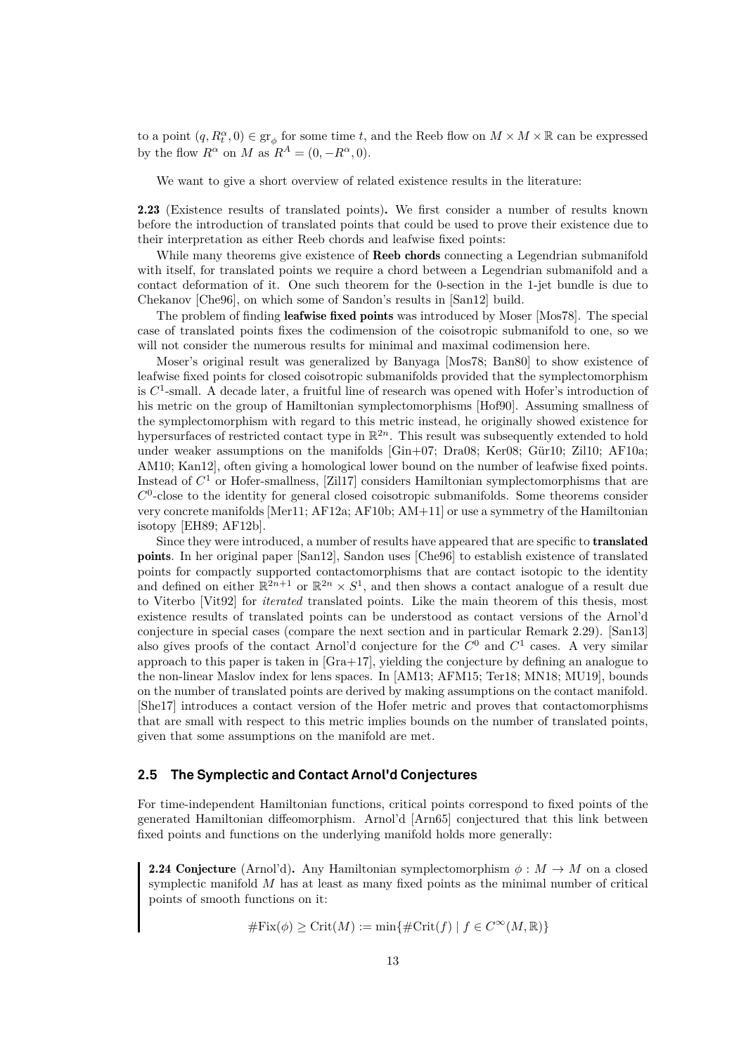to a point $(q, R^\alpha_t, 0) \in \mathrm{gr}_\phi$ for some time $t$, and the Reeb flow on $M \times M \times \mathbb{R}$ can be expressed by the flow $R^\alpha$ on $M$ as $R^A = (0, -R^\alpha, 0)$.

We want to give a short overview of related existence results in the literature:

**2.23** (Existence results of translated points)**.** We first consider a number of results known before the introduction of translated points that could be used to prove their existence due to their interpretation as either Reeb chords and leafwise fixed points:

While many theorems give existence of **Reeb chords** connecting a Legendrian submanifold with itself, for translated points we require a chord between a Legendrian submanifold and a contact deformation of it. One such theorem for the 0-section in the 1-jet bundle is due to Chekanov [Che96], on which some of Sandon's results in [San12] build.

The problem of finding **leafwise fixed points** was introduced by Moser [Mos78]. The special case of translated points fixes the codimension of the coisotropic submanifold to one, so we will not consider the numerous results for minimal and maximal codimension here.

Moser's original result was generalized by Banyaga [Mos78; Ban80] to show existence of leafwise fixed points for closed coisotropic submanifolds provided that the symplectomorphism is $C^1$-small. A decade later, a fruitful line of research was opened with Hofer's introduction of his metric on the group of Hamiltonian symplectomorphisms [Hof90]. Assuming smallness of the symplectomorphism with regard to this metric instead, he originally showed existence for hypersurfaces of restricted contact type in $\mathbb{R}^{2n}$. This result was subsequently extended to hold under weaker assumptions on the manifolds [Gin+07; Dra08; Ker08; Gür10; Zil10; AF10a; AM10; Kan12], often giving a homological lower bound on the number of leafwise fixed points. Instead of $C^1$ or Hofer-smallness, [Zil17] considers Hamiltonian symplectomorphisms that are $C^0$-close to the identity for general closed coisotropic submanifolds. Some theorems consider very concrete manifolds [Mer11; AF12a; AF10b; AM+11] or use a symmetry of the Hamiltonian isotopy [EH89; AF12b].

Since they were introduced, a number of results have appeared that are specific to **translated points**. In her original paper [San12], Sandon uses [Che96] to establish existence of translated points for compactly supported contactomorphisms that are contact isotopic to the identity and defined on either $\mathbb{R}^{2n+1}$ or $\mathbb{R}^{2n} \times S^1$, and then shows a contact analogue of a result due to Viterbo [Vit92] for *iterated* translated points. Like the main theorem of this thesis, most existence results of translated points can be understood as contact versions of the Arnol'd conjecture in special cases (compare the next section and in particular Remark 2.29). [San13] also gives proofs of the contact Arnol'd conjecture for the $C^0$ and $C^1$ cases. A very similar approach to this paper is taken in [Gra+17], yielding the conjecture by defining an analogue to the non-linear Maslov index for lens spaces. In [AM13; AFM15; Ter18; MN18; MU19], bounds on the number of translated points are derived by making assumptions on the contact manifold. [She17] introduces a contact version of the Hofer metric and proves that contactomorphisms that are small with respect to this metric implies bounds on the number of translated points, given that some assumptions on the manifold are met.

## 2.5 The Symplectic and Contact Arnol'd Conjectures

For time-independent Hamiltonian functions, critical points correspond to fixed points of the generated Hamiltonian diffeomorphism. Arnol'd [Arn65] conjectured that this link between fixed points and functions on the underlying manifold holds more generally:

**2.24 Conjecture** (Arnol'd)**.** Any Hamiltonian symplectomorphism $\phi : M \to M$ on a closed symplectic manifold $M$ has at least as many fixed points as the minimal number of critical points of smooth functions on it:

$$\#\mathrm{Fix}(\phi) \geq \mathrm{Crit}(M) := \min\{\#\mathrm{Crit}(f) \mid f \in C^\infty(M, \mathbb{R})\}$$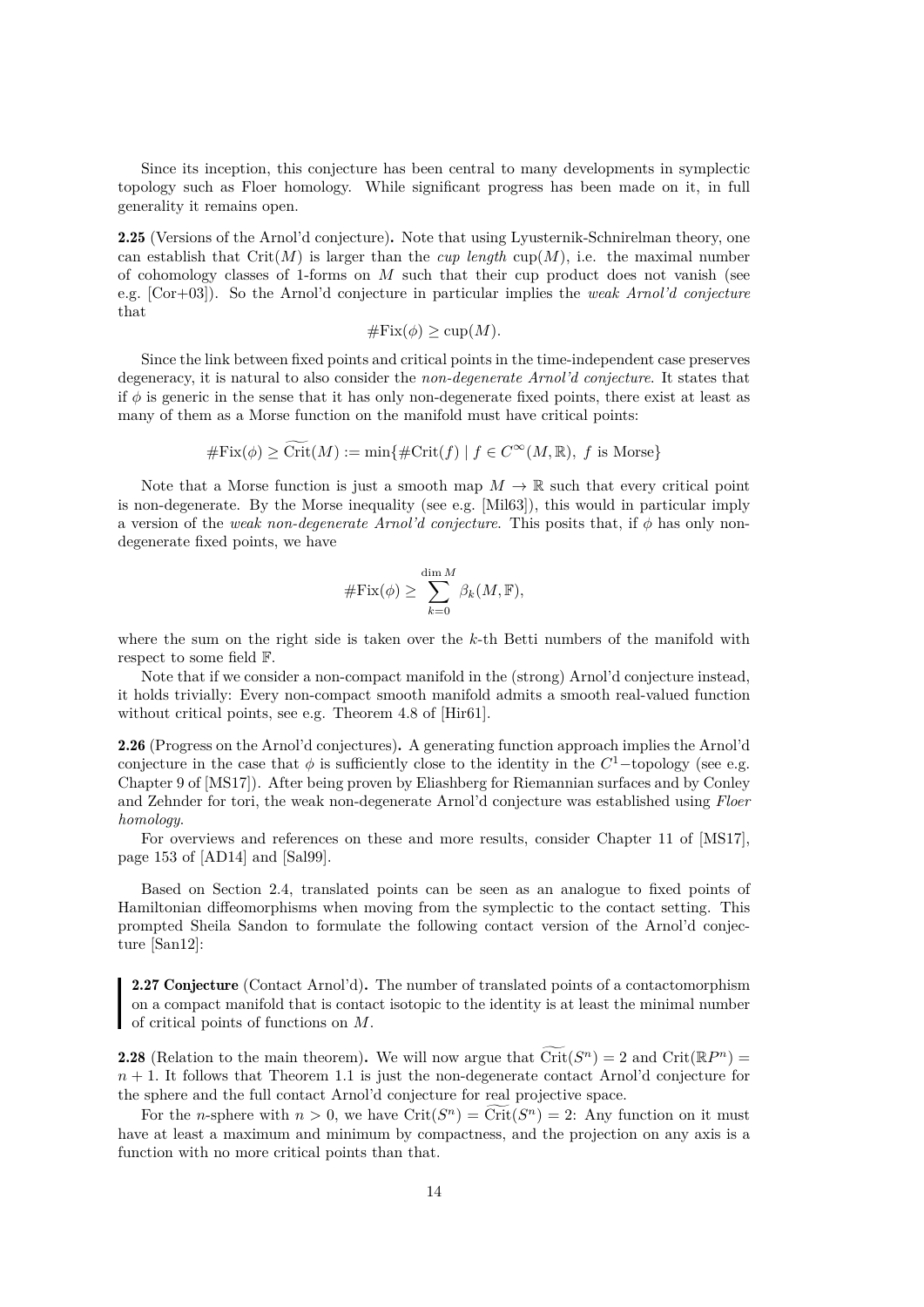Since its inception, this conjecture has been central to many developments in symplectic topology such as Floer homology. While significant progress has been made on it, in full generality it remains open.

**2.25** (Versions of the Arnol'd conjecture)**.** Note that using Lyusternik-Schnirelman theory, one can establish that $\mathrm{Crit}(M)$ is larger than the *cup length* $\mathrm{cup}(M)$, i.e. the maximal number of cohomology classes of 1-forms on $M$ such that their cup product does not vanish (see e.g. [Cor+03]). So the Arnol'd conjecture in particular implies the *weak Arnol'd conjecture* that

$$\#\mathrm{Fix}(\phi) \geq \mathrm{cup}(M).$$

Since the link between fixed points and critical points in the time-independent case preserves degeneracy, it is natural to also consider the *non-degenerate Arnol'd conjecture*. It states that if $\phi$ is generic in the sense that it has only non-degenerate fixed points, there exist at least as many of them as a Morse function on the manifold must have critical points:

$$\#\mathrm{Fix}(\phi) \geq \widetilde{\mathrm{Crit}}(M) := \min\{\#\mathrm{Crit}(f) \mid f \in C^\infty(M, \mathbb{R}),\ f \text{ is Morse}\}$$

Note that a Morse function is just a smooth map $M \to \mathbb{R}$ such that every critical point is non-degenerate. By the Morse inequality (see e.g. [Mil63]), this would in particular imply a version of the *weak non-degenerate Arnol'd conjecture*. This posits that, if $\phi$ has only non-degenerate fixed points, we have

$$\#\mathrm{Fix}(\phi) \geq \sum_{k=0}^{\dim M} \beta_k(M, \mathbb{F}),$$

where the sum on the right side is taken over the $k$-th Betti numbers of the manifold with respect to some field $\mathbb{F}$.

Note that if we consider a non-compact manifold in the (strong) Arnol'd conjecture instead, it holds trivially: Every non-compact smooth manifold admits a smooth real-valued function without critical points, see e.g. Theorem 4.8 of [Hir61].

**2.26** (Progress on the Arnol'd conjectures)**.** A generating function approach implies the Arnol'd conjecture in the case that $\phi$ is sufficiently close to the identity in the $C^1$−topology (see e.g. Chapter 9 of [MS17]). After being proven by Eliashberg for Riemannian surfaces and by Conley and Zehnder for tori, the weak non-degenerate Arnol'd conjecture was established using *Floer homology*.

For overviews and references on these and more results, consider Chapter 11 of [MS17], page 153 of [AD14] and [Sal99].

Based on Section 2.4, translated points can be seen as an analogue to fixed points of Hamiltonian diffeomorphisms when moving from the symplectic to the contact setting. This prompted Sheila Sandon to formulate the following contact version of the Arnol'd conjecture [San12]:

> **2.27 Conjecture** (Contact Arnol'd)**.** The number of translated points of a contactomorphism on a compact manifold that is contact isotopic to the identity is at least the minimal number of critical points of functions on $M$.

**2.28** (Relation to the main theorem)**.** We will now argue that $\widetilde{\mathrm{Crit}}(S^n) = 2$ and $\mathrm{Crit}(\mathbb{R}P^n) = n + 1$. It follows that Theorem 1.1 is just the non-degenerate contact Arnol'd conjecture for the sphere and the full contact Arnol'd conjecture for real projective space.

For the $n$-sphere with $n > 0$, we have $\mathrm{Crit}(S^n) = \widetilde{\mathrm{Crit}}(S^n) = 2$: Any function on it must have at least a maximum and minimum by compactness, and the projection on any axis is a function with no more critical points than that.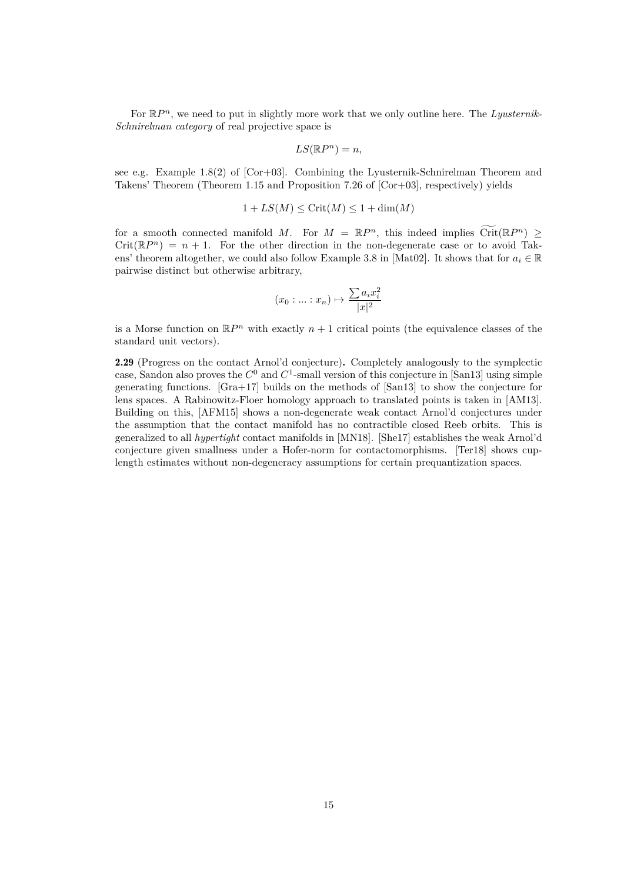For $\mathbb{R}P^n$, we need to put in slightly more work that we only outline here. The *Lyusternik-Schnirelman category* of real projective space is

$$LS(\mathbb{R}P^n) = n,$$

see e.g. Example 1.8(2) of [Cor+03]. Combining the Lyusternik-Schnirelman Theorem and Takens' Theorem (Theorem 1.15 and Proposition 7.26 of [Cor+03], respectively) yields

$$1 + LS(M) \leq \mathrm{Crit}(M) \leq 1 + \dim(M)$$

for a smooth connected manifold $M$. For $M = \mathbb{R}P^n$, this indeed implies $\widetilde{\mathrm{Crit}}(\mathbb{R}P^n) \geq \mathrm{Crit}(\mathbb{R}P^n) = n + 1$. For the other direction in the non-degenerate case or to avoid Takens' theorem altogether, we could also follow Example 3.8 in [Mat02]. It shows that for $a_i \in \mathbb{R}$ pairwise distinct but otherwise arbitrary,

$$(x_0 : \ldots : x_n) \mapsto \frac{\sum a_i x_i^2}{|x|^2}$$

is a Morse function on $\mathbb{R}P^n$ with exactly $n + 1$ critical points (the equivalence classes of the standard unit vectors).

**2.29** (Progress on the contact Arnol'd conjecture)**.** Completely analogously to the symplectic case, Sandon also proves the $C^0$ and $C^1$-small version of this conjecture in [San13] using simple generating functions. [Gra+17] builds on the methods of [San13] to show the conjecture for lens spaces. A Rabinowitz-Floer homology approach to translated points is taken in [AM13]. Building on this, [AFM15] shows a non-degenerate weak contact Arnol'd conjectures under the assumption that the contact manifold has no contractible closed Reeb orbits. This is generalized to all *hypertight* contact manifolds in [MN18]. [She17] establishes the weak Arnol'd conjecture given smallness under a Hofer-norm for contactomorphisms. [Ter18] shows cup-length estimates without non-degeneracy assumptions for certain prequantization spaces.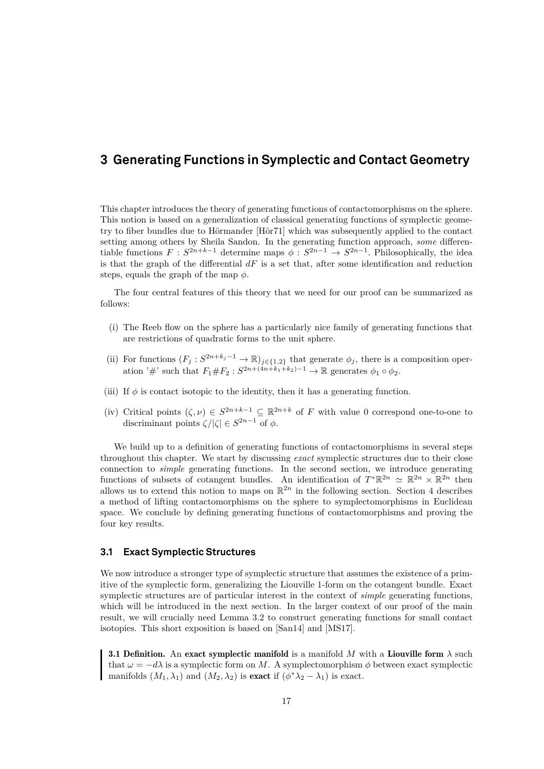# 3 Generating Functions in Symplectic and Contact Geometry

This chapter introduces the theory of generating functions of contactomorphisms on the sphere. This notion is based on a generalization of classical generating functions of symplectic geometry to fiber bundles due to Hörmander [Hör71] which was subsequently applied to the contact setting among others by Sheila Sandon. In the generating function approach, *some* differentiable functions $F : S^{2n+k-1}$ determine maps $\phi : S^{2n-1} \to S^{2n-1}$. Philosophically, the idea is that the graph of the differential $dF$ is a set that, after some identification and reduction steps, equals the graph of the map $\phi$.

The four central features of this theory that we need for our proof can be summarized as follows:

(i) The Reeb flow on the sphere has a particularly nice family of generating functions that are restrictions of quadratic forms to the unit sphere.

(ii) For functions $(F_j : S^{2n+k_j-1} \to \mathbb{R})_{j\in\{1,2\}}$ that generate $\phi_j$, there is a composition operation '#' such that $F_1\#F_2 : S^{2n+(4n+k_1+k_2)-1} \to \mathbb{R}$ generates $\phi_1 \circ \phi_2$.

(iii) If $\phi$ is contact isotopic to the identity, then it has a generating function.

(iv) Critical points $(\zeta, \nu) \in S^{2n+k-1} \subseteq \mathbb{R}^{2n+k}$ of $F$ with value 0 correspond one-to-one to discriminant points $\zeta/|\zeta| \in S^{2n-1}$ of $\phi$.

We build up to a definition of generating functions of contactomorphisms in several steps throughout this chapter. We start by discussing *exact* symplectic structures due to their close connection to *simple* generating functions. In the second section, we introduce generating functions of subsets of cotangent bundles. An identification of $T^*\mathbb{R}^{2n} \simeq \mathbb{R}^{2n} \times \mathbb{R}^{2n}$ then allows us to extend this notion to maps on $\mathbb{R}^{2n}$ in the following section. Section 4 describes a method of lifting contactomorphisms on the sphere to symplectomorphisms in Euclidean space. We conclude by defining generating functions of contactomorphisms and proving the four key results.

## 3.1 Exact Symplectic Structures

We now introduce a stronger type of symplectic structure that assumes the existence of a primitive of the symplectic form, generalizing the Liouville 1-form on the cotangent bundle. Exact symplectic structures are of particular interest in the context of *simple* generating functions, which will be introduced in the next section. In the larger context of our proof of the main result, we will crucially need Lemma 3.2 to construct generating functions for small contact isotopies. This short exposition is based on [San14] and [MS17].

**3.1 Definition.** An **exact symplectic manifold** is a manifold $M$ with a **Liouville form** $\lambda$ such that $\omega = -d\lambda$ is a symplectic form on $M$. A symplectomorphism $\phi$ between exact symplectic manifolds $(M_1, \lambda_1)$ and $(M_2, \lambda_2)$ is **exact** if $(\phi^*\lambda_2 - \lambda_1)$ is exact.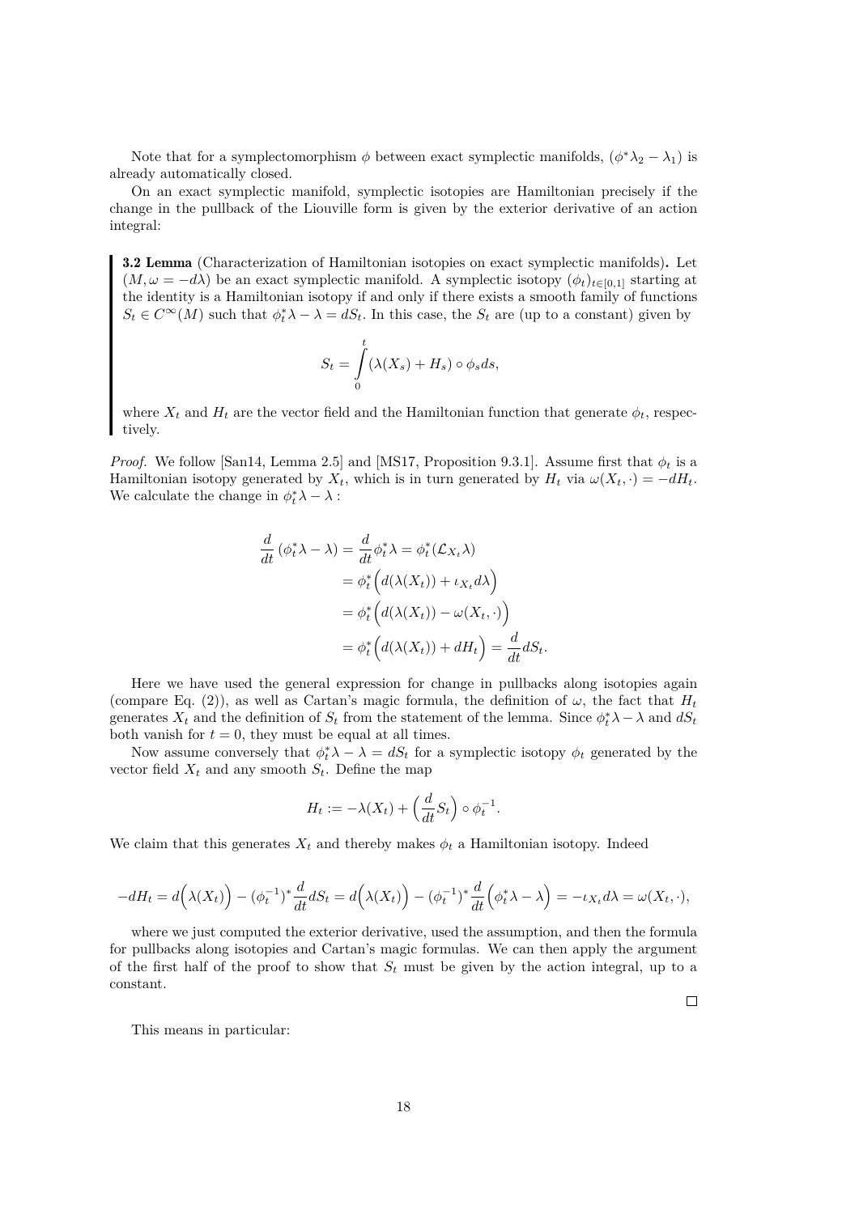Note that for a symplectomorphism $\phi$ between exact symplectic manifolds, $(\phi^*\lambda_2 - \lambda_1)$ is already automatically closed.

On an exact symplectic manifold, symplectic isotopies are Hamiltonian precisely if the change in the pullback of the Liouville form is given by the exterior derivative of an action integral:

> **3.2 Lemma** (Characterization of Hamiltonian isotopies on exact symplectic manifolds)**.** Let $(M, \omega = -d\lambda)$ be an exact symplectic manifold. A symplectic isotopy $(\phi_t)_{t\in[0,1]}$ starting at the identity is a Hamiltonian isotopy if and only if there exists a smooth family of functions $S_t \in C^\infty(M)$ such that $\phi_t^*\lambda - \lambda = dS_t$. In this case, the $S_t$ are (up to a constant) given by
>
> $$S_t = \int_0^t (\lambda(X_s) + H_s) \circ \phi_s ds,$$
>
> where $X_t$ and $H_t$ are the vector field and the Hamiltonian function that generate $\phi_t$, respectively.

*Proof.* We follow [San14, Lemma 2.5] and [MS17, Proposition 9.3.1]. Assume first that $\phi_t$ is a Hamiltonian isotopy generated by $X_t$, which is in turn generated by $H_t$ via $\omega(X_t, \cdot) = -dH_t$. We calculate the change in $\phi_t^*\lambda - \lambda$ :

$$\begin{aligned}
\frac{d}{dt}\left(\phi_t^*\lambda - \lambda\right) &= \frac{d}{dt}\phi_t^*\lambda = \phi_t^*(\mathcal{L}_{X_t}\lambda) \\
&= \phi_t^*\Big(d(\lambda(X_t)) + \iota_{X_t}d\lambda\Big) \\
&= \phi_t^*\Big(d(\lambda(X_t)) - \omega(X_t, \cdot)\Big) \\
&= \phi_t^*\Big(d(\lambda(X_t)) + dH_t\Big) = \frac{d}{dt}dS_t.
\end{aligned}$$

Here we have used the general expression for change in pullbacks along isotopies again (compare Eq. (2)), as well as Cartan's magic formula, the definition of $\omega$, the fact that $H_t$ generates $X_t$ and the definition of $S_t$ from the statement of the lemma. Since $\phi_t^*\lambda - \lambda$ and $dS_t$ both vanish for $t = 0$, they must be equal at all times.

Now assume conversely that $\phi_t^*\lambda - \lambda = dS_t$ for a symplectic isotopy $\phi_t$ generated by the vector field $X_t$ and any smooth $S_t$. Define the map

$$H_t := -\lambda(X_t) + \Big(\frac{d}{dt}S_t\Big) \circ \phi_t^{-1}.$$

We claim that this generates $X_t$ and thereby makes $\phi_t$ a Hamiltonian isotopy. Indeed

$$-dH_t = d\Big(\lambda(X_t)\Big) - (\phi_t^{-1})^*\frac{d}{dt}dS_t = d\Big(\lambda(X_t)\Big) - (\phi_t^{-1})^*\frac{d}{dt}\Big(\phi_t^*\lambda - \lambda\Big) = -\iota_{X_t}d\lambda = \omega(X_t, \cdot),$$

where we just computed the exterior derivative, used the assumption, and then the formula for pullbacks along isotopies and Cartan's magic formulas. We can then apply the argument of the first half of the proof to show that $S_t$ must be given by the action integral, up to a constant.

□

This means in particular: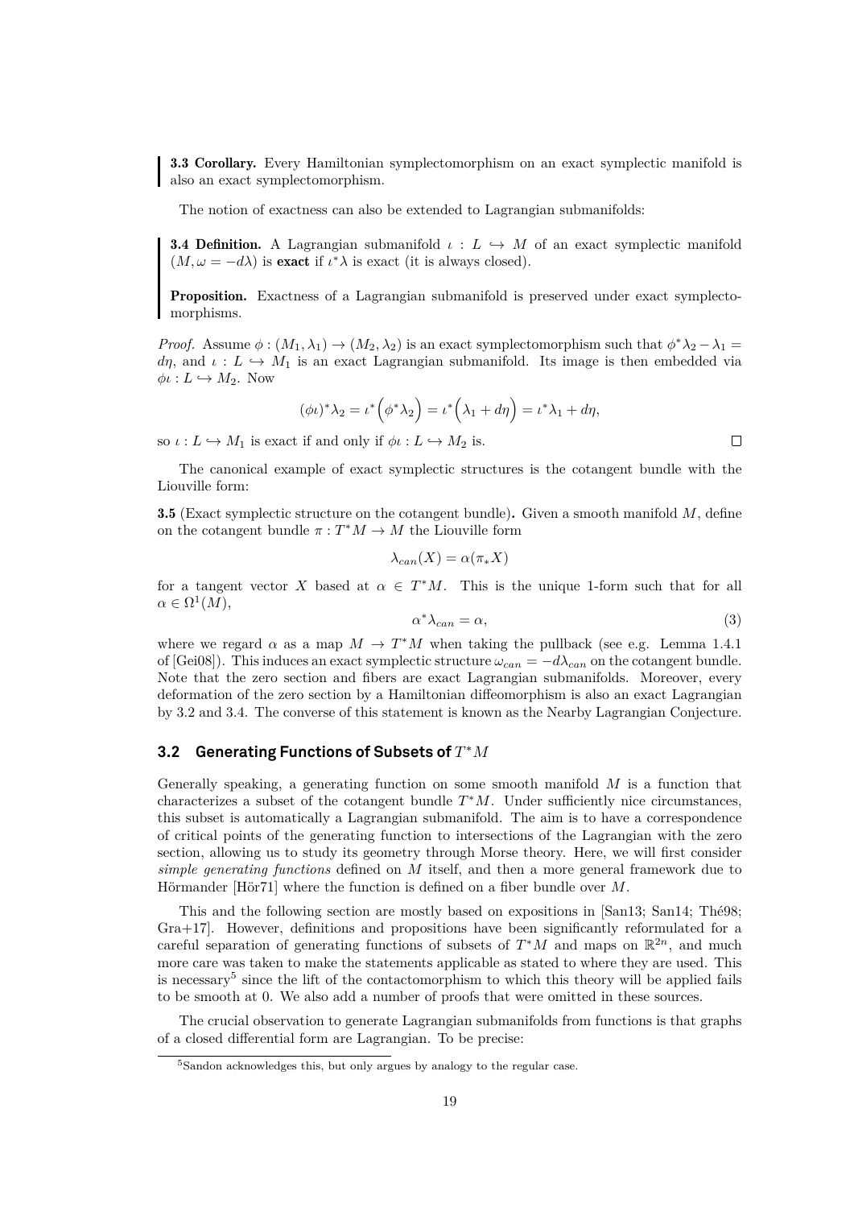**3.3 Corollary.** Every Hamiltonian symplectomorphism on an exact symplectic manifold is also an exact symplectomorphism.

The notion of exactness can also be extended to Lagrangian submanifolds:

**3.4 Definition.** A Lagrangian submanifold $\iota : L \hookrightarrow M$ of an exact symplectic manifold $(M, \omega = -d\lambda)$ is **exact** if $\iota^*\lambda$ is exact (it is always closed).

**Proposition.** Exactness of a Lagrangian submanifold is preserved under exact symplectomorphisms.

*Proof.* Assume $\phi : (M_1, \lambda_1) \to (M_2, \lambda_2)$ is an exact symplectomorphism such that $\phi^*\lambda_2 - \lambda_1 = d\eta$, and $\iota : L \hookrightarrow M_1$ is an exact Lagrangian submanifold. Its image is then embedded via $\phi\iota : L \hookrightarrow M_2$. Now

$$(\phi\iota)^*\lambda_2 = \iota^*\Big(\phi^*\lambda_2\Big) = \iota^*\Big(\lambda_1 + d\eta\Big) = \iota^*\lambda_1 + d\eta,$$

so $\iota : L \hookrightarrow M_1$ is exact if and only if $\phi\iota : L \hookrightarrow M_2$ is. □

The canonical example of exact symplectic structures is the cotangent bundle with the Liouville form:

**3.5** (Exact symplectic structure on the cotangent bundle)**.** Given a smooth manifold $M$, define on the cotangent bundle $\pi : T^*M \to M$ the Liouville form

$$\lambda_{can}(X) = \alpha(\pi_* X)$$

for a tangent vector $X$ based at $\alpha \in T^*M$. This is the unique 1-form such that for all $\alpha \in \Omega^1(M)$,

$$\alpha^*\lambda_{can} = \alpha, \tag{3}$$

where we regard $\alpha$ as a map $M \to T^*M$ when taking the pullback (see e.g. Lemma 1.4.1 of [Gei08]). This induces an exact symplectic structure $\omega_{can} = -d\lambda_{can}$ on the cotangent bundle. Note that the zero section and fibers are exact Lagrangian submanifolds. Moreover, every deformation of the zero section by a Hamiltonian diffeomorphism is also an exact Lagrangian by 3.2 and 3.4. The converse of this statement is known as the Nearby Lagrangian Conjecture.

### 3.2 Generating Functions of Subsets of $T^*M$

Generally speaking, a generating function on some smooth manifold $M$ is a function that characterizes a subset of the cotangent bundle $T^*M$. Under sufficiently nice circumstances, this subset is automatically a Lagrangian submanifold. The aim is to have a correspondence of critical points of the generating function to intersections of the Lagrangian with the zero section, allowing us to study its geometry through Morse theory. Here, we will first consider *simple generating functions* defined on $M$ itself, and then a more general framework due to Hörmander [Hör71] where the function is defined on a fiber bundle over $M$.

This and the following section are mostly based on expositions in [San13; San14; Thé98; Gra+17]. However, definitions and propositions have been significantly reformulated for a careful separation of generating functions of subsets of $T^*M$ and maps on $\mathbb{R}^{2n}$, and much more care was taken to make the statements applicable as stated to where they are used. This is necessary[5] since the lift of the contactomorphism to which this theory will be applied fails to be smooth at 0. We also add a number of proofs that were omitted in these sources.

The crucial observation to generate Lagrangian submanifolds from functions is that graphs of a closed differential form are Lagrangian. To be precise:

[5] Sandon acknowledges this, but only argues by analogy to the regular case.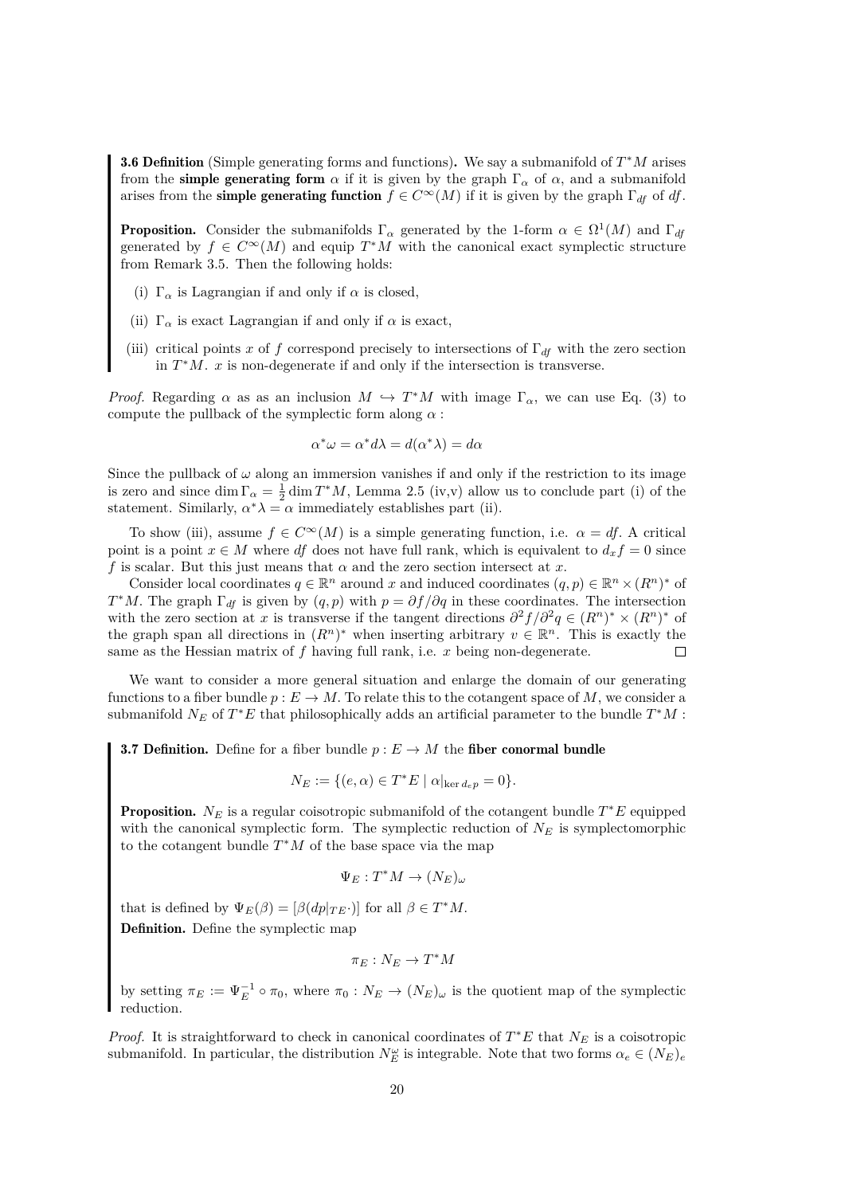**3.6 Definition** (Simple generating forms and functions)**.** We say a submanifold of $T^*M$ arises from the **simple generating form** $\alpha$ if it is given by the graph $\Gamma_\alpha$ of $\alpha$, and a submanifold arises from the **simple generating function** $f \in C^\infty(M)$ if it is given by the graph $\Gamma_{df}$ of $df$.

**Proposition.** Consider the submanifolds $\Gamma_\alpha$ generated by the 1-form $\alpha \in \Omega^1(M)$ and $\Gamma_{df}$ generated by $f \in C^\infty(M)$ and equip $T^*M$ with the canonical exact symplectic structure from Remark 3.5. Then the following holds:

(i) $\Gamma_\alpha$ is Lagrangian if and only if $\alpha$ is closed,

(ii) $\Gamma_\alpha$ is exact Lagrangian if and only if $\alpha$ is exact,

(iii) critical points $x$ of $f$ correspond precisely to intersections of $\Gamma_{df}$ with the zero section in $T^*M$. $x$ is non-degenerate if and only if the intersection is transverse.

*Proof.* Regarding $\alpha$ as as an inclusion $M \hookrightarrow T^*M$ with image $\Gamma_\alpha$, we can use Eq. (3) to compute the pullback of the symplectic form along $\alpha$ :

$$\alpha^*\omega = \alpha^* d\lambda = d(\alpha^*\lambda) = d\alpha$$

Since the pullback of $\omega$ along an immersion vanishes if and only if the restriction to its image is zero and since $\dim \Gamma_\alpha = \frac{1}{2} \dim T^*M$, Lemma 2.5 (iv,v) allow us to conclude part (i) of the statement. Similarly, $\alpha^*\lambda = \alpha$ immediately establishes part (ii).

To show (iii), assume $f \in C^\infty(M)$ is a simple generating function, i.e. $\alpha = df$. A critical point is a point $x \in M$ where $df$ does not have full rank, which is equivalent to $d_x f = 0$ since $f$ is scalar. But this just means that $\alpha$ and the zero section intersect at $x$.

Consider local coordinates $q \in \mathbb{R}^n$ around $x$ and induced coordinates $(q,p) \in \mathbb{R}^n \times (R^n)^*$ of $T^*M$. The graph $\Gamma_{df}$ is given by $(q,p)$ with $p = \partial f / \partial q$ in these coordinates. The intersection with the zero section at $x$ is transverse if the tangent directions $\partial^2 f / \partial^2 q \in (R^n)^* \times (R^n)^*$ of the graph span all directions in $(R^n)^*$ when inserting arbitrary $v \in \mathbb{R}^n$. This is exactly the same as the Hessian matrix of $f$ having full rank, i.e. $x$ being non-degenerate. $\square$

We want to consider a more general situation and enlarge the domain of our generating functions to a fiber bundle $p : E \to M$. To relate this to the cotangent space of $M$, we consider a submanifold $N_E$ of $T^*E$ that philosophically adds an artificial parameter to the bundle $T^*M$ :

**3.7 Definition.** Define for a fiber bundle $p : E \to M$ the **fiber conormal bundle**

$$N_E := \{(e, \alpha) \in T^*E \mid \alpha|_{\ker d_e p} = 0\}.$$

**Proposition.** $N_E$ is a regular coisotropic submanifold of the cotangent bundle $T^*E$ equipped with the canonical symplectic form. The symplectic reduction of $N_E$ is symplectomorphic to the cotangent bundle $T^*M$ of the base space via the map

$$\Psi_E : T^*M \to (N_E)_\omega$$

that is defined by $\Psi_E(\beta) = [\beta(dp|_{TE} \cdot)]$ for all $\beta \in T^*M$.

**Definition.** Define the symplectic map

$$\pi_E : N_E \to T^*M$$

by setting $\pi_E := \Psi_E^{-1} \circ \pi_0$, where $\pi_0 : N_E \to (N_E)_\omega$ is the quotient map of the symplectic reduction.

*Proof.* It is straightforward to check in canonical coordinates of $T^*E$ that $N_E$ is a coisotropic submanifold. In particular, the distribution $N_E^\omega$ is integrable. Note that two forms $\alpha_e \in (N_E)_e$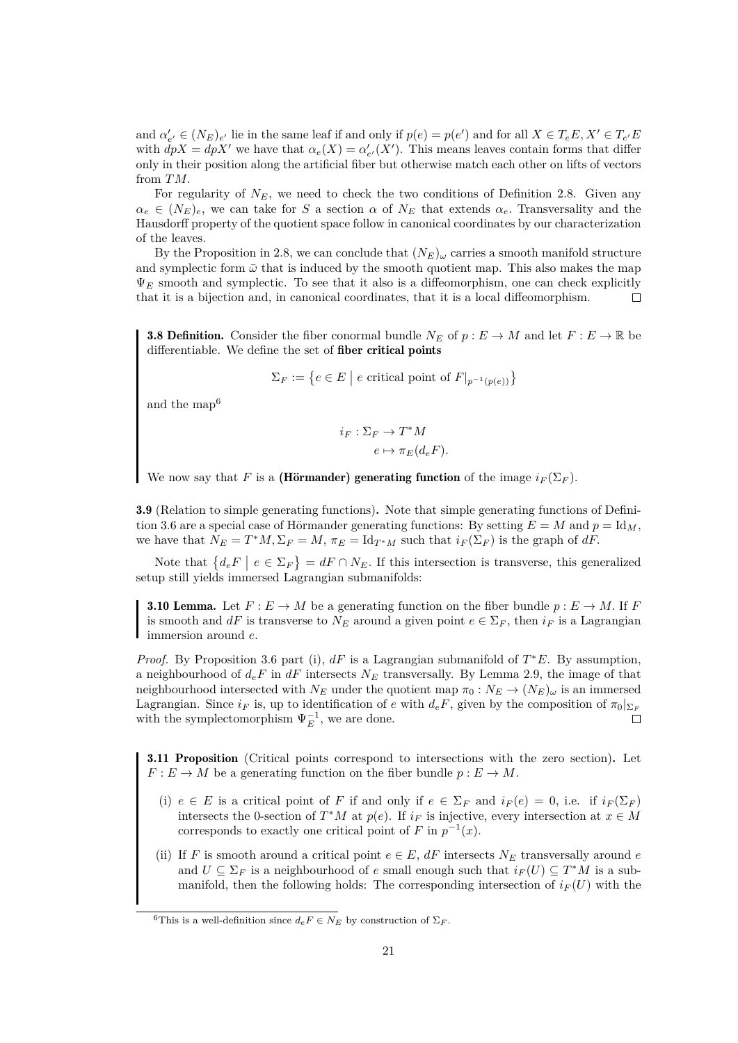and $\alpha'_{e'} \in (N_E)_{e'}$ lie in the same leaf if and only if $p(e) = p(e')$ and for all $X \in T_eE, X' \in T_{e'}E$ with $dpX = dpX'$ we have that $\alpha_e(X) = \alpha'_{e'}(X')$. This means leaves contain forms that differ only in their position along the artificial fiber but otherwise match each other on lifts of vectors from $TM$.

For regularity of $N_E$, we need to check the two conditions of Definition 2.8. Given any $\alpha_e \in (N_E)_e$, we can take for $S$ a section $\alpha$ of $N_E$ that extends $\alpha_e$. Transversality and the Hausdorff property of the quotient space follow in canonical coordinates by our characterization of the leaves.

By the Proposition in 2.8, we can conclude that $(N_E)_\omega$ carries a smooth manifold structure and symplectic form $\bar{\omega}$ that is induced by the smooth quotient map. This also makes the map $\Psi_E$ smooth and symplectic. To see that it also is a diffeomorphism, one can check explicitly that it is a bijection and, in canonical coordinates, that it is a local diffeomorphism. □

**3.8 Definition.** Consider the fiber conormal bundle $N_E$ of $p : E \to M$ and let $F : E \to \mathbb{R}$ be differentiable. We define the set of **fiber critical points**

$$\Sigma_F := \left\{ e \in E \;\middle|\; e \text{ critical point of } F|_{p^{-1}(p(e))} \right\}$$

and the map[6]

$$\begin{aligned} i_F : \Sigma_F &\to T^*M \\ e &\mapsto \pi_E(d_eF). \end{aligned}$$

We now say that $F$ is a **(Hörmander) generating function** of the image $i_F(\Sigma_F)$.

**3.9** (Relation to simple generating functions)**.** Note that simple generating functions of Definition 3.6 are a special case of Hörmander generating functions: By setting $E = M$ and $p = \mathrm{Id}_M$, we have that $N_E = T^*M, \Sigma_F = M$, $\pi_E = \mathrm{Id}_{T^*M}$ such that $i_F(\Sigma_F)$ is the graph of $dF$.

Note that $\left\{ d_eF \;\middle|\; e \in \Sigma_F \right\} = dF \cap N_E$. If this intersection is transverse, this generalized setup still yields immersed Lagrangian submanifolds:

**3.10 Lemma.** Let $F : E \to M$ be a generating function on the fiber bundle $p : E \to M$. If $F$ is smooth and $dF$ is transverse to $N_E$ around a given point $e \in \Sigma_F$, then $i_F$ is a Lagrangian immersion around $e$.

*Proof.* By Proposition 3.6 part (i), $dF$ is a Lagrangian submanifold of $T^*E$. By assumption, a neighbourhood of $d_eF$ in $dF$ intersects $N_E$ transversally. By Lemma 2.9, the image of that neighbourhood intersected with $N_E$ under the quotient map $\pi_0 : N_E \to (N_E)_\omega$ is an immersed Lagrangian. Since $i_F$ is, up to identification of $e$ with $d_eF$, given by the composition of $\pi_0|_{\Sigma_F}$ with the symplectomorphism $\Psi_E^{-1}$, we are done. □

**3.11 Proposition** (Critical points correspond to intersections with the zero section)**.** Let $F : E \to M$ be a generating function on the fiber bundle $p : E \to M$.

(i) $e \in E$ is a critical point of $F$ if and only if $e \in \Sigma_F$ and $i_F(e) = 0$, i.e. if $i_F(\Sigma_F)$ intersects the 0-section of $T^*M$ at $p(e)$. If $i_F$ is injective, every intersection at $x \in M$ corresponds to exactly one critical point of $F$ in $p^{-1}(x)$.

(ii) If $F$ is smooth around a critical point $e \in E$, $dF$ intersects $N_E$ transversally around $e$ and $U \subseteq \Sigma_F$ is a neighbourhood of $e$ small enough such that $i_F(U) \subseteq T^*M$ is a submanifold, then the following holds: The corresponding intersection of $i_F(U)$ with the

[6] This is a well-definition since $d_eF \in N_E$ by construction of $\Sigma_F$.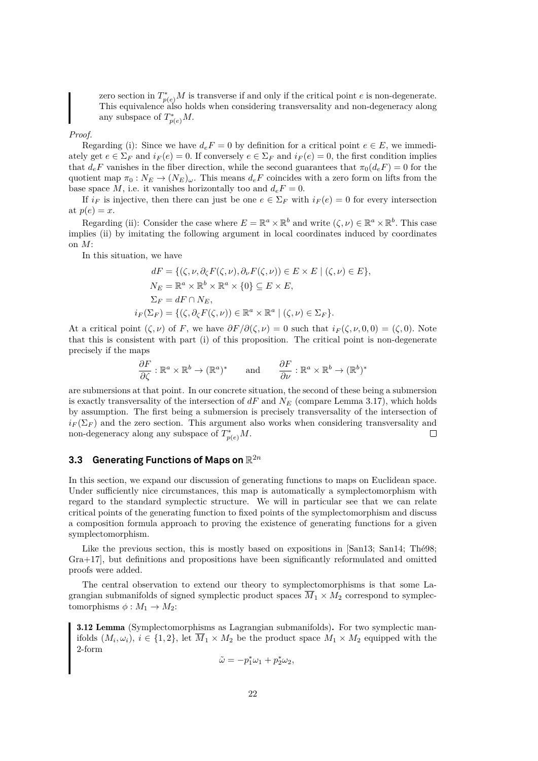zero section in $T^*_{p(e)}M$ is transverse if and only if the critical point $e$ is non-degenerate. This equivalence also holds when considering transversality and non-degeneracy along any subspace of $T^*_{p(e)}M$.

*Proof.*

Regarding (i): Since we have $d_eF = 0$ by definition for a critical point $e \in E$, we immediately get $e \in \Sigma_F$ and $i_F(e) = 0$. If conversely $e \in \Sigma_F$ and $i_F(e) = 0$, the first condition implies that $d_eF$ vanishes in the fiber direction, while the second guarantees that $\pi_0(d_eF) = 0$ for the quotient map $\pi_0 : N_E \to (N_E)_\omega$. This means $d_eF$ coincides with a zero form on lifts from the base space $M$, i.e. it vanishes horizontally too and $d_eF = 0$.

If $i_F$ is injective, then there can just be one $e \in \Sigma_F$ with $i_F(e) = 0$ for every intersection at $p(e) = x$.

Regarding (ii): Consider the case where $E = \mathbb{R}^a \times \mathbb{R}^b$ and write $(\zeta, \nu) \in \mathbb{R}^a \times \mathbb{R}^b$. This case implies (ii) by imitating the following argument in local coordinates induced by coordinates on $M$:

In this situation, we have

$$
\begin{aligned}
dF &= \{(\zeta, \nu, \partial_\zeta F(\zeta, \nu), \partial_\nu F(\zeta, \nu)) \in E \times E \mid (\zeta, \nu) \in E\}, \\
N_E &= \mathbb{R}^a \times \mathbb{R}^b \times \mathbb{R}^a \times \{0\} \subseteq E \times E, \\
\Sigma_F &= dF \cap N_E, \\
i_F(\Sigma_F) &= \{(\zeta, \partial_\zeta F(\zeta, \nu)) \in \mathbb{R}^a \times \mathbb{R}^a \mid (\zeta, \nu) \in \Sigma_F\}.
\end{aligned}
$$

At a critical point $(\zeta, \nu)$ of $F$, we have $\partial F / \partial(\zeta, \nu) = 0$ such that $i_F(\zeta, \nu, 0, 0) = (\zeta, 0)$. Note that this is consistent with part (i) of this proposition. The critical point is non-degenerate precisely if the maps

$$
\frac{\partial F}{\partial \zeta} : \mathbb{R}^a \times \mathbb{R}^b \to (\mathbb{R}^a)^* \qquad \text{and} \qquad \frac{\partial F}{\partial \nu} : \mathbb{R}^a \times \mathbb{R}^b \to (\mathbb{R}^b)^*
$$

are submersions at that point. In our concrete situation, the second of these being a submersion is exactly transversality of the intersection of $dF$ and $N_E$ (compare Lemma 3.17), which holds by assumption. The first being a submersion is precisely transversality of the intersection of $i_F(\Sigma_F)$ and the zero section. This argument also works when considering transversality and non-degeneracy along any subspace of $T^*_{p(e)}M$. $\square$

## 3.3 Generating Functions of Maps on $\mathbb{R}^{2n}$

In this section, we expand our discussion of generating functions to maps on Euclidean space. Under sufficiently nice circumstances, this map is automatically a symplectomorphism with regard to the standard symplectic structure. We will in particular see that we can relate critical points of the generating function to fixed points of the symplectomorphism and discuss a composition formula approach to proving the existence of generating functions for a given symplectomorphism.

Like the previous section, this is mostly based on expositions in [San13; San14; Thé98; Gra+17], but definitions and propositions have been significantly reformulated and omitted proofs were added.

The central observation to extend our theory to symplectomorphisms is that some Lagrangian submanifolds of signed symplectic product spaces $\overline{M}_1 \times M_2$ correspond to symplectomorphisms $\phi : M_1 \to M_2$:

**3.12 Lemma** (Symplectomorphisms as Lagrangian submanifolds)**.** For two symplectic manifolds $(M_i, \omega_i)$, $i \in \{1, 2\}$, let $\overline{M}_1 \times M_2$ be the product space $M_1 \times M_2$ equipped with the 2-form

$$
\tilde{\omega} = -p_1^*\omega_1 + p_2^*\omega_2,
$$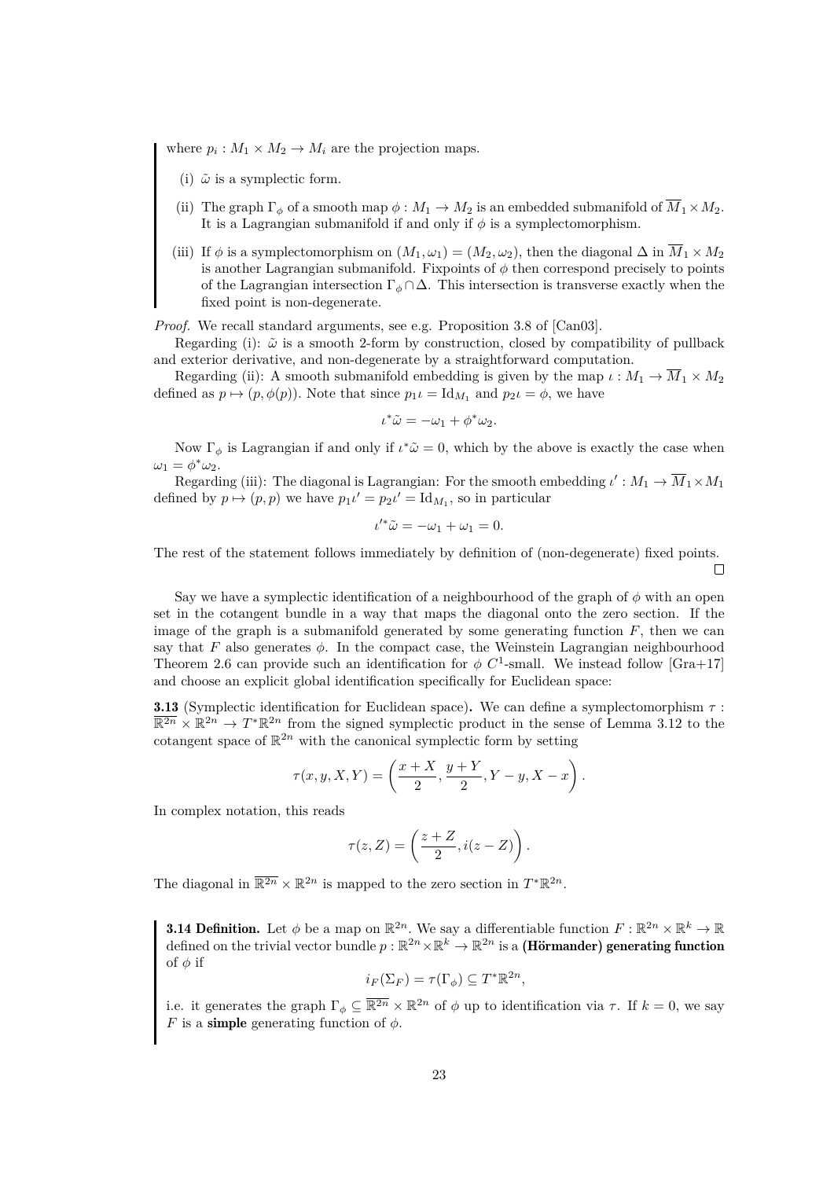where $p_i : M_1 \times M_2 \to M_i$ are the projection maps.

(i) $\tilde{\omega}$ is a symplectic form.

(ii) The graph $\Gamma_\phi$ of a smooth map $\phi : M_1 \to M_2$ is an embedded submanifold of $\overline{M}_1 \times M_2$. It is a Lagrangian submanifold if and only if $\phi$ is a symplectomorphism.

(iii) If $\phi$ is a symplectomorphism on $(M_1, \omega_1) = (M_2, \omega_2)$, then the diagonal $\Delta$ in $\overline{M}_1 \times M_2$ is another Lagrangian submanifold. Fixpoints of $\phi$ then correspond precisely to points of the Lagrangian intersection $\Gamma_\phi \cap \Delta$. This intersection is transverse exactly when the fixed point is non-degenerate.

*Proof.* We recall standard arguments, see e.g. Proposition 3.8 of [Can03].

Regarding (i): $\tilde{\omega}$ is a smooth 2-form by construction, closed by compatibility of pullback and exterior derivative, and non-degenerate by a straightforward computation.

Regarding (ii): A smooth submanifold embedding is given by the map $\iota : M_1 \to \overline{M}_1 \times M_2$ defined as $p \mapsto (p, \phi(p))$. Note that since $p_1 \iota = \mathrm{Id}_{M_1}$ and $p_2 \iota = \phi$, we have

$$\iota^* \tilde{\omega} = -\omega_1 + \phi^* \omega_2.$$

Now $\Gamma_\phi$ is Lagrangian if and only if $\iota^* \tilde{\omega} = 0$, which by the above is exactly the case when $\omega_1 = \phi^* \omega_2$.

Regarding (iii): The diagonal is Lagrangian: For the smooth embedding $\iota' : M_1 \to \overline{M}_1 \times M_1$ defined by $p \mapsto (p, p)$ we have $p_1 \iota' = p_2 \iota' = \mathrm{Id}_{M_1}$, so in particular

$$\iota'^* \tilde{\omega} = -\omega_1 + \omega_1 = 0.$$

The rest of the statement follows immediately by definition of (non-degenerate) fixed points. $\square$

Say we have a symplectic identification of a neighbourhood of the graph of $\phi$ with an open set in the cotangent bundle in a way that maps the diagonal onto the zero section. If the image of the graph is a submanifold generated by some generating function $F$, then we can say that $F$ also generates $\phi$. In the compact case, the Weinstein Lagrangian neighbourhood Theorem 2.6 can provide such an identification for $\phi$ $C^1$-small. We instead follow [Gra+17] and choose an explicit global identification specifically for Euclidean space:

**3.13** (Symplectic identification for Euclidean space)**.** We can define a symplectomorphism $\tau : \overline{\mathbb{R}^{2n}} \times \mathbb{R}^{2n} \to T^*\mathbb{R}^{2n}$ from the signed symplectic product in the sense of Lemma 3.12 to the cotangent space of $\mathbb{R}^{2n}$ with the canonical symplectic form by setting

$$\tau(x, y, X, Y) = \left( \frac{x + X}{2}, \frac{y + Y}{2}, Y - y, X - x \right).$$

In complex notation, this reads

$$\tau(z, Z) = \left( \frac{z + Z}{2}, i(z - Z) \right).$$

The diagonal in $\overline{\mathbb{R}^{2n}} \times \mathbb{R}^{2n}$ is mapped to the zero section in $T^*\mathbb{R}^{2n}$.

**3.14 Definition.** Let $\phi$ be a map on $\mathbb{R}^{2n}$. We say a differentiable function $F : \mathbb{R}^{2n} \times \mathbb{R}^k \to \mathbb{R}$ defined on the trivial vector bundle $p : \mathbb{R}^{2n} \times \mathbb{R}^k \to \mathbb{R}^{2n}$ is a **(Hörmander) generating function** of $\phi$ if

$$i_F(\Sigma_F) = \tau(\Gamma_\phi) \subseteq T^*\mathbb{R}^{2n},$$

i.e. it generates the graph $\Gamma_\phi \subseteq \overline{\mathbb{R}^{2n}} \times \mathbb{R}^{2n}$ of $\phi$ up to identification via $\tau$. If $k = 0$, we say $F$ is a **simple** generating function of $\phi$.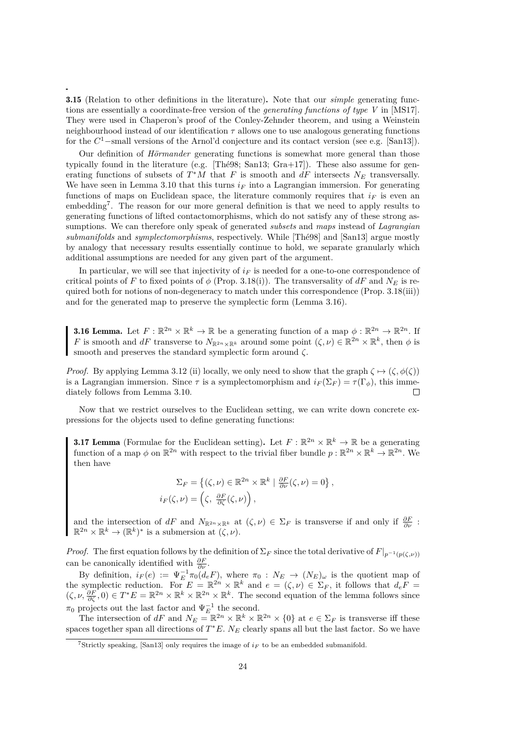**3.15** (Relation to other definitions in the literature)**.** Note that our *simple* generating functions are essentially a coordinate-free version of the *generating functions of type V* in [MS17]. They were used in Chaperon's proof of the Conley-Zehnder theorem, and using a Weinstein neighbourhood instead of our identification $\tau$ allows one to use analogous generating functions for the $C^1$−small versions of the Arnol'd conjecture and its contact version (see e.g. [San13]).

Our definition of *Hörmander* generating functions is somewhat more general than those typically found in the literature (e.g. [Thé98; San13; Gra+17]). These also assume for generating functions of subsets of $T^*M$ that $F$ is smooth and $dF$ intersects $N_E$ transversally. We have seen in Lemma 3.10 that this turns $i_F$ into a Lagrangian immersion. For generating functions of maps on Euclidean space, the literature commonly requires that $i_F$ is even an embedding[7]. The reason for our more general definition is that we need to apply results to generating functions of lifted contactomorphisms, which do not satisfy any of these strong assumptions. We can therefore only speak of generated *subsets* and *maps* instead of *Lagrangian submanifolds* and *symplectomorphisms*, respectively. While [Thé98] and [San13] argue mostly by analogy that necessary results essentially continue to hold, we separate granularly which additional assumptions are needed for any given part of the argument.

In particular, we will see that injectivity of $i_F$ is needed for a one-to-one correspondence of critical points of $F$ to fixed points of $\phi$ (Prop. 3.18(i)). The transversality of $dF$ and $N_E$ is required both for notions of non-degeneracy to match under this correspondence (Prop. 3.18(iii)) and for the generated map to preserve the symplectic form (Lemma 3.16).

**3.16 Lemma.** Let $F : \mathbb{R}^{2n} \times \mathbb{R}^k \to \mathbb{R}$ be a generating function of a map $\phi : \mathbb{R}^{2n} \to \mathbb{R}^{2n}$. If $F$ is smooth and $dF$ transverse to $N_{\mathbb{R}^{2n}\times\mathbb{R}^k}$ around some point $(\zeta, \nu) \in \mathbb{R}^{2n} \times \mathbb{R}^k$, then $\phi$ is smooth and preserves the standard symplectic form around $\zeta$.

*Proof.* By applying Lemma 3.12 (ii) locally, we only need to show that the graph $\zeta \mapsto (\zeta, \phi(\zeta))$ is a Lagrangian immersion. Since $\tau$ is a symplectomorphism and $i_F(\Sigma_F) = \tau(\Gamma_\phi)$, this immediately follows from Lemma 3.10. □

Now that we restrict ourselves to the Euclidean setting, we can write down concrete expressions for the objects used to define generating functions:

**3.17 Lemma** (Formulae for the Euclidean setting)**.** Let $F : \mathbb{R}^{2n} \times \mathbb{R}^k \to \mathbb{R}$ be a generating function of a map $\phi$ on $\mathbb{R}^{2n}$ with respect to the trivial fiber bundle $p : \mathbb{R}^{2n} \times \mathbb{R}^k \to \mathbb{R}^{2n}$. We then have

$$\Sigma_F = \left\{(\zeta, \nu) \in \mathbb{R}^{2n} \times \mathbb{R}^k \mid \tfrac{\partial F}{\partial \nu}(\zeta, \nu) = 0\right\},$$
$$i_F(\zeta, \nu) = \left(\zeta,\ \tfrac{\partial F}{\partial \zeta}(\zeta, \nu)\right),$$

and the intersection of $dF$ and $N_{\mathbb{R}^{2n}\times\mathbb{R}^k}$ at $(\zeta, \nu) \in \Sigma_F$ is transverse if and only if $\frac{\partial F}{\partial \nu} : \mathbb{R}^{2n} \times \mathbb{R}^k \to (\mathbb{R}^k)^*$ is a submersion at $(\zeta, \nu)$.

*Proof.* The first equation follows by the definition of $\Sigma_F$ since the total derivative of $F|_{p^{-1}(p(\zeta,\nu))}$ can be canonically identified with $\frac{\partial F}{\partial \nu}$.

By definition, $i_F(e) := \Psi_E^{-1}\pi_0(d_eF)$, where $\pi_0 : N_E \to (N_E)_\omega$ is the quotient map of the symplectic reduction. For $E = \mathbb{R}^{2n} \times \mathbb{R}^k$ and $e = (\zeta, \nu) \in \Sigma_F$, it follows that $d_eF = (\zeta, \nu, \frac{\partial F}{\partial \zeta}, 0) \in T^*E = \mathbb{R}^{2n} \times \mathbb{R}^k \times \mathbb{R}^{2n} \times \mathbb{R}^k$. The second equation of the lemma follows since $\pi_0$ projects out the last factor and $\Psi_E^{-1}$ the second.

The intersection of $dF$ and $N_E = \mathbb{R}^{2n} \times \mathbb{R}^k \times \mathbb{R}^{2n} \times \{0\}$ at $e \in \Sigma_F$ is transverse iff these spaces together span all directions of $T^*E$. $N_E$ clearly spans all but the last factor. So we have

[7] Strictly speaking, [San13] only requires the image of $i_F$ to be an embedded submanifold.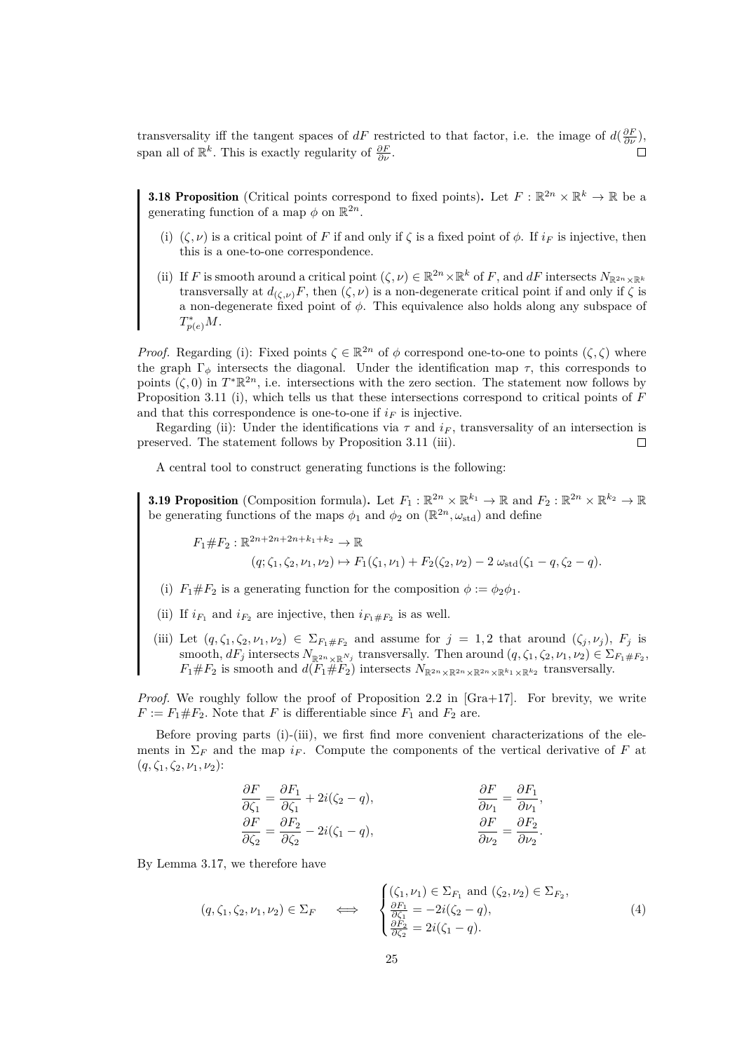transversality iff the tangent spaces of $dF$ restricted to that factor, i.e. the image of $d(\frac{\partial F}{\partial \nu})$, span all of $\mathbb{R}^k$. This is exactly regularity of $\frac{\partial F}{\partial \nu}$. $\square$

**3.18 Proposition** (Critical points correspond to fixed points)**.** Let $F : \mathbb{R}^{2n} \times \mathbb{R}^k \to \mathbb{R}$ be a generating function of a map $\phi$ on $\mathbb{R}^{2n}$.

(i) $(\zeta, \nu)$ is a critical point of $F$ if and only if $\zeta$ is a fixed point of $\phi$. If $i_F$ is injective, then this is a one-to-one correspondence.

(ii) If $F$ is smooth around a critical point $(\zeta, \nu) \in \mathbb{R}^{2n} \times \mathbb{R}^k$ of $F$, and $dF$ intersects $N_{\mathbb{R}^{2n} \times \mathbb{R}^k}$ transversally at $d_{(\zeta,\nu)}F$, then $(\zeta, \nu)$ is a non-degenerate critical point if and only if $\zeta$ is a non-degenerate fixed point of $\phi$. This equivalence also holds along any subspace of $T^*_{p(e)}M$.

*Proof.* Regarding (i): Fixed points $\zeta \in \mathbb{R}^{2n}$ of $\phi$ correspond one-to-one to points $(\zeta, \zeta)$ where the graph $\Gamma_\phi$ intersects the diagonal. Under the identification map $\tau$, this corresponds to points $(\zeta, 0)$ in $T^*\mathbb{R}^{2n}$, i.e. intersections with the zero section. The statement now follows by Proposition 3.11 (i), which tells us that these intersections correspond to critical points of $F$ and that this correspondence is one-to-one if $i_F$ is injective.

Regarding (ii): Under the identifications via $\tau$ and $i_F$, transversality of an intersection is preserved. The statement follows by Proposition 3.11 (iii). $\square$

A central tool to construct generating functions is the following:

**3.19 Proposition** (Composition formula)**.** Let $F_1 : \mathbb{R}^{2n} \times \mathbb{R}^{k_1} \to \mathbb{R}$ and $F_2 : \mathbb{R}^{2n} \times \mathbb{R}^{k_2} \to \mathbb{R}$ be generating functions of the maps $\phi_1$ and $\phi_2$ on $(\mathbb{R}^{2n}, \omega_{\mathrm{std}})$ and define

$$F_1 \# F_2 : \mathbb{R}^{2n+2n+2n+k_1+k_2} \to \mathbb{R}$$
$$(q; \zeta_1, \zeta_2, \nu_1, \nu_2) \mapsto F_1(\zeta_1, \nu_1) + F_2(\zeta_2, \nu_2) - 2\,\omega_{\mathrm{std}}(\zeta_1 - q, \zeta_2 - q).$$

(i) $F_1 \# F_2$ is a generating function for the composition $\phi := \phi_2 \phi_1$.

(ii) If $i_{F_1}$ and $i_{F_2}$ are injective, then $i_{F_1 \# F_2}$ is as well.

(iii) Let $(q, \zeta_1, \zeta_2, \nu_1, \nu_2) \in \Sigma_{F_1 \# F_2}$ and assume for $j = 1, 2$ that around $(\zeta_j, \nu_j)$, $F_j$ is smooth, $dF_j$ intersects $N_{\mathbb{R}^{2n} \times \mathbb{R}^{N_j}}$ transversally. Then around $(q, \zeta_1, \zeta_2, \nu_1, \nu_2) \in \Sigma_{F_1 \# F_2}$, $F_1 \# F_2$ is smooth and $d(F_1 \# F_2)$ intersects $N_{\mathbb{R}^{2n} \times \mathbb{R}^{2n} \times \mathbb{R}^{2n} \times \mathbb{R}^{k_1} \times \mathbb{R}^{k_2}}$ transversally.

*Proof.* We roughly follow the proof of Proposition 2.2 in [Gra+17]. For brevity, we write $F := F_1 \# F_2$. Note that $F$ is differentiable since $F_1$ and $F_2$ are.

Before proving parts (i)-(iii), we first find more convenient characterizations of the elements in $\Sigma_F$ and the map $i_F$. Compute the components of the vertical derivative of $F$ at $(q, \zeta_1, \zeta_2, \nu_1, \nu_2)$:

$$\frac{\partial F}{\partial \zeta_1} = \frac{\partial F_1}{\partial \zeta_1} + 2i(\zeta_2 - q), \qquad \frac{\partial F}{\partial \nu_1} = \frac{\partial F_1}{\partial \nu_1},$$
$$\frac{\partial F}{\partial \zeta_2} = \frac{\partial F_2}{\partial \zeta_2} - 2i(\zeta_1 - q), \qquad \frac{\partial F}{\partial \nu_2} = \frac{\partial F_2}{\partial \nu_2}.$$

By Lemma 3.17, we therefore have

$$(q, \zeta_1, \zeta_2, \nu_1, \nu_2) \in \Sigma_F \quad \iff \quad \begin{cases} (\zeta_1, \nu_1) \in \Sigma_{F_1} \text{ and } (\zeta_2, \nu_2) \in \Sigma_{F_2}, \\ \frac{\partial F_1}{\partial \zeta_1} = -2i(\zeta_2 - q), \\ \frac{\partial F_2}{\partial \zeta_2} = 2i(\zeta_1 - q). \end{cases} \tag{4}$$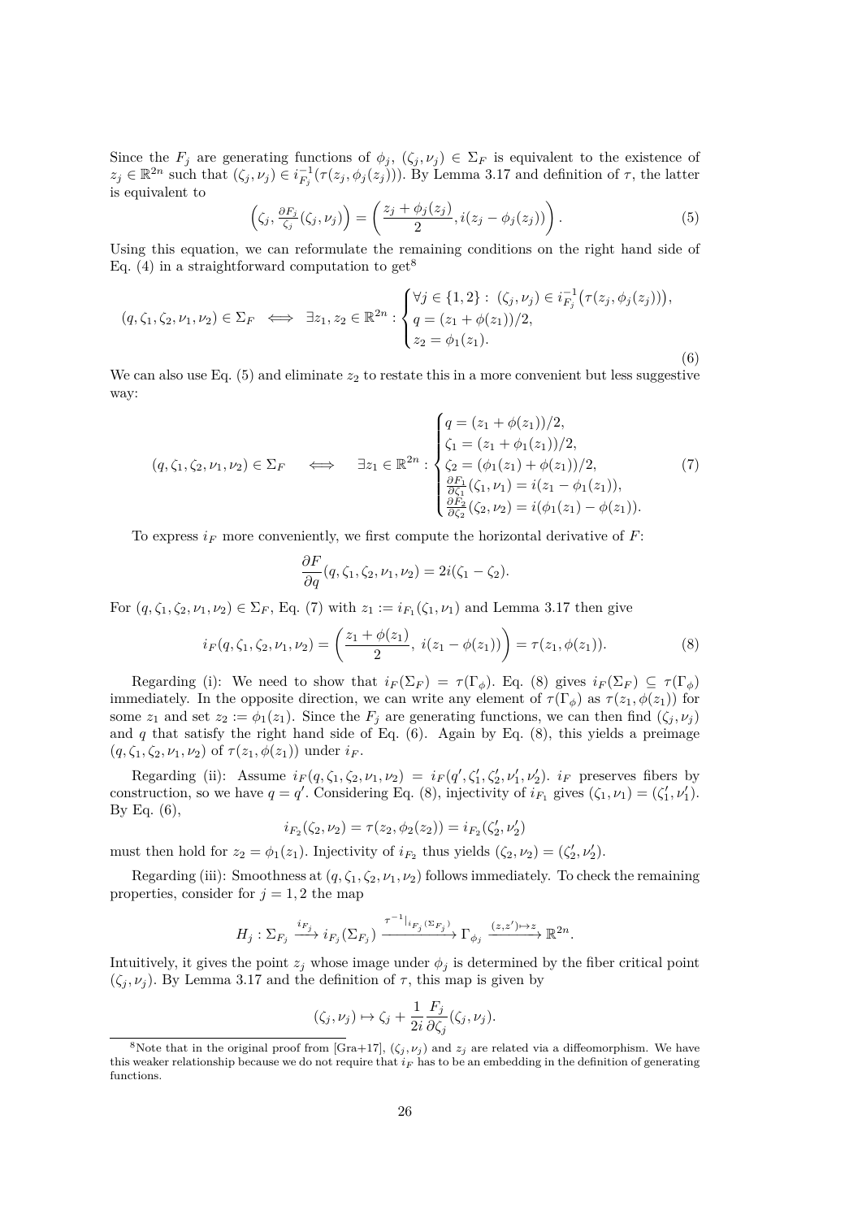Since the $F_j$ are generating functions of $\phi_j$, $(\zeta_j, \nu_j) \in \Sigma_F$ is equivalent to the existence of $z_j \in \mathbb{R}^{2n}$ such that $(\zeta_j, \nu_j) \in i_{F_j}^{-1}(\tau(z_j, \phi_j(z_j)))$. By Lemma 3.17 and definition of $\tau$, the latter is equivalent to

$$\left(\zeta_j, \tfrac{\partial F_j}{\zeta_j}(\zeta_j, \nu_j)\right) = \left(\frac{z_j + \phi_j(z_j)}{2}, i(z_j - \phi_j(z_j))\right). \tag{5}$$

Using this equation, we can reformulate the remaining conditions on the right hand side of Eq. (4) in a straightforward computation to get[8]

$$(q, \zeta_1, \zeta_2, \nu_1, \nu_2) \in \Sigma_F \iff \exists z_1, z_2 \in \mathbb{R}^{2n} : \begin{cases} \forall j \in \{1, 2\} : \ (\zeta_j, \nu_j) \in i_{F_j}^{-1}\big(\tau(z_j, \phi_j(z_j))\big), \\ q = (z_1 + \phi(z_1))/2, \\ z_2 = \phi_1(z_1). \end{cases} \tag{6}$$

We can also use Eq. (5) and eliminate $z_2$ to restate this in a more convenient but less suggestive way:

$$(q, \zeta_1, \zeta_2, \nu_1, \nu_2) \in \Sigma_F \iff \exists z_1 \in \mathbb{R}^{2n} : \begin{cases} q = (z_1 + \phi(z_1))/2, \\ \zeta_1 = (z_1 + \phi_1(z_1))/2, \\ \zeta_2 = (\phi_1(z_1) + \phi(z_1))/2, \\ \frac{\partial F_1}{\partial \zeta_1}(\zeta_1, \nu_1) = i(z_1 - \phi_1(z_1)), \\ \frac{\partial F_2}{\partial \zeta_2}(\zeta_2, \nu_2) = i(\phi_1(z_1) - \phi(z_1)). \end{cases} \tag{7}$$

To express $i_F$ more conveniently, we first compute the horizontal derivative of $F$:

$$\frac{\partial F}{\partial q}(q, \zeta_1, \zeta_2, \nu_1, \nu_2) = 2i(\zeta_1 - \zeta_2).$$

For $(q, \zeta_1, \zeta_2, \nu_1, \nu_2) \in \Sigma_F$, Eq. (7) with $z_1 := i_{F_1}(\zeta_1, \nu_1)$ and Lemma 3.17 then give

$$i_F(q, \zeta_1, \zeta_2, \nu_1, \nu_2) = \left(\frac{z_1 + \phi(z_1)}{2},\ i(z_1 - \phi(z_1))\right) = \tau(z_1, \phi(z_1)). \tag{8}$$

Regarding (i): We need to show that $i_F(\Sigma_F) = \tau(\Gamma_\phi)$. Eq. (8) gives $i_F(\Sigma_F) \subseteq \tau(\Gamma_\phi)$ immediately. In the opposite direction, we can write any element of $\tau(\Gamma_\phi)$ as $\tau(z_1, \phi(z_1))$ for some $z_1$ and set $z_2 := \phi_1(z_1)$. Since the $F_j$ are generating functions, we can then find $(\zeta_j, \nu_j)$ and $q$ that satisfy the right hand side of Eq. (6). Again by Eq. (8), this yields a preimage $(q, \zeta_1, \zeta_2, \nu_1, \nu_2)$ of $\tau(z_1, \phi(z_1))$ under $i_F$.

Regarding (ii): Assume $i_F(q, \zeta_1, \zeta_2, \nu_1, \nu_2) = i_F(q', \zeta_1', \zeta_2', \nu_1', \nu_2')$. $i_F$ preserves fibers by construction, so we have $q = q'$. Considering Eq. (8), injectivity of $i_{F_1}$ gives $(\zeta_1, \nu_1) = (\zeta_1', \nu_1')$. By Eq. (6),

$$i_{F_2}(\zeta_2, \nu_2) = \tau(z_2, \phi_2(z_2)) = i_{F_2}(\zeta_2', \nu_2')$$

must then hold for $z_2 = \phi_1(z_1)$. Injectivity of $i_{F_2}$ thus yields $(\zeta_2, \nu_2) = (\zeta_2', \nu_2')$.

Regarding (iii): Smoothness at $(q, \zeta_1, \zeta_2, \nu_1, \nu_2)$ follows immediately. To check the remaining properties, consider for $j = 1, 2$ the map

$$H_j : \Sigma_{F_j} \xrightarrow{i_{F_j}} i_{F_j}(\Sigma_{F_j}) \xrightarrow{\tau^{-1}|_{i_{F_j}(\Sigma_{F_j})}} \Gamma_{\phi_j} \xrightarrow{(z, z') \mapsto z} \mathbb{R}^{2n}.$$

Intuitively, it gives the point $z_j$ whose image under $\phi_j$ is determined by the fiber critical point $(\zeta_j, \nu_j)$. By Lemma 3.17 and the definition of $\tau$, this map is given by

$$(\zeta_j, \nu_j) \mapsto \zeta_j + \frac{1}{2i} \frac{F_j}{\partial \zeta_j}(\zeta_j, \nu_j).$$

[8] Note that in the original proof from [Gra+17], $(\zeta_j, \nu_j)$ and $z_j$ are related via a diffeomorphism. We have this weaker relationship because we do not require that $i_F$ has to be an embedding in the definition of generating functions.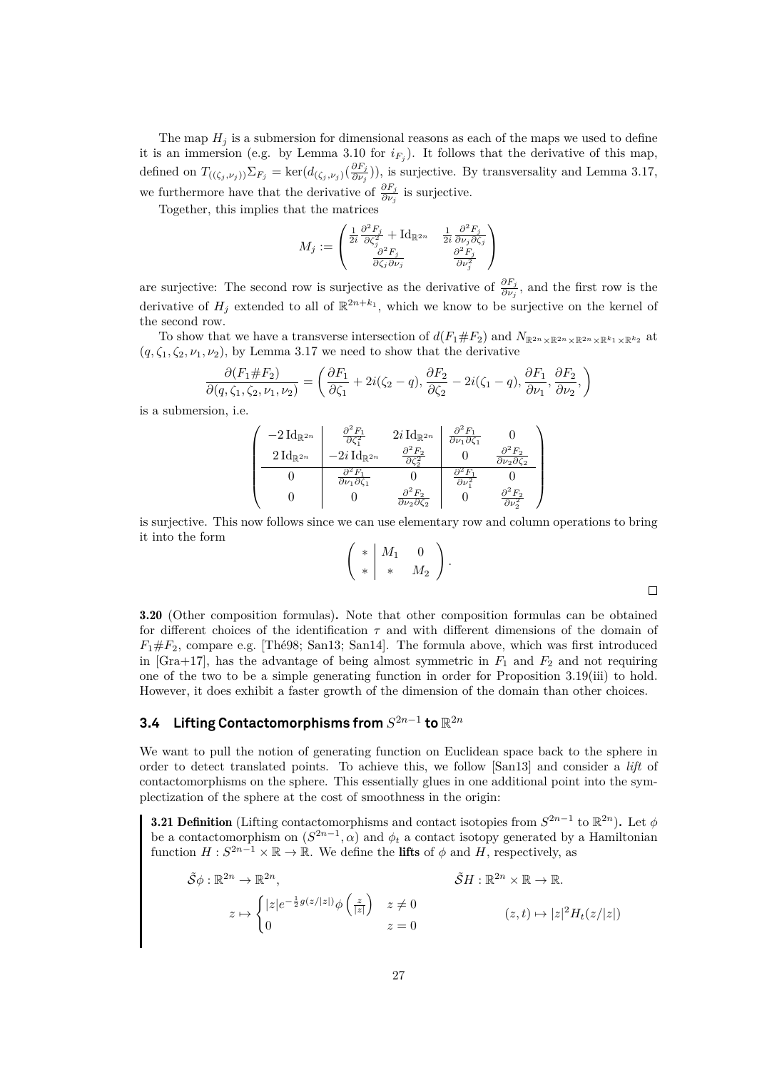The map $H_j$ is a submersion for dimensional reasons as each of the maps we used to define it is an immersion (e.g. by Lemma 3.10 for $i_{F_j}$). It follows that the derivative of this map, defined on $T_{((\zeta_j,\nu_j))}\Sigma_{F_j} = \ker(d_{(\zeta_j,\nu_j)}(\frac{\partial F_j}{\partial \nu_j}))$, is surjective. By transversality and Lemma 3.17, we furthermore have that the derivative of $\frac{\partial F_j}{\partial \nu_j}$ is surjective.

Together, this implies that the matrices

$$M_j := \begin{pmatrix} \frac{1}{2i}\frac{\partial^2 F_j}{\partial \zeta_j^2} + \mathrm{Id}_{\mathbb{R}^{2n}} & \frac{1}{2i}\frac{\partial^2 F_j}{\partial \nu_j \partial \zeta_j} \\ \frac{\partial^2 F_j}{\partial \zeta_j \partial \nu_j} & \frac{\partial^2 F_j}{\partial \nu_j^2} \end{pmatrix}$$

are surjective: The second row is surjective as the derivative of $\frac{\partial F_j}{\partial \nu_j}$, and the first row is the derivative of $H_j$ extended to all of $\mathbb{R}^{2n+k_1}$, which we know to be surjective on the kernel of the second row.

To show that we have a transverse intersection of $d(F_1\#F_2)$ and $N_{\mathbb{R}^{2n}\times\mathbb{R}^{2n}\times\mathbb{R}^{2n}\times\mathbb{R}^{k_1}\times\mathbb{R}^{k_2}}$ at $(q,\zeta_1,\zeta_2,\nu_1,\nu_2)$, by Lemma 3.17 we need to show that the derivative

$$\frac{\partial(F_1\#F_2)}{\partial(q,\zeta_1,\zeta_2,\nu_1,\nu_2)} = \left(\frac{\partial F_1}{\partial \zeta_1} + 2i(\zeta_2 - q), \frac{\partial F_2}{\partial \zeta_2} - 2i(\zeta_1 - q), \frac{\partial F_1}{\partial \nu_1}, \frac{\partial F_2}{\partial \nu_2},\right)$$

is a submersion, i.e.

$$\left(\begin{array}{c|cc|cc} -2\,\mathrm{Id}_{\mathbb{R}^{2n}} & \frac{\partial^2 F_1}{\partial \zeta_1^2} & 2i\,\mathrm{Id}_{\mathbb{R}^{2n}} & \frac{\partial^2 F_1}{\partial \nu_1 \partial \zeta_1} & 0 \\ 2\,\mathrm{Id}_{\mathbb{R}^{2n}} & -2i\,\mathrm{Id}_{\mathbb{R}^{2n}} & \frac{\partial^2 F_2}{\partial \zeta_2^2} & 0 & \frac{\partial^2 F_2}{\partial \nu_2 \partial \zeta_2} \\ \hline 0 & \frac{\partial^2 F_1}{\partial \nu_1 \partial \zeta_1} & 0 & \frac{\partial^2 F_1}{\partial \nu_1^2} & 0 \\ 0 & 0 & \frac{\partial^2 F_2}{\partial \nu_2 \partial \zeta_2} & 0 & \frac{\partial^2 F_2}{\partial \nu_2^2} \end{array}\right)$$

is surjective. This now follows since we can use elementary row and column operations to bring it into the form

$$\left(\begin{array}{c|cc} * & M_1 & 0 \\ * & * & M_2 \end{array}\right).$$

□

**3.20** (Other composition formulas)**.** Note that other composition formulas can be obtained for different choices of the identification $\tau$ and with different dimensions of the domain of $F_1\#F_2$, compare e.g. [Thé98; San13; San14]. The formula above, which was first introduced in [Gra+17], has the advantage of being almost symmetric in $F_1$ and $F_2$ and not requiring one of the two to be a simple generating function in order for Proposition 3.19(iii) to hold. However, it does exhibit a faster growth of the dimension of the domain than other choices.

### 3.4 Lifting Contactomorphisms from $S^{2n-1}$ to $\mathbb{R}^{2n}$

We want to pull the notion of generating function on Euclidean space back to the sphere in order to detect translated points. To achieve this, we follow [San13] and consider a *lift* of contactomorphisms on the sphere. This essentially glues in one additional point into the symplectization of the sphere at the cost of smoothness in the origin:

**3.21 Definition** (Lifting contactomorphisms and contact isotopies from $S^{2n-1}$ to $\mathbb{R}^{2n}$)**.** Let $\phi$ be a contactomorphism on $(S^{2n-1},\alpha)$ and $\phi_t$ a contact isotopy generated by a Hamiltonian function $H: S^{2n-1}\times\mathbb{R}\to\mathbb{R}$. We define the **lifts** of $\phi$ and $H$, respectively, as

$$\tilde{\mathcal{S}}\phi : \mathbb{R}^{2n} \to \mathbb{R}^{2n}, \qquad z \mapsto \begin{cases} |z| e^{-\frac{1}{2}g(z/|z|)} \phi\left(\frac{z}{|z|}\right) & z \neq 0 \\ 0 & z = 0 \end{cases}$$

$$\tilde{\mathcal{S}}H : \mathbb{R}^{2n}\times\mathbb{R} \to \mathbb{R}. \qquad (z,t) \mapsto |z|^2 H_t(z/|z|)$$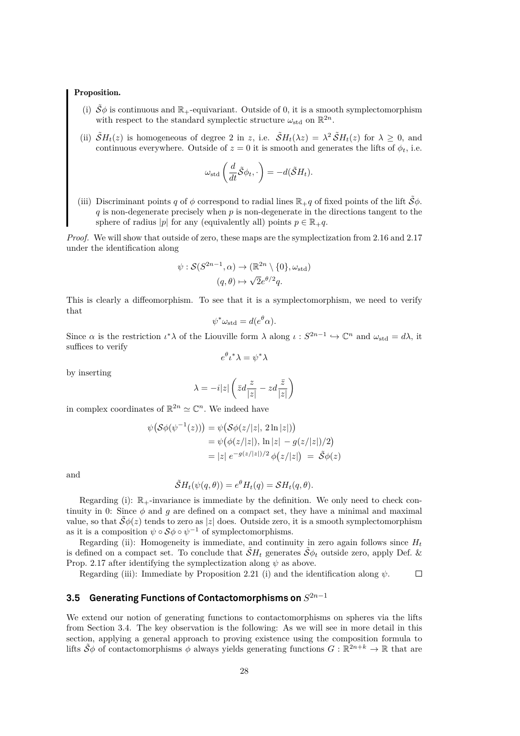**Proposition.**

(i) $\tilde{\mathcal{S}}\phi$ is continuous and $\mathbb{R}_+$-equivariant. Outside of 0, it is a smooth symplectomorphism with respect to the standard symplectic structure $\omega_{\text{std}}$ on $\mathbb{R}^{2n}$.

(ii) $\tilde{\mathcal{S}}H_t(z)$ is homogeneous of degree 2 in $z$, i.e. $\tilde{\mathcal{S}}H_t(\lambda z) = \lambda^2 \tilde{\mathcal{S}}H_t(z)$ for $\lambda \geq 0$, and continuous everywhere. Outside of $z = 0$ it is smooth and generates the lifts of $\phi_t$, i.e.

$$\omega_{\text{std}}\left(\frac{d}{dt}\tilde{\mathcal{S}}\phi_t, \cdot\right) = -d(\tilde{\mathcal{S}}H_t).$$

(iii) Discriminant points $q$ of $\phi$ correspond to radial lines $\mathbb{R}_+ q$ of fixed points of the lift $\tilde{\mathcal{S}}\phi$. $q$ is non-degenerate precisely when $p$ is non-degenerate in the directions tangent to the sphere of radius $|p|$ for any (equivalently all) points $p \in \mathbb{R}_+ q$.

*Proof.* We will show that outside of zero, these maps are the symplectization from 2.16 and 2.17 under the identification along

$$\psi : \mathcal{S}(S^{2n-1}, \alpha) \to (\mathbb{R}^{2n} \setminus \{0\}, \omega_{\text{std}})$$
$$(q, \theta) \mapsto \sqrt{2}e^{\theta/2}q.$$

This is clearly a diffeomorphism. To see that it is a symplectomorphism, we need to verify that

$$\psi^*\omega_{\text{std}} = d(e^{\theta}\alpha).$$

Since $\alpha$ is the restriction $\iota^*\lambda$ of the Liouville form $\lambda$ along $\iota : S^{2n-1} \hookrightarrow \mathbb{C}^n$ and $\omega_{\text{std}} = d\lambda$, it suffices to verify

$$e^{\theta}\iota^*\lambda = \psi^*\lambda$$

by inserting

$$\lambda = -i|z|\left(\bar{z}d\frac{z}{|z|} - zd\frac{\bar{z}}{|z|}\right)$$

in complex coordinates of $\mathbb{R}^{2n} \simeq \mathbb{C}^n$. We indeed have

$$\begin{aligned}
\psi\big(\mathcal{S}\phi(\psi^{-1}(z))\big) &= \psi\big(\mathcal{S}\phi(z/|z|,\, 2\ln|z|)\big) \\
&= \psi\big(\phi(z/|z|),\, \ln|z| - g(z/|z|)/2\big) \\
&= |z|\; e^{-g(z/|z|)/2}\,\phi\big(z/|z|\big) \;=\; \tilde{\mathcal{S}}\phi(z)
\end{aligned}$$

and

$$\tilde{\mathcal{S}}H_t(\psi(q,\theta)) = e^{\theta}H_t(q) = \mathcal{S}H_t(q,\theta).$$

Regarding (i): $\mathbb{R}_+$-invariance is immediate by the definition. We only need to check continuity in 0: Since $\phi$ and $g$ are defined on a compact set, they have a minimal and maximal value, so that $\tilde{\mathcal{S}}\phi(z)$ tends to zero as $|z|$ does. Outside zero, it is a smooth symplectomorphism as it is a composition $\psi \circ \mathcal{S}\phi \circ \psi^{-1}$ of symplectomorphisms.

Regarding (ii): Homogeneity is immediate, and continuity in zero again follows since $H_t$ is defined on a compact set. To conclude that $\tilde{\mathcal{S}}H_t$ generates $\tilde{\mathcal{S}}\phi_t$ outside zero, apply Def. & Prop. 2.17 after identifying the symplectization along $\psi$ as above.

Regarding (iii): Immediate by Proposition 2.21 (i) and the identification along $\psi$. $\square$

## 3.5 Generating Functions of Contactomorphisms on $S^{2n-1}$

We extend our notion of generating functions to contactomorphisms on spheres via the lifts from Section 3.4. The key observation is the following: As we will see in more detail in this section, applying a general approach to proving existence using the composition formula to lifts $\tilde{\mathcal{S}}\phi$ of contactomorphisms $\phi$ always yields generating functions $G : \mathbb{R}^{2n+k} \to \mathbb{R}$ that are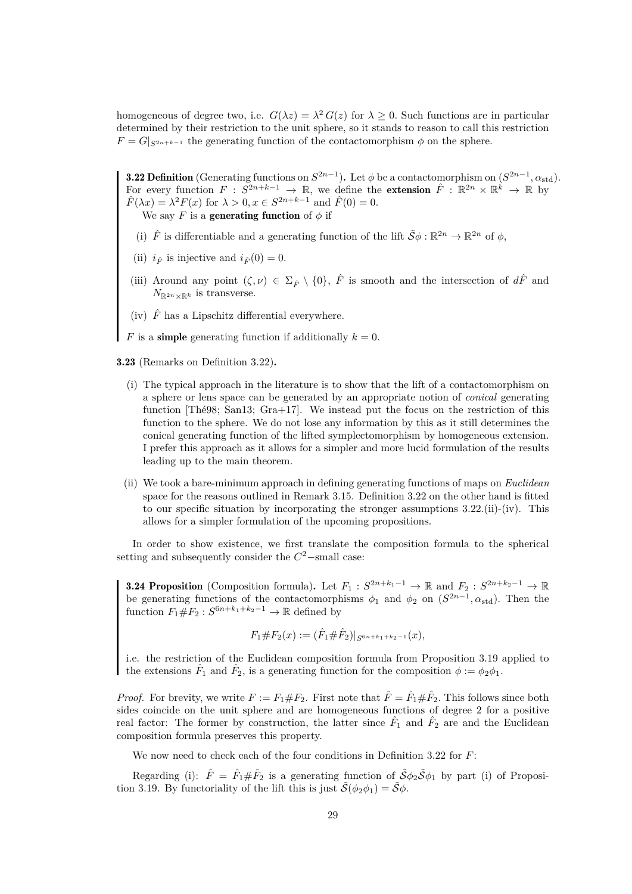homogeneous of degree two, i.e. $G(\lambda z) = \lambda^2 G(z)$ for $\lambda \geq 0$. Such functions are in particular determined by their restriction to the unit sphere, so it stands to reason to call this restriction $F = G|_{S^{2n+k-1}}$ the generating function of the contactomorphism $\phi$ on the sphere.

**3.22 Definition** (Generating functions on $S^{2n-1}$)**.** Let $\phi$ be a contactomorphism on $(S^{2n-1}, \alpha_{\text{std}})$. For every function $F : S^{2n+k-1} \to \mathbb{R}$, we define the **extension** $\hat{F} : \mathbb{R}^{2n} \times \mathbb{R}^k \to \mathbb{R}$ by $\hat{F}(\lambda x) = \lambda^2 F(x)$ for $\lambda > 0, x \in S^{2n+k-1}$ and $\hat{F}(0) = 0$.

We say $F$ is a **generating function** of $\phi$ if

(i) $\hat{F}$ is differentiable and a generating function of the lift $\tilde{\mathcal{S}}\phi : \mathbb{R}^{2n} \to \mathbb{R}^{2n}$ of $\phi$,

(ii) $i_{\hat{F}}$ is injective and $i_{\hat{F}}(0) = 0$.

(iii) Around any point $(\zeta, \nu) \in \Sigma_{\hat{F}} \setminus \{0\}$, $\hat{F}$ is smooth and the intersection of $d\hat{F}$ and $N_{\mathbb{R}^{2n} \times \mathbb{R}^k}$ is transverse.

(iv) $\hat{F}$ has a Lipschitz differential everywhere.

$F$ is a **simple** generating function if additionally $k = 0$.

**3.23** (Remarks on Definition 3.22)**.**

(i) The typical approach in the literature is to show that the lift of a contactomorphism on a sphere or lens space can be generated by an appropriate notion of *conical* generating function [Thé98; San13; Gra+17]. We instead put the focus on the restriction of this function to the sphere. We do not lose any information by this as it still determines the conical generating function of the lifted symplectomorphism by homogeneous extension. I prefer this approach as it allows for a simpler and more lucid formulation of the results leading up to the main theorem.

(ii) We took a bare-minimum approach in defining generating functions of maps on *Euclidean* space for the reasons outlined in Remark 3.15. Definition 3.22 on the other hand is fitted to our specific situation by incorporating the stronger assumptions 3.22.(ii)-(iv). This allows for a simpler formulation of the upcoming propositions.

In order to show existence, we first translate the composition formula to the spherical setting and subsequently consider the $C^2$−small case:

**3.24 Proposition** (Composition formula)**.** Let $F_1 : S^{2n+k_1-1} \to \mathbb{R}$ and $F_2 : S^{2n+k_2-1} \to \mathbb{R}$ be generating functions of the contactomorphisms $\phi_1$ and $\phi_2$ on $(S^{2n-1}, \alpha_{\text{std}})$. Then the function $F_1 \# F_2 : S^{6n+k_1+k_2-1} \to \mathbb{R}$ defined by

$$F_1 \# F_2(x) := (\hat{F}_1 \# \hat{F}_2)|_{S^{6n+k_1+k_2-1}}(x),$$

i.e. the restriction of the Euclidean composition formula from Proposition 3.19 applied to the extensions $\hat{F}_1$ and $\hat{F}_2$, is a generating function for the composition $\phi := \phi_2\phi_1$.

*Proof.* For brevity, we write $F := F_1 \# F_2$. First note that $\hat{F} = \hat{F}_1 \# \hat{F}_2$. This follows since both sides coincide on the unit sphere and are homogeneous functions of degree 2 for a positive real factor: The former by construction, the latter since $\hat{F}_1$ and $\hat{F}_2$ are and the Euclidean composition formula preserves this property.

We now need to check each of the four conditions in Definition 3.22 for $F$:

Regarding (i): $\hat{F} = \hat{F}_1 \# \hat{F}_2$ is a generating function of $\tilde{\mathcal{S}}\phi_2\tilde{\mathcal{S}}\phi_1$ by part (i) of Proposition 3.19. By functoriality of the lift this is just $\tilde{\mathcal{S}}(\phi_2\phi_1) = \tilde{\mathcal{S}}\phi$.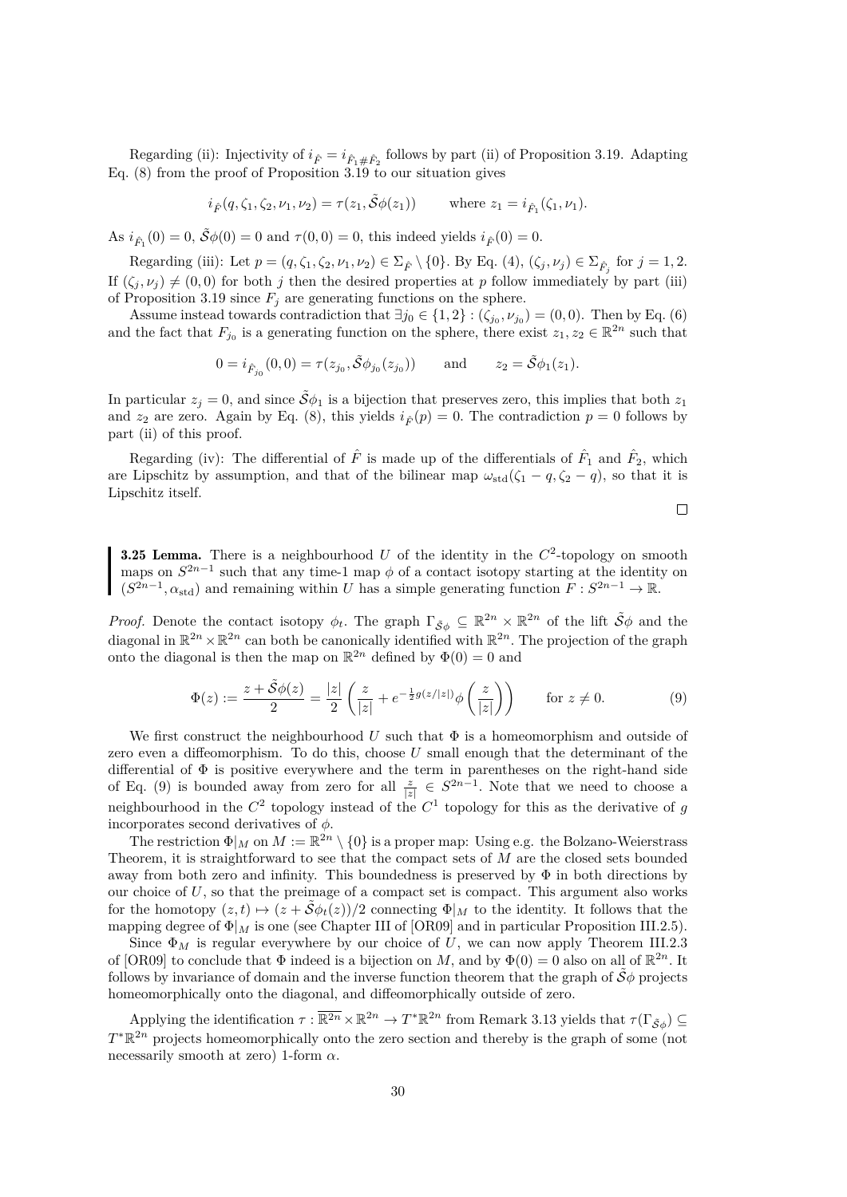Regarding (ii): Injectivity of $i_{\hat{F}} = i_{\hat{F}_1 \# \hat{F}_2}$ follows by part (ii) of Proposition 3.19. Adapting Eq. (8) from the proof of Proposition 3.19 to our situation gives

$$i_{\hat{F}}(q, \zeta_1, \zeta_2, \nu_1, \nu_2) = \tau(z_1, \tilde{\mathcal{S}}\phi(z_1)) \qquad \text{where } z_1 = i_{\hat{F}_1}(\zeta_1, \nu_1).$$

As $i_{\hat{F}_1}(0) = 0$, $\tilde{\mathcal{S}}\phi(0) = 0$ and $\tau(0,0) = 0$, this indeed yields $i_{\hat{F}}(0) = 0$.

Regarding (iii): Let $p = (q, \zeta_1, \zeta_2, \nu_1, \nu_2) \in \Sigma_{\hat{F}} \setminus \{0\}$. By Eq. (4), $(\zeta_j, \nu_j) \in \Sigma_{\hat{F}_j}$ for $j = 1, 2$. If $(\zeta_j, \nu_j) \neq (0,0)$ for both $j$ then the desired properties at $p$ follow immediately by part (iii) of Proposition 3.19 since $F_j$ are generating functions on the sphere.

Assume instead towards contradiction that $\exists j_0 \in \{1, 2\} : (\zeta_{j_0}, \nu_{j_0}) = (0, 0)$. Then by Eq. (6) and the fact that $F_{j_0}$ is a generating function on the sphere, there exist $z_1, z_2 \in \mathbb{R}^{2n}$ such that

$$0 = i_{\hat{F}_{j_0}}(0,0) = \tau(z_{j_0}, \tilde{\mathcal{S}}\phi_{j_0}(z_{j_0})) \qquad \text{and} \qquad z_2 = \tilde{\mathcal{S}}\phi_1(z_1).$$

In particular $z_j = 0$, and since $\tilde{\mathcal{S}}\phi_1$ is a bijection that preserves zero, this implies that both $z_1$ and $z_2$ are zero. Again by Eq. (8), this yields $i_{\hat{F}}(p) = 0$. The contradiction $p = 0$ follows by part (ii) of this proof.

Regarding (iv): The differential of $\hat{F}$ is made up of the differentials of $\hat{F}_1$ and $\hat{F}_2$, which are Lipschitz by assumption, and that of the bilinear map $\omega_{\text{std}}(\zeta_1 - q, \zeta_2 - q)$, so that it is Lipschitz itself. □

**3.25 Lemma.** There is a neighbourhood $U$ of the identity in the $C^2$-topology on smooth maps on $S^{2n-1}$ such that any time-1 map $\phi$ of a contact isotopy starting at the identity on $(S^{2n-1}, \alpha_{\text{std}})$ and remaining within $U$ has a simple generating function $F : S^{2n-1} \to \mathbb{R}$.

*Proof.* Denote the contact isotopy $\phi_t$. The graph $\Gamma_{\tilde{\mathcal{S}}\phi} \subseteq \mathbb{R}^{2n} \times \mathbb{R}^{2n}$ of the lift $\tilde{\mathcal{S}}\phi$ and the diagonal in $\mathbb{R}^{2n} \times \mathbb{R}^{2n}$ can both be canonically identified with $\mathbb{R}^{2n}$. The projection of the graph onto the diagonal is then the map on $\mathbb{R}^{2n}$ defined by $\Phi(0) = 0$ and

$$\Phi(z) := \frac{z + \tilde{\mathcal{S}}\phi(z)}{2} = \frac{|z|}{2}\left(\frac{z}{|z|} + e^{-\frac{1}{2}g(z/|z|)}\phi\left(\frac{z}{|z|}\right)\right) \qquad \text{for } z \neq 0. \tag{9}$$

We first construct the neighbourhood $U$ such that $\Phi$ is a homeomorphism and outside of zero even a diffeomorphism. To do this, choose $U$ small enough that the determinant of the differential of $\Phi$ is positive everywhere and the term in parentheses on the right-hand side of Eq. (9) is bounded away from zero for all $\frac{z}{|z|} \in S^{2n-1}$. Note that we need to choose a neighbourhood in the $C^2$ topology instead of the $C^1$ topology for this as the derivative of $g$ incorporates second derivatives of $\phi$.

The restriction $\Phi|_M$ on $M := \mathbb{R}^{2n} \setminus \{0\}$ is a proper map: Using e.g. the Bolzano-Weierstrass Theorem, it is straightforward to see that the compact sets of $M$ are the closed sets bounded away from both zero and infinity. This boundedness is preserved by $\Phi$ in both directions by our choice of $U$, so that the preimage of a compact set is compact. This argument also works for the homotopy $(z, t) \mapsto (z + \tilde{\mathcal{S}}\phi_t(z))/2$ connecting $\Phi|_M$ to the identity. It follows that the mapping degree of $\Phi|_M$ is one (see Chapter III of [OR09] and in particular Proposition III.2.5).

Since $\Phi_M$ is regular everywhere by our choice of $U$, we can now apply Theorem III.2.3 of [OR09] to conclude that $\Phi$ indeed is a bijection on $M$, and by $\Phi(0) = 0$ also on all of $\mathbb{R}^{2n}$. It follows by invariance of domain and the inverse function theorem that the graph of $\tilde{\mathcal{S}}\phi$ projects homeomorphically onto the diagonal, and diffeomorphically outside of zero.

Applying the identification $\tau : \overline{\mathbb{R}^{2n}} \times \mathbb{R}^{2n} \to T^*\mathbb{R}^{2n}$ from Remark 3.13 yields that $\tau(\Gamma_{\tilde{\mathcal{S}}\phi}) \subseteq T^*\mathbb{R}^{2n}$ projects homeomorphically onto the zero section and thereby is the graph of some (not necessarily smooth at zero) 1-form $\alpha$.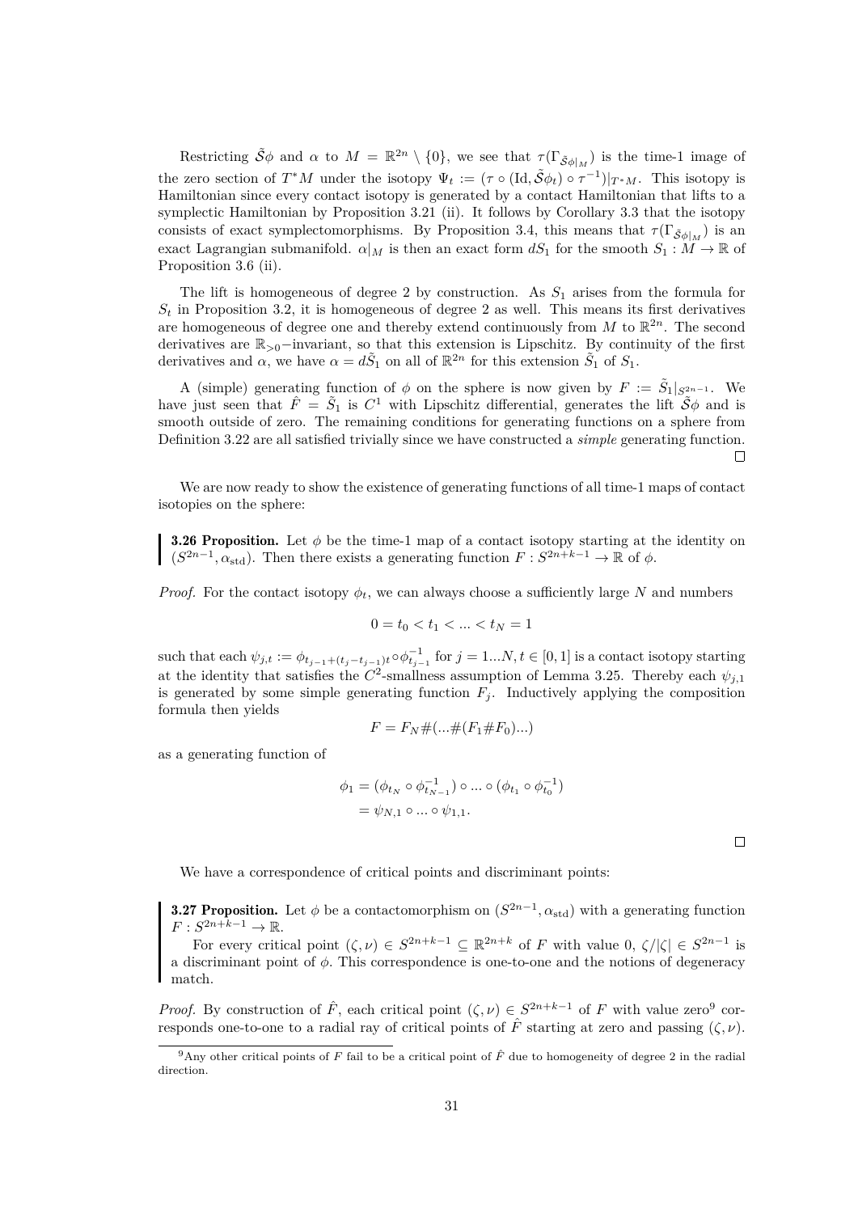Restricting $\tilde{\mathcal{S}}\phi$ and $\alpha$ to $M = \mathbb{R}^{2n} \setminus \{0\}$, we see that $\tau(\Gamma_{\tilde{\mathcal{S}}\phi|_M})$ is the time-1 image of the zero section of $T^*M$ under the isotopy $\Psi_t := (\tau \circ (\mathrm{Id}, \tilde{\mathcal{S}}\phi_t) \circ \tau^{-1})|_{T^*M}$. This isotopy is Hamiltonian since every contact isotopy is generated by a contact Hamiltonian that lifts to a symplectic Hamiltonian by Proposition 3.21 (ii). It follows by Corollary 3.3 that the isotopy consists of exact symplectomorphisms. By Proposition 3.4, this means that $\tau(\Gamma_{\tilde{\mathcal{S}}\phi|_M})$ is an exact Lagrangian submanifold. $\alpha|_M$ is then an exact form $dS_1$ for the smooth $S_1 : M \to \mathbb{R}$ of Proposition 3.6 (ii).

The lift is homogeneous of degree 2 by construction. As $S_1$ arises from the formula for $S_t$ in Proposition 3.2, it is homogeneous of degree 2 as well. This means its first derivatives are homogeneous of degree one and thereby extend continuously from $M$ to $\mathbb{R}^{2n}$. The second derivatives are $\mathbb{R}_{>0}-$invariant, so that this extension is Lipschitz. By continuity of the first derivatives and $\alpha$, we have $\alpha = d\tilde{S}_1$ on all of $\mathbb{R}^{2n}$ for this extension $\tilde{S}_1$ of $S_1$.

A (simple) generating function of $\phi$ on the sphere is now given by $F := \tilde{S}_1|_{S^{2n-1}}$. We have just seen that $\hat{F} = \tilde{S}_1$ is $C^1$ with Lipschitz differential, generates the lift $\tilde{\mathcal{S}}\phi$ and is smooth outside of zero. The remaining conditions for generating functions on a sphere from Definition 3.22 are all satisfied trivially since we have constructed a *simple* generating function. $\square$

We are now ready to show the existence of generating functions of all time-1 maps of contact isotopies on the sphere:

**3.26 Proposition.** Let $\phi$ be the time-1 map of a contact isotopy starting at the identity on $(S^{2n-1}, \alpha_{\mathrm{std}})$. Then there exists a generating function $F : S^{2n+k-1} \to \mathbb{R}$ of $\phi$.

*Proof.* For the contact isotopy $\phi_t$, we can always choose a sufficiently large $N$ and numbers

$$0 = t_0 < t_1 < ... < t_N = 1$$

such that each $\psi_{j,t} := \phi_{t_{j-1}+(t_j-t_{j-1})t} \circ \phi_{t_{j-1}}^{-1}$ for $j = 1...N, t \in [0,1]$ is a contact isotopy starting at the identity that satisfies the $C^2$-smallness assumption of Lemma 3.25. Thereby each $\psi_{j,1}$ is generated by some simple generating function $F_j$. Inductively applying the composition formula then yields

$$F = F_N \#(...\#(F_1 \# F_0)...)$$

as a generating function of

$$\begin{aligned}\phi_1 &= (\phi_{t_N} \circ \phi_{t_{N-1}}^{-1}) \circ ... \circ (\phi_{t_1} \circ \phi_{t_0}^{-1}) \\ &= \psi_{N,1} \circ ... \circ \psi_{1,1}.\end{aligned}$$

$\square$

We have a correspondence of critical points and discriminant points:

**3.27 Proposition.** Let $\phi$ be a contactomorphism on $(S^{2n-1}, \alpha_{\mathrm{std}})$ with a generating function $F : S^{2n+k-1} \to \mathbb{R}$.

For every critical point $(\zeta, \nu) \in S^{2n+k-1} \subseteq \mathbb{R}^{2n+k}$ of $F$ with value 0, $\zeta/|\zeta| \in S^{2n-1}$ is a discriminant point of $\phi$. This correspondence is one-to-one and the notions of degeneracy match.

*Proof.* By construction of $\hat{F}$, each critical point $(\zeta, \nu) \in S^{2n+k-1}$ of $F$ with value zero[9] corresponds one-to-one to a radial ray of critical points of $\hat{F}$ starting at zero and passing $(\zeta, \nu)$.

[9] Any other critical points of $F$ fail to be a critical point of $\hat{F}$ due to homogeneity of degree 2 in the radial direction.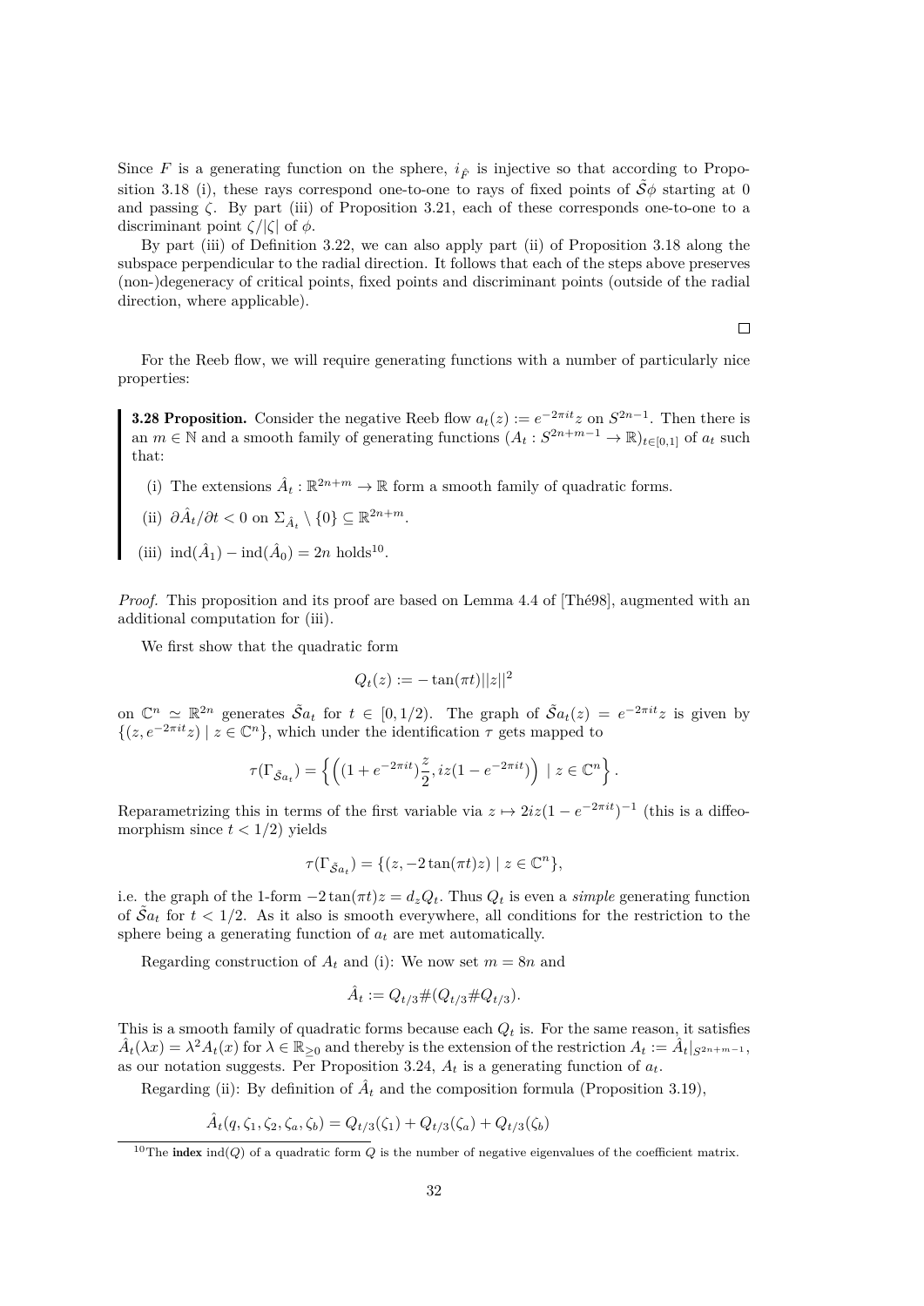Since $F$ is a generating function on the sphere, $i_{\hat{F}}$ is injective so that according to Proposition 3.18 (i), these rays correspond one-to-one to rays of fixed points of $\tilde{\mathcal{S}}\phi$ starting at 0 and passing $\zeta$. By part (iii) of Proposition 3.21, each of these corresponds one-to-one to a discriminant point $\zeta/|\zeta|$ of $\phi$.

By part (iii) of Definition 3.22, we can also apply part (ii) of Proposition 3.18 along the subspace perpendicular to the radial direction. It follows that each of the steps above preserves (non-)degeneracy of critical points, fixed points and discriminant points (outside of the radial direction, where applicable).

□

For the Reeb flow, we will require generating functions with a number of particularly nice properties:

**3.28 Proposition.** Consider the negative Reeb flow $a_t(z) := e^{-2\pi i t} z$ on $S^{2n-1}$. Then there is an $m \in \mathbb{N}$ and a smooth family of generating functions $(A_t : S^{2n+m-1} \to \mathbb{R})_{t\in[0,1]}$ of $a_t$ such that:

(i) The extensions $\hat{A}_t : \mathbb{R}^{2n+m} \to \mathbb{R}$ form a smooth family of quadratic forms.

(ii) $\partial \hat{A}_t/\partial t < 0$ on $\Sigma_{\hat{A}_t} \setminus \{0\} \subseteq \mathbb{R}^{2n+m}$.

(iii) $\operatorname{ind}(\hat{A}_1) - \operatorname{ind}(\hat{A}_0) = 2n$ holds[10].

*Proof.* This proposition and its proof are based on Lemma 4.4 of [Thé98], augmented with an additional computation for (iii).

We first show that the quadratic form

$$Q_t(z) := -\tan(\pi t)||z||^2$$

on $\mathbb{C}^n \simeq \mathbb{R}^{2n}$ generates $\tilde{\mathcal{S}}a_t$ for $t \in [0, 1/2)$. The graph of $\tilde{\mathcal{S}}a_t(z) = e^{-2\pi i t}z$ is given by $\{(z, e^{-2\pi i t}z) \mid z \in \mathbb{C}^n\}$, which under the identification $\tau$ gets mapped to

$$\tau(\Gamma_{\tilde{\mathcal{S}}a_t}) = \left\{ \left( (1 + e^{-2\pi i t})\frac{z}{2}, iz(1 - e^{-2\pi i t}) \right) \mid z \in \mathbb{C}^n \right\}.$$

Reparametrizing this in terms of the first variable via $z \mapsto 2iz(1 - e^{-2\pi i t})^{-1}$ (this is a diffeomorphism since $t < 1/2$) yields

$$\tau(\Gamma_{\tilde{\mathcal{S}}a_t}) = \{(z, -2\tan(\pi t)z) \mid z \in \mathbb{C}^n\},$$

i.e. the graph of the 1-form $-2\tan(\pi t)z = d_z Q_t$. Thus $Q_t$ is even a *simple* generating function of $\tilde{\mathcal{S}}a_t$ for $t < 1/2$. As it also is smooth everywhere, all conditions for the restriction to the sphere being a generating function of $a_t$ are met automatically.

Regarding construction of $A_t$ and (i): We now set $m = 8n$ and

$$\hat{A}_t := Q_{t/3} \# (Q_{t/3} \# Q_{t/3}).$$

This is a smooth family of quadratic forms because each $Q_t$ is. For the same reason, it satisfies $\hat{A}_t(\lambda x) = \lambda^2 A_t(x)$ for $\lambda \in \mathbb{R}_{\geq 0}$ and thereby is the extension of the restriction $A_t := \hat{A}_t|_{S^{2n+m-1}}$, as our notation suggests. Per Proposition 3.24, $A_t$ is a generating function of $a_t$.

Regarding (ii): By definition of $\hat{A}_t$ and the composition formula (Proposition 3.19),

$$\hat{A}_t(q, \zeta_1, \zeta_2, \zeta_a, \zeta_b) = Q_{t/3}(\zeta_1) + Q_{t/3}(\zeta_a) + Q_{t/3}(\zeta_b)$$

[10] The **index** $\operatorname{ind}(Q)$ of a quadratic form $Q$ is the number of negative eigenvalues of the coefficient matrix.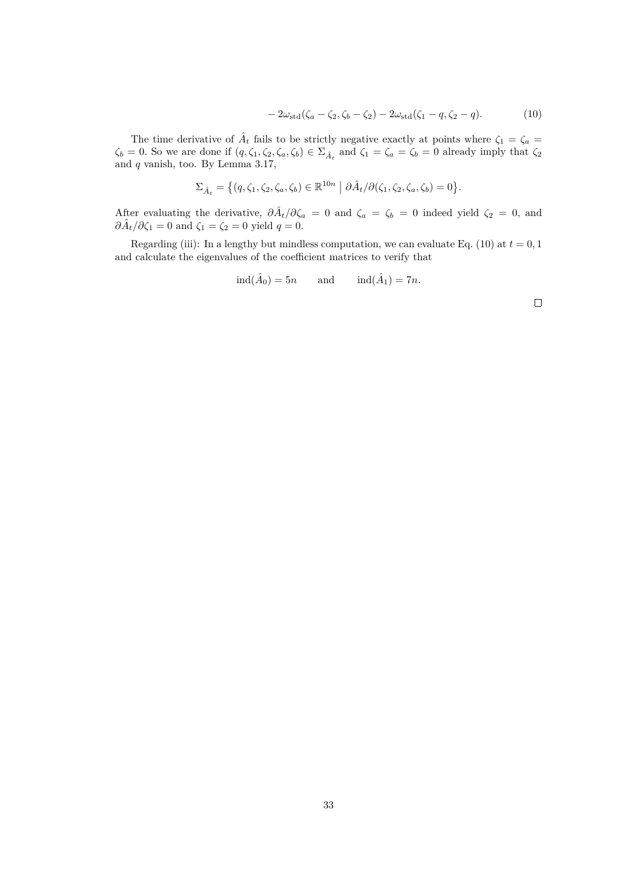$$- 2\omega_{\mathrm{std}}(\zeta_a - \zeta_2, \zeta_b - \zeta_2) - 2\omega_{\mathrm{std}}(\zeta_1 - q, \zeta_2 - q). \tag{10}$$

The time derivative of $\hat{A}_t$ fails to be strictly negative exactly at points where $\zeta_1 = \zeta_a = \zeta_b = 0$. So we are done if $(q, \zeta_1, \zeta_2, \zeta_a, \zeta_b) \in \Sigma_{\hat{A}_t}$ and $\zeta_1 = \zeta_a = \zeta_b = 0$ already imply that $\zeta_2$ and $q$ vanish, too. By Lemma 3.17,

$$\Sigma_{\hat{A}_t} = \big\{(q, \zeta_1, \zeta_2, \zeta_a, \zeta_b) \in \mathbb{R}^{10n} \;\big|\; \partial \hat{A}_t / \partial(\zeta_1, \zeta_2, \zeta_a, \zeta_b) = 0\big\}.$$

After evaluating the derivative, $\partial \hat{A}_t / \partial \zeta_a = 0$ and $\zeta_a = \zeta_b = 0$ indeed yield $\zeta_2 = 0$, and $\partial \hat{A}_t / \partial \zeta_1 = 0$ and $\zeta_1 = \zeta_2 = 0$ yield $q = 0$.

Regarding (iii): In a lengthy but mindless computation, we can evaluate Eq. (10) at $t = 0, 1$ and calculate the eigenvalues of the coefficient matrices to verify that

$$\mathrm{ind}(\hat{A}_0) = 5n \qquad \text{and} \qquad \mathrm{ind}(\hat{A}_1) = 7n.$$

□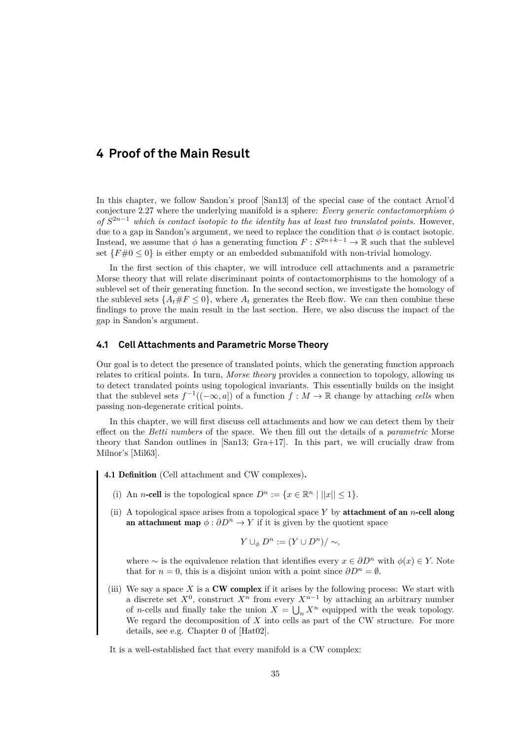# 4 Proof of the Main Result

In this chapter, we follow Sandon's proof [San13] of the special case of the contact Arnol'd conjecture 2.27 where the underlying manifold is a sphere: *Every generic contactomorphism $\phi$ of $S^{2n-1}$ which is contact isotopic to the identity has at least two translated points.* However, due to a gap in Sandon's argument, we need to replace the condition that $\phi$ is contact isotopic. Instead, we assume that $\phi$ has a generating function $F : S^{2n+k-1} \to \mathbb{R}$ such that the sublevel set $\{F\#0 \leq 0\}$ is either empty or an embedded submanifold with non-trivial homology.

In the first section of this chapter, we will introduce cell attachments and a parametric Morse theory that will relate discriminant points of contactomorphisms to the homology of a sublevel set of their generating function. In the second section, we investigate the homology of the sublevel sets $\{A_t\#F \leq 0\}$, where $A_t$ generates the Reeb flow. We can then combine these findings to prove the main result in the last section. Here, we also discuss the impact of the gap in Sandon's argument.

## 4.1 Cell Attachments and Parametric Morse Theory

Our goal is to detect the presence of translated points, which the generating function approach relates to critical points. In turn, *Morse theory* provides a connection to topology, allowing us to detect translated points using topological invariants. This essentially builds on the insight that the sublevel sets $f^{-1}((-\infty, a])$ of a function $f : M \to \mathbb{R}$ change by attaching *cells* when passing non-degenerate critical points.

In this chapter, we will first discuss cell attachments and how we can detect them by their effect on the *Betti numbers* of the space. We then fill out the details of a *parametric* Morse theory that Sandon outlines in [San13; Gra+17]. In this part, we will crucially draw from Milnor's [Mil63].

**4.1 Definition** (Cell attachment and CW complexes)**.**

(i) An $n$-**cell** is the topological space $D^n := \{x \in \mathbb{R}^n \mid ||x|| \leq 1\}$.

(ii) A topological space arises from a topological space $Y$ by **attachment of an $n$-cell along an attachment map** $\phi : \partial D^n \to Y$ if it is given by the quotient space

$$Y \cup_\phi D^n := (Y \cup D^n)/\sim,$$

where $\sim$ is the equivalence relation that identifies every $x \in \partial D^n$ with $\phi(x) \in Y$. Note that for $n = 0$, this is a disjoint union with a point since $\partial D^n = \emptyset$.

(iii) We say a space $X$ is a **CW complex** if it arises by the following process: We start with a discrete set $X^0$, construct $X^n$ from every $X^{n-1}$ by attaching an arbitrary number of $n$-cells and finally take the union $X = \bigcup_n X^n$ equipped with the weak topology. We regard the decomposition of $X$ into cells as part of the CW structure. For more details, see e.g. Chapter 0 of [Hat02].

It is a well-established fact that every manifold is a CW complex: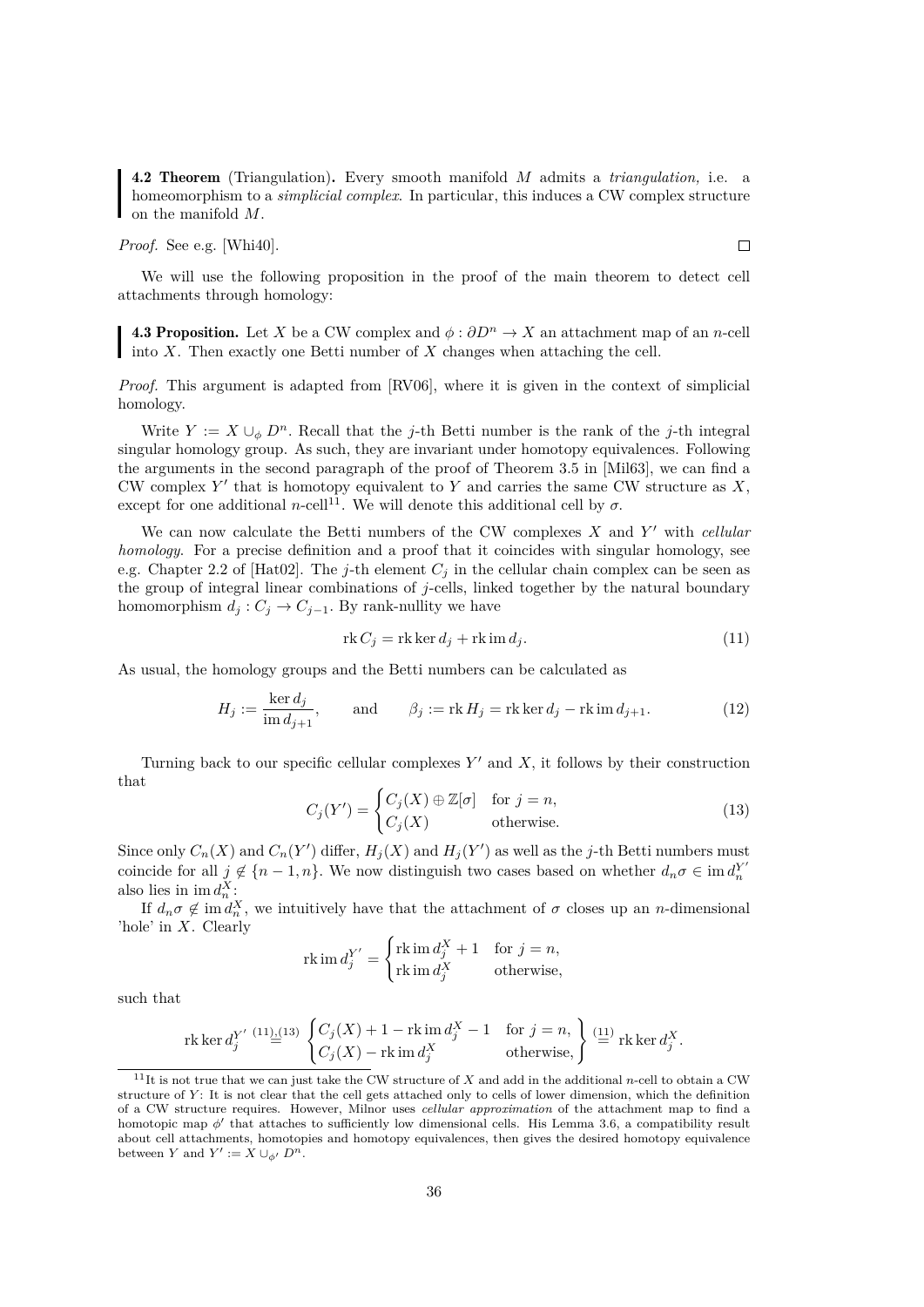**4.2 Theorem** (Triangulation)**.** Every smooth manifold $M$ admits a *triangulation,* i.e. a homeomorphism to a *simplicial complex*. In particular, this induces a CW complex structure on the manifold $M$.

*Proof.* See e.g. [Whi40]. □

We will use the following proposition in the proof of the main theorem to detect cell attachments through homology:

**4.3 Proposition.** Let $X$ be a CW complex and $\phi : \partial D^n \to X$ an attachment map of an $n$-cell into $X$. Then exactly one Betti number of $X$ changes when attaching the cell.

*Proof.* This argument is adapted from [RV06], where it is given in the context of simplicial homology.

Write $Y := X \cup_\phi D^n$. Recall that the $j$-th Betti number is the rank of the $j$-th integral singular homology group. As such, they are invariant under homotopy equivalences. Following the arguments in the second paragraph of the proof of Theorem 3.5 in [Mil63], we can find a CW complex $Y'$ that is homotopy equivalent to $Y$ and carries the same CW structure as $X$, except for one additional $n$-cell[11]. We will denote this additional cell by $\sigma$.

We can now calculate the Betti numbers of the CW complexes $X$ and $Y'$ with *cellular homology*. For a precise definition and a proof that it coincides with singular homology, see e.g. Chapter 2.2 of [Hat02]. The $j$-th element $C_j$ in the cellular chain complex can be seen as the group of integral linear combinations of $j$-cells, linked together by the natural boundary homomorphism $d_j : C_j \to C_{j-1}$. By rank-nullity we have

$$\operatorname{rk} C_j = \operatorname{rk} \ker d_j + \operatorname{rk} \operatorname{im} d_j. \tag{11}$$

As usual, the homology groups and the Betti numbers can be calculated as

$$H_j := \frac{\ker d_j}{\operatorname{im} d_{j+1}}, \qquad \text{and} \qquad \beta_j := \operatorname{rk} H_j = \operatorname{rk} \ker d_j - \operatorname{rk} \operatorname{im} d_{j+1}. \tag{12}$$

Turning back to our specific cellular complexes $Y'$ and $X$, it follows by their construction that

$$C_j(Y') = \begin{cases} C_j(X) \oplus \mathbb{Z}[\sigma] & \text{for } j = n, \\ C_j(X) & \text{otherwise.} \end{cases} \tag{13}$$

Since only $C_n(X)$ and $C_n(Y')$ differ, $H_j(X)$ and $H_j(Y')$ as well as the $j$-th Betti numbers must coincide for all $j \notin \{n-1, n\}$. We now distinguish two cases based on whether $d_n\sigma \in \operatorname{im} d_n^{Y'}$ also lies in $\operatorname{im} d_n^X$:

If $d_n\sigma \notin \operatorname{im} d_n^X$, we intuitively have that the attachment of $\sigma$ closes up an $n$-dimensional 'hole' in $X$. Clearly

$$\operatorname{rk} \operatorname{im} d_j^{Y'} = \begin{cases} \operatorname{rk} \operatorname{im} d_j^X + 1 & \text{for } j = n, \\ \operatorname{rk} \operatorname{im} d_j^X & \text{otherwise,} \end{cases}$$

such that

$$\operatorname{rk} \ker d_j^{Y'} \overset{(11),(13)}{=} \left. \begin{cases} C_j(X) + 1 - \operatorname{rk} \operatorname{im} d_j^X - 1 & \text{for } j = n, \\ C_j(X) - \operatorname{rk} \operatorname{im} d_j^X & \text{otherwise,} \end{cases} \right\} \overset{(11)}{=} \operatorname{rk} \ker d_j^X.$$

---

[11] It is not true that we can just take the CW structure of $X$ and add in the additional $n$-cell to obtain a CW structure of $Y$: It is not clear that the cell gets attached only to cells of lower dimension, which the definition of a CW structure requires. However, Milnor uses *cellular approximation* of the attachment map to find a homotopic map $\phi'$ that attaches to sufficiently low dimensional cells. His Lemma 3.6, a compatibility result about cell attachments, homotopies and homotopy equivalences, then gives the desired homotopy equivalence between $Y$ and $Y' := X \cup_{\phi'} D^n$.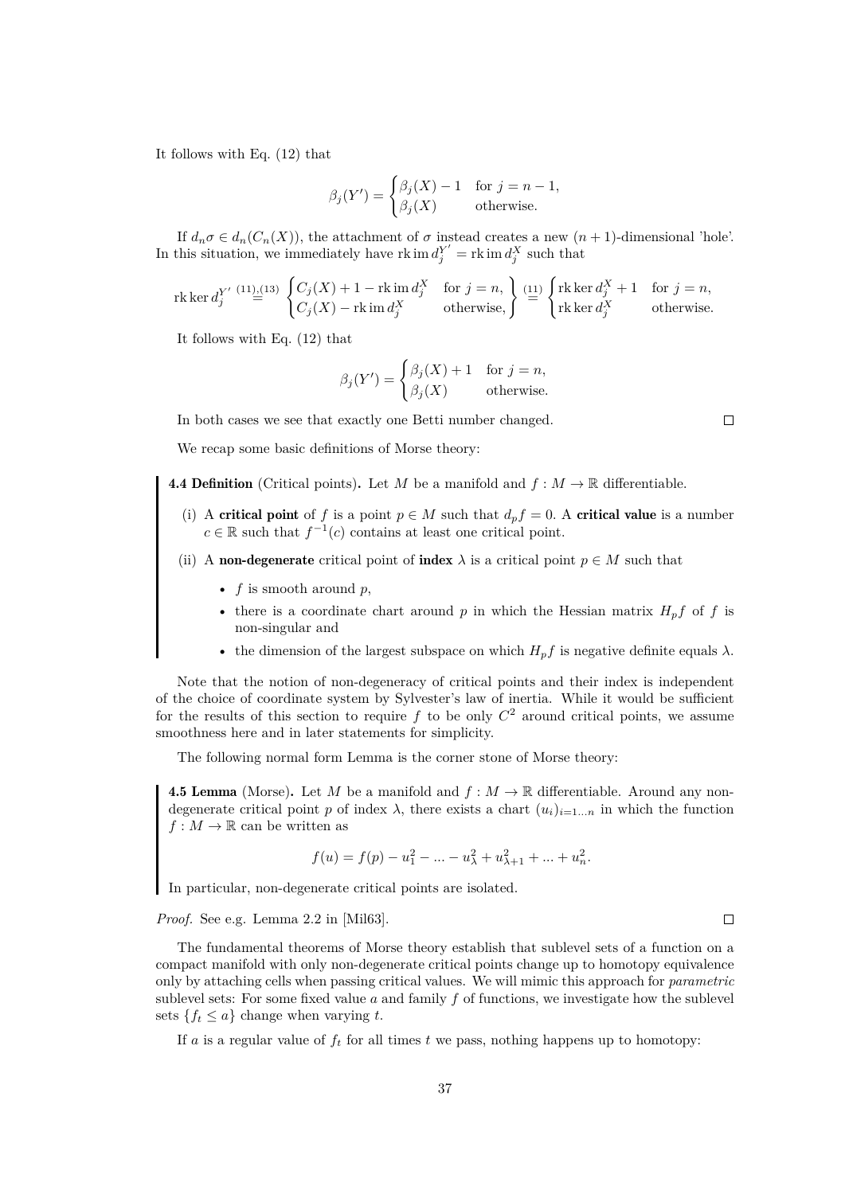It follows with Eq. (12) that

$$\beta_j(Y') = \begin{cases} \beta_j(X) - 1 & \text{for } j = n-1, \\ \beta_j(X) & \text{otherwise.} \end{cases}$$

If $d_n\sigma \in d_n(C_n(X))$, the attachment of $\sigma$ instead creates a new $(n+1)$-dimensional 'hole'. In this situation, we immediately have $\operatorname{rk}\operatorname{im} d_j^{Y'} = \operatorname{rk}\operatorname{im} d_j^X$ such that

$$\operatorname{rk}\ker d_j^{Y'} \overset{(11),(13)}{=} \left.\begin{cases} C_j(X) + 1 - \operatorname{rk}\operatorname{im} d_j^X & \text{for } j = n, \\ C_j(X) - \operatorname{rk}\operatorname{im} d_j^X & \text{otherwise,} \end{cases}\right\} \overset{(11)}{=} \begin{cases} \operatorname{rk}\ker d_j^X + 1 & \text{for } j = n, \\ \operatorname{rk}\ker d_j^X & \text{otherwise.} \end{cases}$$

It follows with Eq. (12) that

$$\beta_j(Y') = \begin{cases} \beta_j(X) + 1 & \text{for } j = n, \\ \beta_j(X) & \text{otherwise.} \end{cases}$$

In both cases we see that exactly one Betti number changed. □

We recap some basic definitions of Morse theory:

**4.4 Definition** (Critical points)**.** Let $M$ be a manifold and $f : M \to \mathbb{R}$ differentiable.

(i) A **critical point** of $f$ is a point $p \in M$ such that $d_p f = 0$. A **critical value** is a number $c \in \mathbb{R}$ such that $f^{-1}(c)$ contains at least one critical point.

(ii) A **non-degenerate** critical point of **index** $\lambda$ is a critical point $p \in M$ such that

- $f$ is smooth around $p$,
- there is a coordinate chart around $p$ in which the Hessian matrix $H_p f$ of $f$ is non-singular and
- the dimension of the largest subspace on which $H_p f$ is negative definite equals $\lambda$.

Note that the notion of non-degeneracy of critical points and their index is independent of the choice of coordinate system by Sylvester's law of inertia. While it would be sufficient for the results of this section to require $f$ to be only $C^2$ around critical points, we assume smoothness here and in later statements for simplicity.

The following normal form Lemma is the corner stone of Morse theory:

**4.5 Lemma** (Morse)**.** Let $M$ be a manifold and $f : M \to \mathbb{R}$ differentiable. Around any non-degenerate critical point $p$ of index $\lambda$, there exists a chart $(u_i)_{i=1...n}$ in which the function $f : M \to \mathbb{R}$ can be written as

$$f(u) = f(p) - u_1^2 - ... - u_\lambda^2 + u_{\lambda+1}^2 + ... + u_n^2.$$

In particular, non-degenerate critical points are isolated.

*Proof.* See e.g. Lemma 2.2 in [Mil63]. □

The fundamental theorems of Morse theory establish that sublevel sets of a function on a compact manifold with only non-degenerate critical points change up to homotopy equivalence only by attaching cells when passing critical values. We will mimic this approach for *parametric* sublevel sets: For some fixed value $a$ and family $f$ of functions, we investigate how the sublevel sets $\{f_t \leq a\}$ change when varying $t$.

If $a$ is a regular value of $f_t$ for all times $t$ we pass, nothing happens up to homotopy: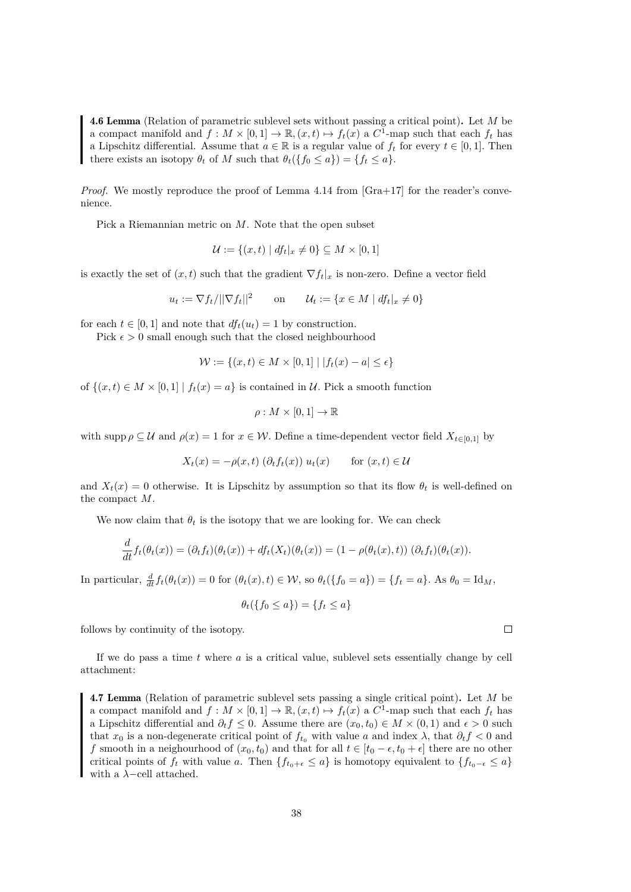**4.6 Lemma** (Relation of parametric sublevel sets without passing a critical point)**.** Let $M$ be a compact manifold and $f : M \times [0,1] \to \mathbb{R}, (x,t) \mapsto f_t(x)$ a $C^1$-map such that each $f_t$ has a Lipschitz differential. Assume that $a \in \mathbb{R}$ is a regular value of $f_t$ for every $t \in [0,1]$. Then there exists an isotopy $\theta_t$ of $M$ such that $\theta_t(\{f_0 \leq a\}) = \{f_t \leq a\}$.

*Proof.* We mostly reproduce the proof of Lemma 4.14 from [Gra+17] for the reader's convenience.

Pick a Riemannian metric on $M$. Note that the open subset

$$\mathcal{U} := \{(x,t) \mid df_t|_x \neq 0\} \subseteq M \times [0,1]$$

is exactly the set of $(x,t)$ such that the gradient $\nabla f_t|_x$ is non-zero. Define a vector field

$$u_t := \nabla f_t / ||\nabla f_t||^2 \qquad \text{on} \qquad \mathcal{U}_t := \{x \in M \mid df_t|_x \neq 0\}$$

for each $t \in [0,1]$ and note that $df_t(u_t) = 1$ by construction.

Pick $\epsilon > 0$ small enough such that the closed neighbourhood

$$\mathcal{W} := \{(x,t) \in M \times [0,1] \mid |f_t(x) - a| \leq \epsilon\}$$

of $\{(x,t) \in M \times [0,1] \mid f_t(x) = a\}$ is contained in $\mathcal{U}$. Pick a smooth function

$$\rho : M \times [0,1] \to \mathbb{R}$$

with $\operatorname{supp} \rho \subseteq \mathcal{U}$ and $\rho(x) = 1$ for $x \in \mathcal{W}$. Define a time-dependent vector field $X_{t \in [0,1]}$ by

$$X_t(x) = -\rho(x,t)\,(\partial_t f_t(x))\, u_t(x) \qquad \text{for } (x,t) \in \mathcal{U}$$

and $X_t(x) = 0$ otherwise. It is Lipschitz by assumption so that its flow $\theta_t$ is well-defined on the compact $M$.

We now claim that $\theta_t$ is the isotopy that we are looking for. We can check

$$\frac{d}{dt} f_t(\theta_t(x)) = (\partial_t f_t)(\theta_t(x)) + df_t(X_t)(\theta_t(x)) = (1 - \rho(\theta_t(x), t))\,(\partial_t f_t)(\theta_t(x)).$$

In particular, $\frac{d}{dt} f_t(\theta_t(x)) = 0$ for $(\theta_t(x), t) \in \mathcal{W}$, so $\theta_t(\{f_0 = a\}) = \{f_t = a\}$. As $\theta_0 = \mathrm{Id}_M$,

$$\theta_t(\{f_0 \leq a\}) = \{f_t \leq a\}$$

follows by continuity of the isotopy. $\square$

If we do pass a time $t$ where $a$ is a critical value, sublevel sets essentially change by cell attachment:

**4.7 Lemma** (Relation of parametric sublevel sets passing a single critical point)**.** Let $M$ be a compact manifold and $f : M \times [0,1] \to \mathbb{R}, (x,t) \mapsto f_t(x)$ a $C^1$-map such that each $f_t$ has a Lipschitz differential and $\partial_t f \leq 0$. Assume there are $(x_0, t_0) \in M \times (0,1)$ and $\epsilon > 0$ such that $x_0$ is a non-degenerate critical point of $f_{t_0}$ with value $a$ and index $\lambda$, that $\partial_t f < 0$ and $f$ smooth in a neighbourhood of $(x_0, t_0)$ and that for all $t \in [t_0 - \epsilon, t_0 + \epsilon]$ there are no other critical points of $f_t$ with value $a$. Then $\{f_{t_0+\epsilon} \leq a\}$ is homotopy equivalent to $\{f_{t_0-\epsilon} \leq a\}$ with a $\lambda$−cell attached.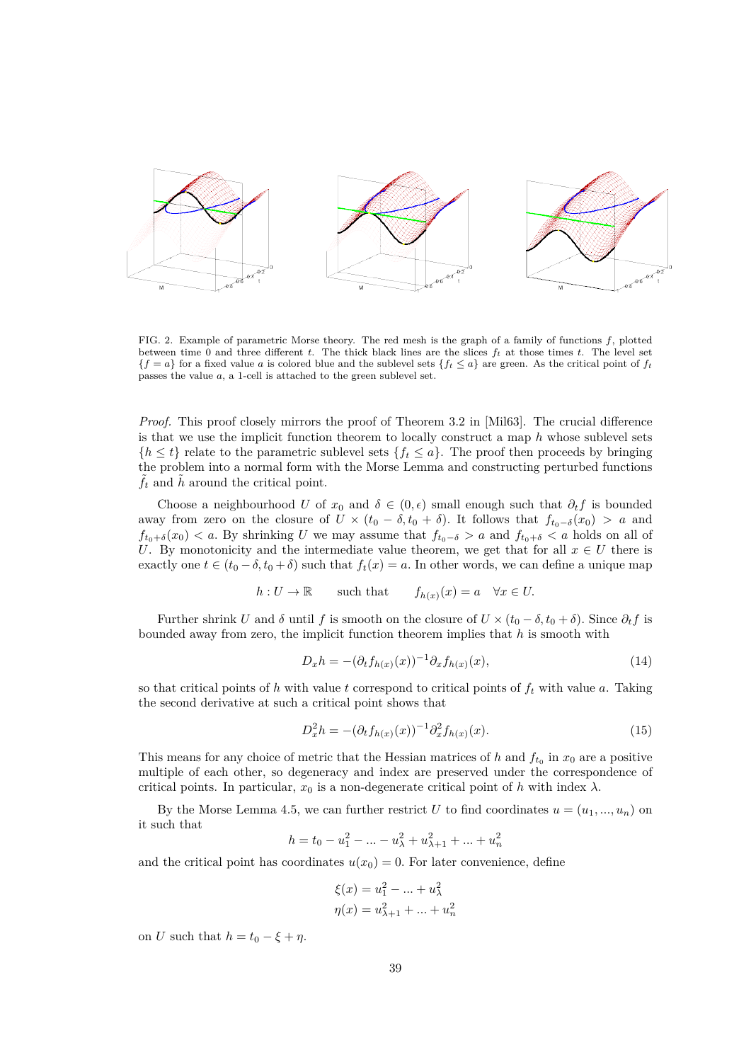FIG. 2. Example of parametric Morse theory. The red mesh is the graph of a family of functions $f$, plotted between time 0 and three different $t$. The thick black lines are the slices $f_t$ at those times $t$. The level set $\{f = a\}$ for a fixed value $a$ is colored blue and the sublevel sets $\{f_t \leq a\}$ are green. As the critical point of $f_t$ passes the value $a$, a 1-cell is attached to the green sublevel set.

*Proof.* This proof closely mirrors the proof of Theorem 3.2 in [Mil63]. The crucial difference is that we use the implicit function theorem to locally construct a map $h$ whose sublevel sets $\{h \leq t\}$ relate to the parametric sublevel sets $\{f_t \leq a\}$. The proof then proceeds by bringing the problem into a normal form with the Morse Lemma and constructing perturbed functions $\tilde{f}_t$ and $\tilde{h}$ around the critical point.

Choose a neighbourhood $U$ of $x_0$ and $\delta \in (0, \epsilon)$ small enough such that $\partial_t f$ is bounded away from zero on the closure of $U \times (t_0 - \delta, t_0 + \delta)$. It follows that $f_{t_0-\delta}(x_0) > a$ and $f_{t_0+\delta}(x_0) < a$. By shrinking $U$ we may assume that $f_{t_0-\delta} > a$ and $f_{t_0+\delta} < a$ holds on all of $U$. By monotonicity and the intermediate value theorem, we get that for all $x \in U$ there is exactly one $t \in (t_0 - \delta, t_0 + \delta)$ such that $f_t(x) = a$. In other words, we can define a unique map

$$h : U \to \mathbb{R} \qquad \text{such that} \qquad f_{h(x)}(x) = a \quad \forall x \in U.$$

Further shrink $U$ and $\delta$ until $f$ is smooth on the closure of $U \times (t_0 - \delta, t_0 + \delta)$. Since $\partial_t f$ is bounded away from zero, the implicit function theorem implies that $h$ is smooth with

$$D_x h = -(\partial_t f_{h(x)}(x))^{-1} \partial_x f_{h(x)}(x), \tag{14}$$

so that critical points of $h$ with value $t$ correspond to critical points of $f_t$ with value $a$. Taking the second derivative at such a critical point shows that

$$D_x^2 h = -(\partial_t f_{h(x)}(x))^{-1} \partial_x^2 f_{h(x)}(x). \tag{15}$$

This means for any choice of metric that the Hessian matrices of $h$ and $f_{t_0}$ in $x_0$ are a positive multiple of each other, so degeneracy and index are preserved under the correspondence of critical points. In particular, $x_0$ is a non-degenerate critical point of $h$ with index $\lambda$.

By the Morse Lemma 4.5, we can further restrict $U$ to find coordinates $u = (u_1, ..., u_n)$ on it such that

$$h = t_0 - u_1^2 - ... - u_\lambda^2 + u_{\lambda+1}^2 + ... + u_n^2$$

and the critical point has coordinates $u(x_0) = 0$. For later convenience, define

$$\xi(x) = u_1^2 - ... + u_\lambda^2$$
$$\eta(x) = u_{\lambda+1}^2 + ... + u_n^2$$

on $U$ such that $h = t_0 - \xi + \eta$.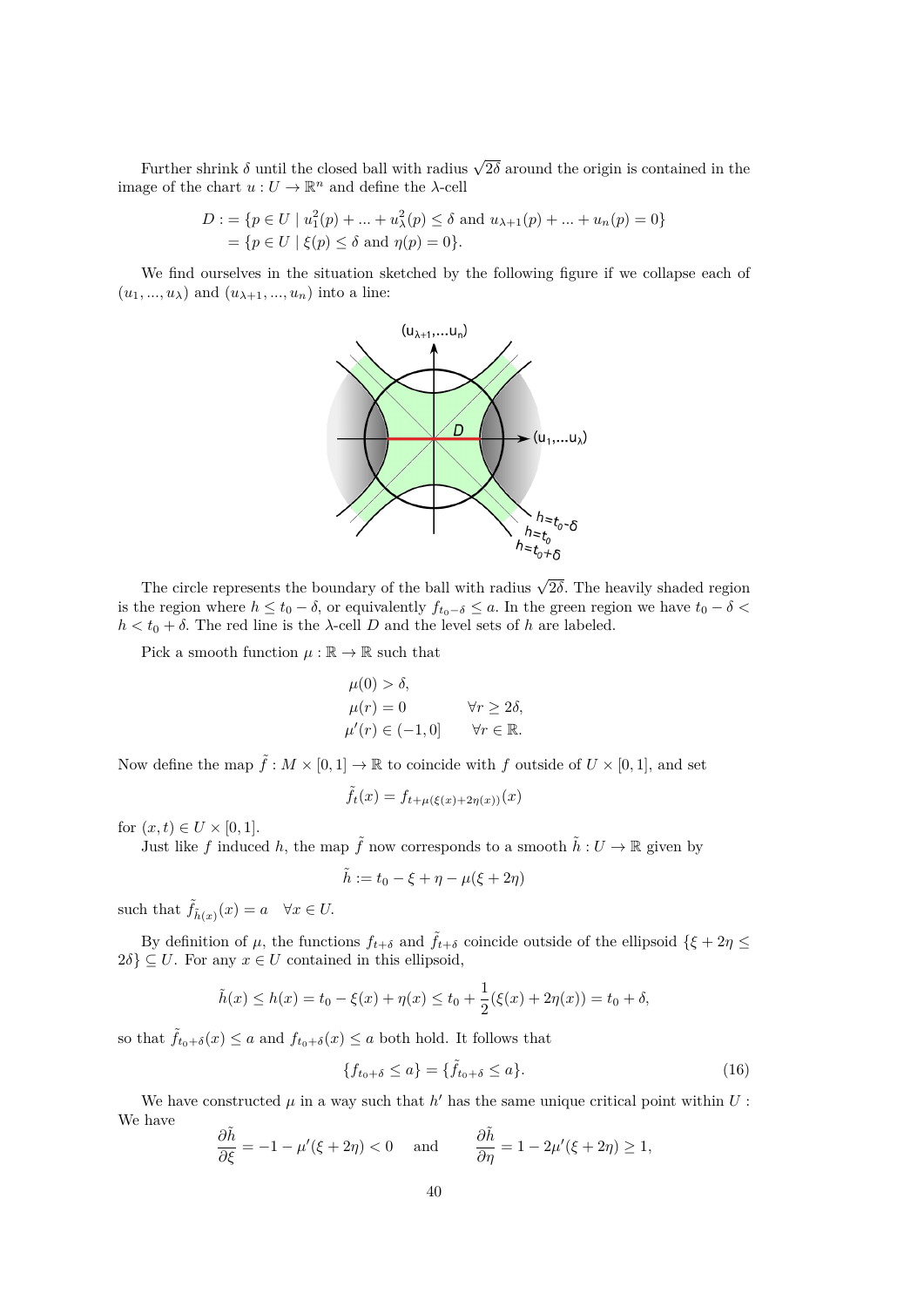Further shrink $\delta$ until the closed ball with radius $\sqrt{2\delta}$ around the origin is contained in the image of the chart $u : U \to \mathbb{R}^n$ and define the $\lambda$-cell

$$
\begin{aligned}
D :&= \{p \in U \mid u_1^2(p) + ... + u_\lambda^2(p) \leq \delta \text{ and } u_{\lambda+1}(p) + ... + u_n(p) = 0\} \\
&= \{p \in U \mid \xi(p) \leq \delta \text{ and } \eta(p) = 0\}.
\end{aligned}
$$

We find ourselves in the situation sketched by the following figure if we collapse each of $(u_1, ..., u_\lambda)$ and $(u_{\lambda+1}, ..., u_n)$ into a line:

The circle represents the boundary of the ball with radius $\sqrt{2\delta}$. The heavily shaded region is the region where $h \leq t_0 - \delta$, or equivalently $f_{t_0-\delta} \leq a$. In the green region we have $t_0 - \delta < h < t_0 + \delta$. The red line is the $\lambda$-cell $D$ and the level sets of $h$ are labeled.

Pick a smooth function $\mu : \mathbb{R} \to \mathbb{R}$ such that

$$
\begin{aligned}
&\mu(0) > \delta, \\
&\mu(r) = 0 \qquad \forall r \geq 2\delta, \\
&\mu'(r) \in (-1, 0] \qquad \forall r \in \mathbb{R}.
\end{aligned}
$$

Now define the map $\tilde{f} : M \times [0, 1] \to \mathbb{R}$ to coincide with $f$ outside of $U \times [0, 1]$, and set

$$
\tilde{f}_t(x) = f_{t+\mu(\xi(x)+2\eta(x))}(x)
$$

for $(x, t) \in U \times [0, 1]$.

Just like $f$ induced $h$, the map $\tilde{f}$ now corresponds to a smooth $\tilde{h} : U \to \mathbb{R}$ given by

$$
\tilde{h} := t_0 - \xi + \eta - \mu(\xi + 2\eta)
$$

such that $\tilde{f}_{\tilde{h}(x)}(x) = a \quad \forall x \in U$.

By definition of $\mu$, the functions $f_{t+\delta}$ and $\tilde{f}_{t+\delta}$ coincide outside of the ellipsoid $\{\xi + 2\eta \leq 2\delta\} \subseteq U$. For any $x \in U$ contained in this ellipsoid,

$$
\tilde{h}(x) \leq h(x) = t_0 - \xi(x) + \eta(x) \leq t_0 + \frac{1}{2}(\xi(x) + 2\eta(x)) = t_0 + \delta,
$$

so that $\tilde{f}_{t_0+\delta}(x) \leq a$ and $f_{t_0+\delta}(x) \leq a$ both hold. It follows that

$$
\{f_{t_0+\delta} \leq a\} = \{\tilde{f}_{t_0+\delta} \leq a\}. \tag{16}
$$

We have constructed $\mu$ in a way such that $h'$ has the same unique critical point within $U$ : We have

$$
\frac{\partial \tilde{h}}{\partial \xi} = -1 - \mu'(\xi + 2\eta) < 0 \quad \text{ and } \quad \frac{\partial \tilde{h}}{\partial \eta} = 1 - 2\mu'(\xi + 2\eta) \geq 1,
$$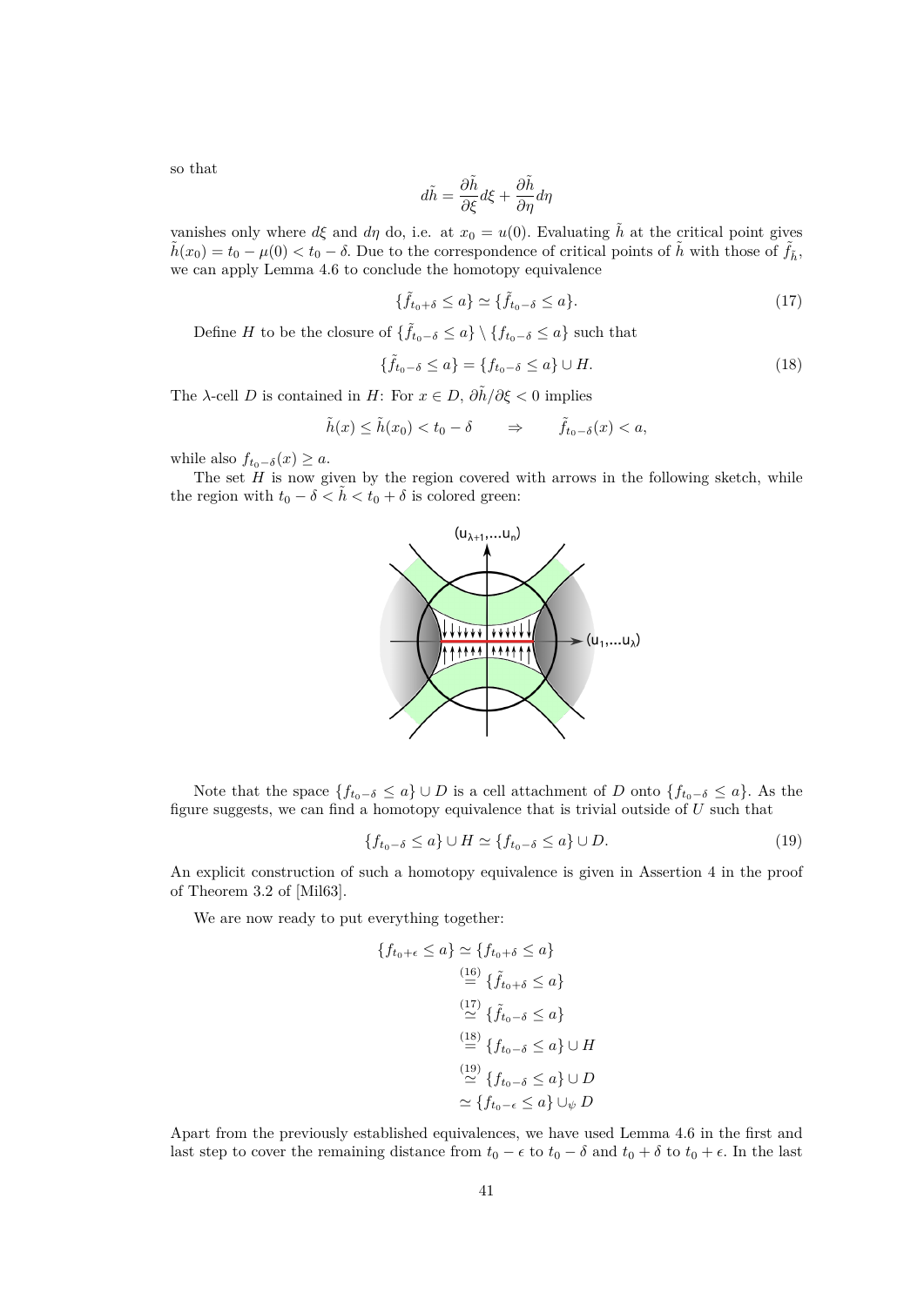so that

$$d\tilde{h} = \frac{\partial \tilde{h}}{\partial \xi} d\xi + \frac{\partial \tilde{h}}{\partial \eta} d\eta$$

vanishes only where $d\xi$ and $d\eta$ do, i.e. at $x_0 = u(0)$. Evaluating $\tilde{h}$ at the critical point gives $\tilde{h}(x_0) = t_0 - \mu(0) < t_0 - \delta$. Due to the correspondence of critical points of $\tilde{h}$ with those of $\tilde{f}_{\tilde{h}}$, we can apply Lemma 4.6 to conclude the homotopy equivalence

$$\{\tilde{f}_{t_0+\delta} \leq a\} \simeq \{\tilde{f}_{t_0-\delta} \leq a\}. \tag{17}$$

Define $H$ to be the closure of $\{\tilde{f}_{t_0-\delta} \leq a\} \setminus \{f_{t_0-\delta} \leq a\}$ such that

$$\{\tilde{f}_{t_0-\delta} \leq a\} = \{f_{t_0-\delta} \leq a\} \cup H. \tag{18}$$

The $\lambda$-cell $D$ is contained in $H$: For $x \in D$, $\partial\tilde{h}/\partial\xi < 0$ implies

$$\tilde{h}(x) \leq \tilde{h}(x_0) < t_0 - \delta \qquad \Rightarrow \qquad \tilde{f}_{t_0-\delta}(x) < a,$$

while also $f_{t_0-\delta}(x) \geq a$.

The set $H$ is now given by the region covered with arrows in the following sketch, while the region with $t_0 - \delta < \tilde{h} < t_0 + \delta$ is colored green:

Note that the space $\{f_{t_0-\delta} \leq a\} \cup D$ is a cell attachment of $D$ onto $\{f_{t_0-\delta} \leq a\}$. As the figure suggests, we can find a homotopy equivalence that is trivial outside of $U$ such that

$$\{f_{t_0-\delta} \leq a\} \cup H \simeq \{f_{t_0-\delta} \leq a\} \cup D. \tag{19}$$

An explicit construction of such a homotopy equivalence is given in Assertion 4 in the proof of Theorem 3.2 of [Mil63].

We are now ready to put everything together:

$$\begin{aligned}
\{f_{t_0+\epsilon} \leq a\} &\simeq \{f_{t_0+\delta} \leq a\} \\
&\overset{(16)}{=} \{\tilde{f}_{t_0+\delta} \leq a\} \\
&\overset{(17)}{\simeq} \{\tilde{f}_{t_0-\delta} \leq a\} \\
&\overset{(18)}{=} \{f_{t_0-\delta} \leq a\} \cup H \\
&\overset{(19)}{\simeq} \{f_{t_0-\delta} \leq a\} \cup D \\
&\simeq \{f_{t_0-\epsilon} \leq a\} \cup_\psi D
\end{aligned}$$

Apart from the previously established equivalences, we have used Lemma 4.6 in the first and last step to cover the remaining distance from $t_0 - \epsilon$ to $t_0 - \delta$ and $t_0 + \delta$ to $t_0 + \epsilon$. In the last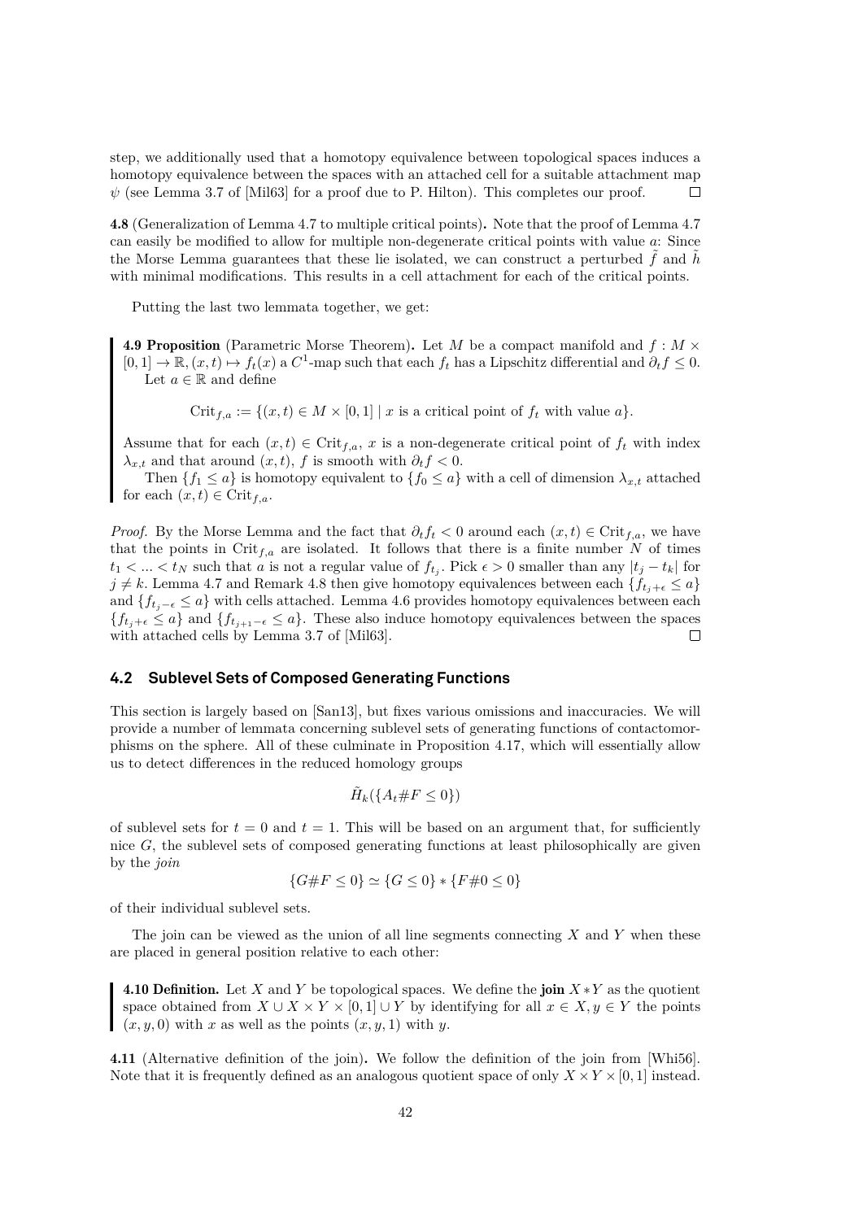step, we additionally used that a homotopy equivalence between topological spaces induces a homotopy equivalence between the spaces with an attached cell for a suitable attachment map $\psi$ (see Lemma 3.7 of [Mil63] for a proof due to P. Hilton). This completes our proof. □

**4.8** (Generalization of Lemma 4.7 to multiple critical points)**.** Note that the proof of Lemma 4.7 can easily be modified to allow for multiple non-degenerate critical points with value $a$: Since the Morse Lemma guarantees that these lie isolated, we can construct a perturbed $\tilde{f}$ and $\tilde{h}$ with minimal modifications. This results in a cell attachment for each of the critical points.

Putting the last two lemmata together, we get:

**4.9 Proposition** (Parametric Morse Theorem)**.** Let $M$ be a compact manifold and $f : M \times [0, 1] \to \mathbb{R}, (x, t) \mapsto f_t(x)$ a $C^1$-map such that each $f_t$ has a Lipschitz differential and $\partial_t f \leq 0$. Let $a \in \mathbb{R}$ and define

$$\mathrm{Crit}_{f,a} := \{(x, t) \in M \times [0, 1] \mid x \text{ is a critical point of } f_t \text{ with value } a\}.$$

Assume that for each $(x, t) \in \mathrm{Crit}_{f,a}$, $x$ is a non-degenerate critical point of $f_t$ with index $\lambda_{x,t}$ and that around $(x, t)$, $f$ is smooth with $\partial_t f < 0$.

Then $\{f_1 \leq a\}$ is homotopy equivalent to $\{f_0 \leq a\}$ with a cell of dimension $\lambda_{x,t}$ attached for each $(x, t) \in \mathrm{Crit}_{f,a}$.

*Proof.* By the Morse Lemma and the fact that $\partial_t f_t < 0$ around each $(x, t) \in \mathrm{Crit}_{f,a}$, we have that the points in $\mathrm{Crit}_{f,a}$ are isolated. It follows that there is a finite number $N$ of times $t_1 < \ldots < t_N$ such that $a$ is not a regular value of $f_{t_j}$. Pick $\epsilon > 0$ smaller than any $|t_j - t_k|$ for $j \neq k$. Lemma 4.7 and Remark 4.8 then give homotopy equivalences between each $\{f_{t_j+\epsilon} \leq a\}$ and $\{f_{t_j-\epsilon} \leq a\}$ with cells attached. Lemma 4.6 provides homotopy equivalences between each $\{f_{t_j+\epsilon} \leq a\}$ and $\{f_{t_{j+1}-\epsilon} \leq a\}$. These also induce homotopy equivalences between the spaces with attached cells by Lemma 3.7 of [Mil63]. □

## 4.2 Sublevel Sets of Composed Generating Functions

This section is largely based on [San13], but fixes various omissions and inaccuracies. We will provide a number of lemmata concerning sublevel sets of generating functions of contactomorphisms on the sphere. All of these culminate in Proposition 4.17, which will essentially allow us to detect differences in the reduced homology groups

$$\tilde{H}_k(\{A_t \# F \leq 0\})$$

of sublevel sets for $t = 0$ and $t = 1$. This will be based on an argument that, for sufficiently nice $G$, the sublevel sets of composed generating functions at least philosophically are given by the *join*

$$\{G \# F \leq 0\} \simeq \{G \leq 0\} * \{F \# 0 \leq 0\}$$

of their individual sublevel sets.

The join can be viewed as the union of all line segments connecting $X$ and $Y$ when these are placed in general position relative to each other:

**4.10 Definition.** Let $X$ and $Y$ be topological spaces. We define the **join** $X * Y$ as the quotient space obtained from $X \cup X \times Y \times [0, 1] \cup Y$ by identifying for all $x \in X, y \in Y$ the points $(x, y, 0)$ with $x$ as well as the points $(x, y, 1)$ with $y$.

**4.11** (Alternative definition of the join)**.** We follow the definition of the join from [Whi56]. Note that it is frequently defined as an analogous quotient space of only $X \times Y \times [0, 1]$ instead.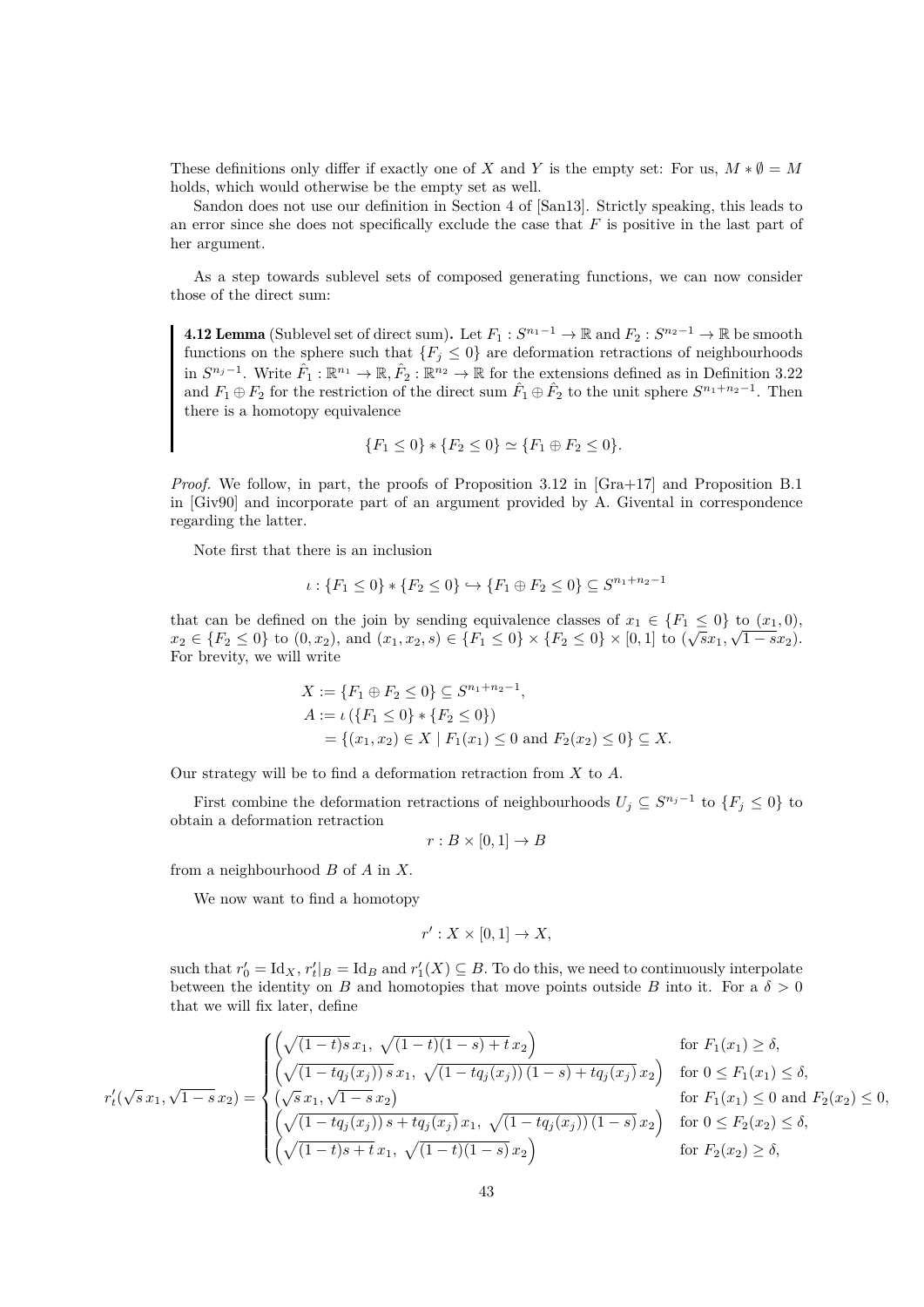These definitions only differ if exactly one of $X$ and $Y$ is the empty set: For us, $M * \emptyset = M$ holds, which would otherwise be the empty set as well.

Sandon does not use our definition in Section 4 of [San13]. Strictly speaking, this leads to an error since she does not specifically exclude the case that $F$ is positive in the last part of her argument.

As a step towards sublevel sets of composed generating functions, we can now consider those of the direct sum:

**4.12 Lemma** (Sublevel set of direct sum)**.** Let $F_1 : S^{n_1-1} \to \mathbb{R}$ and $F_2 : S^{n_2-1} \to \mathbb{R}$ be smooth functions on the sphere such that $\{F_j \leq 0\}$ are deformation retractions of neighbourhoods in $S^{n_j-1}$. Write $\hat{F}_1 : \mathbb{R}^{n_1} \to \mathbb{R}, \hat{F}_2 : \mathbb{R}^{n_2} \to \mathbb{R}$ for the extensions defined as in Definition 3.22 and $F_1 \oplus F_2$ for the restriction of the direct sum $\hat{F}_1 \oplus \hat{F}_2$ to the unit sphere $S^{n_1+n_2-1}$. Then there is a homotopy equivalence

$$\{F_1 \leq 0\} * \{F_2 \leq 0\} \simeq \{F_1 \oplus F_2 \leq 0\}.$$

*Proof.* We follow, in part, the proofs of Proposition 3.12 in [Gra+17] and Proposition B.1 in [Giv90] and incorporate part of an argument provided by A. Givental in correspondence regarding the latter.

Note first that there is an inclusion

$$\iota : \{F_1 \leq 0\} * \{F_2 \leq 0\} \hookrightarrow \{F_1 \oplus F_2 \leq 0\} \subseteq S^{n_1+n_2-1}$$

that can be defined on the join by sending equivalence classes of $x_1 \in \{F_1 \leq 0\}$ to $(x_1, 0)$, $x_2 \in \{F_2 \leq 0\}$ to $(0, x_2)$, and $(x_1, x_2, s) \in \{F_1 \leq 0\} \times \{F_2 \leq 0\} \times [0, 1]$ to $(\sqrt{s}x_1, \sqrt{1-s}x_2)$. For brevity, we will write

$$\begin{aligned}
X &:= \{F_1 \oplus F_2 \leq 0\} \subseteq S^{n_1+n_2-1}, \\
A &:= \iota\left(\{F_1 \leq 0\} * \{F_2 \leq 0\}\right) \\
&= \{(x_1, x_2) \in X \mid F_1(x_1) \leq 0 \text{ and } F_2(x_2) \leq 0\} \subseteq X.
\end{aligned}$$

Our strategy will be to find a deformation retraction from $X$ to $A$.

First combine the deformation retractions of neighbourhoods $U_j \subseteq S^{n_j-1}$ to $\{F_j \leq 0\}$ to obtain a deformation retraction

$$r : B \times [0, 1] \to B$$

from a neighbourhood $B$ of $A$ in $X$.

We now want to find a homotopy

$$r' : X \times [0, 1] \to X,$$

such that $r'_0 = \mathrm{Id}_X$, $r'_t|_B = \mathrm{Id}_B$ and $r'_1(X) \subseteq B$. To do this, we need to continuously interpolate between the identity on $B$ and homotopies that move points outside $B$ into it. For a $\delta > 0$ that we will fix later, define

$$r'_t(\sqrt{s}\,x_1, \sqrt{1-s}\,x_2) = \begin{cases}
\left(\sqrt{(1-t)s}\,x_1,\ \sqrt{(1-t)(1-s)+t}\,x_2\right) & \text{for } F_1(x_1) \geq \delta, \\
\left(\sqrt{(1-tq_j(x_j))\,s}\,x_1,\ \sqrt{(1-tq_j(x_j))\,(1-s)+tq_j(x_j)}\,x_2\right) & \text{for } 0 \leq F_1(x_1) \leq \delta, \\
\left(\sqrt{s}\,x_1, \sqrt{1-s}\,x_2\right) & \text{for } F_1(x_1) \leq 0 \text{ and } F_2(x_2) \leq 0, \\
\left(\sqrt{(1-tq_j(x_j))\,s+tq_j(x_j)}\,x_1,\ \sqrt{(1-tq_j(x_j))\,(1-s)}\,x_2\right) & \text{for } 0 \leq F_2(x_2) \leq \delta, \\
\left(\sqrt{(1-t)s+t}\,x_1,\ \sqrt{(1-t)(1-s)}\,x_2\right) & \text{for } F_2(x_2) \geq \delta,
\end{cases}$$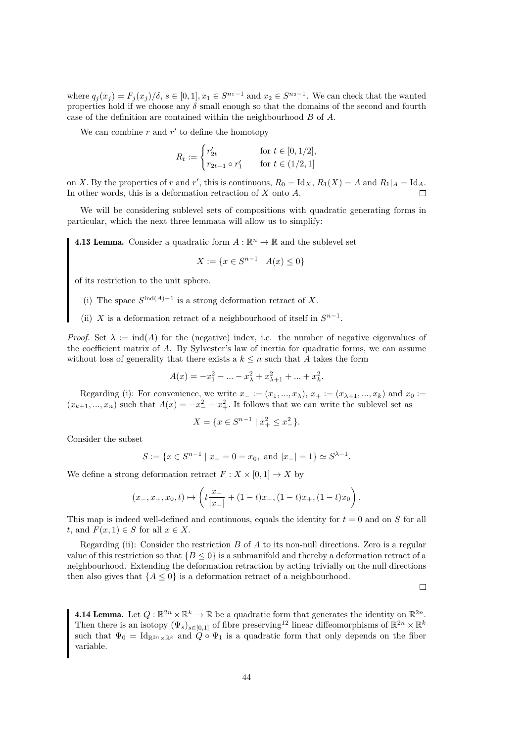where $q_j(x_j) = F_j(x_j)/\delta$, $s \in [0,1], x_1 \in S^{n_1-1}$ and $x_2 \in S^{n_2-1}$. We can check that the wanted properties hold if we choose any $\delta$ small enough so that the domains of the second and fourth case of the definition are contained within the neighbourhood $B$ of $A$.

We can combine $r$ and $r'$ to define the homotopy

$$R_t := \begin{cases} r'_{2t} & \text{for } t \in [0, 1/2], \\ r_{2t-1} \circ r'_1 & \text{for } t \in (1/2, 1] \end{cases}$$

on $X$. By the properties of $r$ and $r'$, this is continuous, $R_0 = \mathrm{Id}_X$, $R_1(X) = A$ and $R_1|_A = \mathrm{Id}_A$. In other words, this is a deformation retraction of $X$ onto $A$. □

We will be considering sublevel sets of compositions with quadratic generating forms in particular, which the next three lemmata will allow us to simplify:

**4.13 Lemma.** Consider a quadratic form $A : \mathbb{R}^n \to \mathbb{R}$ and the sublevel set

$$X := \{x \in S^{n-1} \mid A(x) \leq 0\}$$

of its restriction to the unit sphere.

(i) The space $S^{\mathrm{ind}(A)-1}$ is a strong deformation retract of $X$.

(ii) $X$ is a deformation retract of a neighbourhood of itself in $S^{n-1}$.

*Proof.* Set $\lambda := \mathrm{ind}(A)$ for the (negative) index, i.e. the number of negative eigenvalues of the coefficient matrix of $A$. By Sylvester's law of inertia for quadratic forms, we can assume without loss of generality that there exists a $k \leq n$ such that $A$ takes the form

$$A(x) = -x_1^2 - ... - x_\lambda^2 + x_{\lambda+1}^2 + ... + x_k^2.$$

Regarding (i): For convenience, we write $x_- := (x_1, ..., x_\lambda)$, $x_+ := (x_{\lambda+1}, ..., x_k)$ and $x_0 := (x_{k+1}, ..., x_n)$ such that $A(x) = -x_-^2 + x_+^2$. It follows that we can write the sublevel set as

$$X = \{x \in S^{n-1} \mid x_+^2 \leq x_-^2\}.$$

Consider the subset

$$S := \{x \in S^{n-1} \mid x_+ = 0 = x_0, \text{ and } |x_-| = 1\} \simeq S^{\lambda-1}.$$

We define a strong deformation retract $F : X \times [0,1] \to X$ by

$$(x_-, x_+, x_0, t) \mapsto \left( t\frac{x_-}{|x_-|} + (1-t)x_-, (1-t)x_+, (1-t)x_0 \right).$$

This map is indeed well-defined and continuous, equals the identity for $t = 0$ and on $S$ for all $t$, and $F(x, 1) \in S$ for all $x \in X$.

Regarding (ii): Consider the restriction $B$ of $A$ to its non-null directions. Zero is a regular value of this restriction so that $\{B \leq 0\}$ is a submanifold and thereby a deformation retract of a neighbourhood. Extending the deformation retraction by acting trivially on the null directions then also gives that $\{A \leq 0\}$ is a deformation retract of a neighbourhood.

□

**4.14 Lemma.** Let $Q : \mathbb{R}^{2n} \times \mathbb{R}^k \to \mathbb{R}$ be a quadratic form that generates the identity on $\mathbb{R}^{2n}$. Then there is an isotopy $(\Psi_s)_{s \in [0,1]}$ of fibre preserving[12] linear diffeomorphisms of $\mathbb{R}^{2n} \times \mathbb{R}^k$ such that $\Psi_0 = \mathrm{Id}_{\mathbb{R}^{2n} \times \mathbb{R}^k}$ and $Q \circ \Psi_1$ is a quadratic form that only depends on the fiber variable.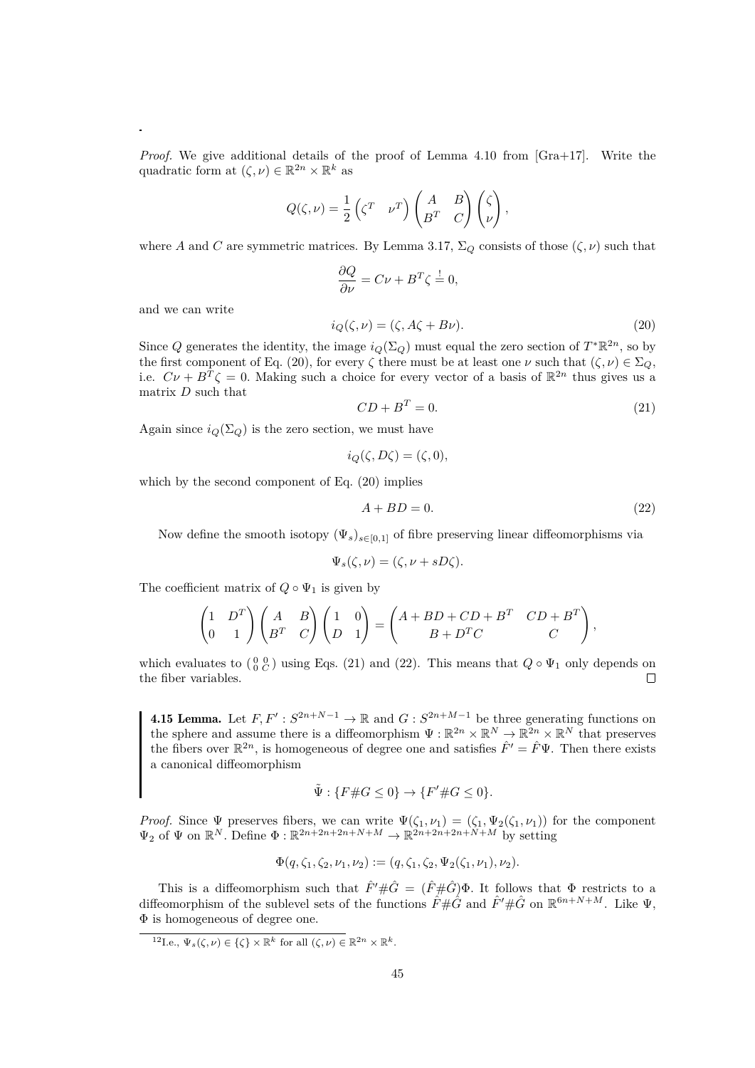*Proof.* We give additional details of the proof of Lemma 4.10 from [Gra+17]. Write the quadratic form at $(\zeta, \nu) \in \mathbb{R}^{2n} \times \mathbb{R}^k$ as

$$Q(\zeta, \nu) = \frac{1}{2} \begin{pmatrix} \zeta^T & \nu^T \end{pmatrix} \begin{pmatrix} A & B \\ B^T & C \end{pmatrix} \begin{pmatrix} \zeta \\ \nu \end{pmatrix},$$

where $A$ and $C$ are symmetric matrices. By Lemma 3.17, $\Sigma_Q$ consists of those $(\zeta, \nu)$ such that

$$\frac{\partial Q}{\partial \nu} = C\nu + B^T \zeta \stackrel{!}{=} 0,$$

and we can write

$$i_Q(\zeta, \nu) = (\zeta, A\zeta + B\nu). \tag{20}$$

Since $Q$ generates the identity, the image $i_Q(\Sigma_Q)$ must equal the zero section of $T^*\mathbb{R}^{2n}$, so by the first component of Eq. (20), for every $\zeta$ there must be at least one $\nu$ such that $(\zeta, \nu) \in \Sigma_Q$, i.e. $C\nu + B^T\zeta = 0$. Making such a choice for every vector of a basis of $\mathbb{R}^{2n}$ thus gives us a matrix $D$ such that

$$CD + B^T = 0. \tag{21}$$

Again since $i_Q(\Sigma_Q)$ is the zero section, we must have

$$i_Q(\zeta, D\zeta) = (\zeta, 0),$$

which by the second component of Eq. (20) implies

$$A + BD = 0. \tag{22}$$

Now define the smooth isotopy $(\Psi_s)_{s\in[0,1]}$ of fibre preserving linear diffeomorphisms via

$$\Psi_s(\zeta, \nu) = (\zeta, \nu + sD\zeta).$$

The coefficient matrix of $Q \circ \Psi_1$ is given by

$$\begin{pmatrix} 1 & D^T \\ 0 & 1 \end{pmatrix} \begin{pmatrix} A & B \\ B^T & C \end{pmatrix} \begin{pmatrix} 1 & 0 \\ D & 1 \end{pmatrix} = \begin{pmatrix} A + BD + CD + B^T & CD + B^T \\ B + D^T C & C \end{pmatrix},$$

which evaluates to $\left(\begin{smallmatrix} 0 & 0 \\ 0 & C \end{smallmatrix}\right)$ using Eqs. (21) and (22). This means that $Q \circ \Psi_1$ only depends on the fiber variables. $\square$

**4.15 Lemma.** Let $F, F' : S^{2n+N-1} \to \mathbb{R}$ and $G : S^{2n+M-1}$ be three generating functions on the sphere and assume there is a diffeomorphism $\Psi : \mathbb{R}^{2n} \times \mathbb{R}^N \to \mathbb{R}^{2n} \times \mathbb{R}^N$ that preserves the fibers over $\mathbb{R}^{2n}$, is homogeneous of degree one and satisfies $\hat{F}' = \hat{F}\Psi$. Then there exists a canonical diffeomorphism

$$\tilde{\Psi} : \{F\#G \leq 0\} \to \{F'\#G \leq 0\}.$$

*Proof.* Since $\Psi$ preserves fibers, we can write $\Psi(\zeta_1, \nu_1) = (\zeta_1, \Psi_2(\zeta_1, \nu_1))$ for the component $\Psi_2$ of $\Psi$ on $\mathbb{R}^N$. Define $\Phi : \mathbb{R}^{2n+2n+2n+N+M} \to \mathbb{R}^{2n+2n+2n+N+M}$ by setting

$$\Phi(q, \zeta_1, \zeta_2, \nu_1, \nu_2) := (q, \zeta_1, \zeta_2, \Psi_2(\zeta_1, \nu_1), \nu_2).$$

This is a diffeomorphism such that $\hat{F}'\#\hat{G} = (\hat{F}\#\hat{G})\Phi$. It follows that $\Phi$ restricts to a diffeomorphism of the sublevel sets of the functions $\hat{F}\#\hat{G}$ and $\hat{F}'\#\hat{G}$ on $\mathbb{R}^{6n+N+M}$. Like $\Psi$, $\Phi$ is homogeneous of degree one.

[12] I.e., $\Psi_s(\zeta, \nu) \in \{\zeta\} \times \mathbb{R}^k$ for all $(\zeta, \nu) \in \mathbb{R}^{2n} \times \mathbb{R}^k$.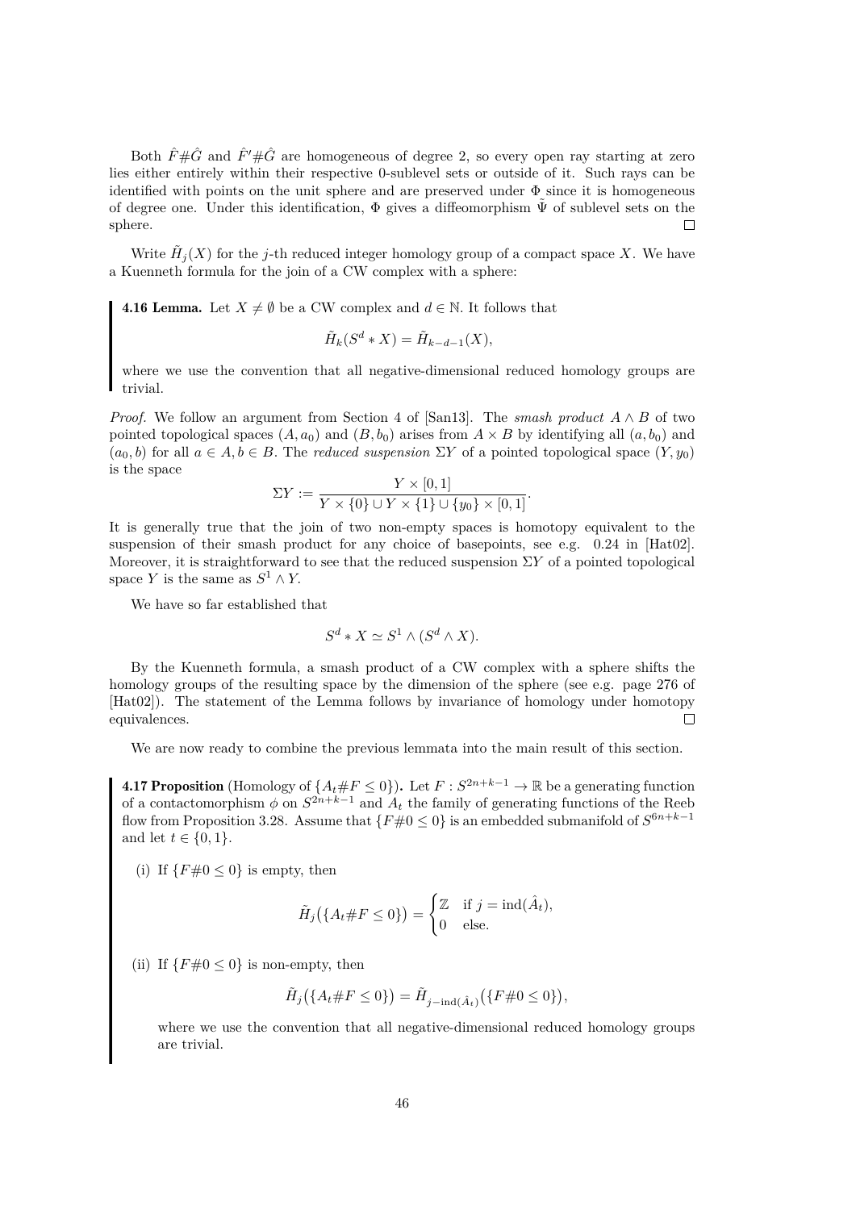Both $\hat{F}\#\hat{G}$ and $\hat{F}'\#\hat{G}$ are homogeneous of degree 2, so every open ray starting at zero lies either entirely within their respective 0-sublevel sets or outside of it. Such rays can be identified with points on the unit sphere and are preserved under $\Phi$ since it is homogeneous of degree one. Under this identification, $\Phi$ gives a diffeomorphism $\tilde{\Psi}$ of sublevel sets on the sphere. □

Write $\tilde{H}_j(X)$ for the $j$-th reduced integer homology group of a compact space $X$. We have a Kuenneth formula for the join of a CW complex with a sphere:

**4.16 Lemma.** Let $X \neq \emptyset$ be a CW complex and $d \in \mathbb{N}$. It follows that

$$\tilde{H}_k(S^d * X) = \tilde{H}_{k-d-1}(X),$$

where we use the convention that all negative-dimensional reduced homology groups are trivial.

*Proof.* We follow an argument from Section 4 of [San13]. The *smash product* $A \wedge B$ of two pointed topological spaces $(A, a_0)$ and $(B, b_0)$ arises from $A \times B$ by identifying all $(a, b_0)$ and $(a_0, b)$ for all $a \in A, b \in B$. The *reduced suspension* $\Sigma Y$ of a pointed topological space $(Y, y_0)$ is the space

$$\Sigma Y := \frac{Y \times [0,1]}{Y \times \{0\} \cup Y \times \{1\} \cup \{y_0\} \times [0,1]}.$$

It is generally true that the join of two non-empty spaces is homotopy equivalent to the suspension of their smash product for any choice of basepoints, see e.g. 0.24 in [Hat02]. Moreover, it is straightforward to see that the reduced suspension $\Sigma Y$ of a pointed topological space $Y$ is the same as $S^1 \wedge Y$.

We have so far established that

$$S^d * X \simeq S^1 \wedge (S^d \wedge X).$$

By the Kuenneth formula, a smash product of a CW complex with a sphere shifts the homology groups of the resulting space by the dimension of the sphere (see e.g. page 276 of [Hat02]). The statement of the Lemma follows by invariance of homology under homotopy equivalences. □

We are now ready to combine the previous lemmata into the main result of this section.

**4.17 Proposition** (Homology of $\{A_t\#F \leq 0\}$)**.** Let $F : S^{2n+k-1} \to \mathbb{R}$ be a generating function of a contactomorphism $\phi$ on $S^{2n+k-1}$ and $A_t$ the family of generating functions of the Reeb flow from Proposition 3.28. Assume that $\{F\#0 \leq 0\}$ is an embedded submanifold of $S^{6n+k-1}$ and let $t \in \{0, 1\}$.

(i) If $\{F\#0 \leq 0\}$ is empty, then

$$\tilde{H}_j\big(\{A_t\#F \leq 0\}\big) = \begin{cases} \mathbb{Z} & \text{if } j = \operatorname{ind}(\hat{A}_t), \\ 0 & \text{else.} \end{cases}$$

(ii) If $\{F\#0 \leq 0\}$ is non-empty, then

$$\tilde{H}_j\big(\{A_t\#F \leq 0\}\big) = \tilde{H}_{j-\operatorname{ind}(\hat{A}_t)}\big(\{F\#0 \leq 0\}\big),$$

where we use the convention that all negative-dimensional reduced homology groups are trivial.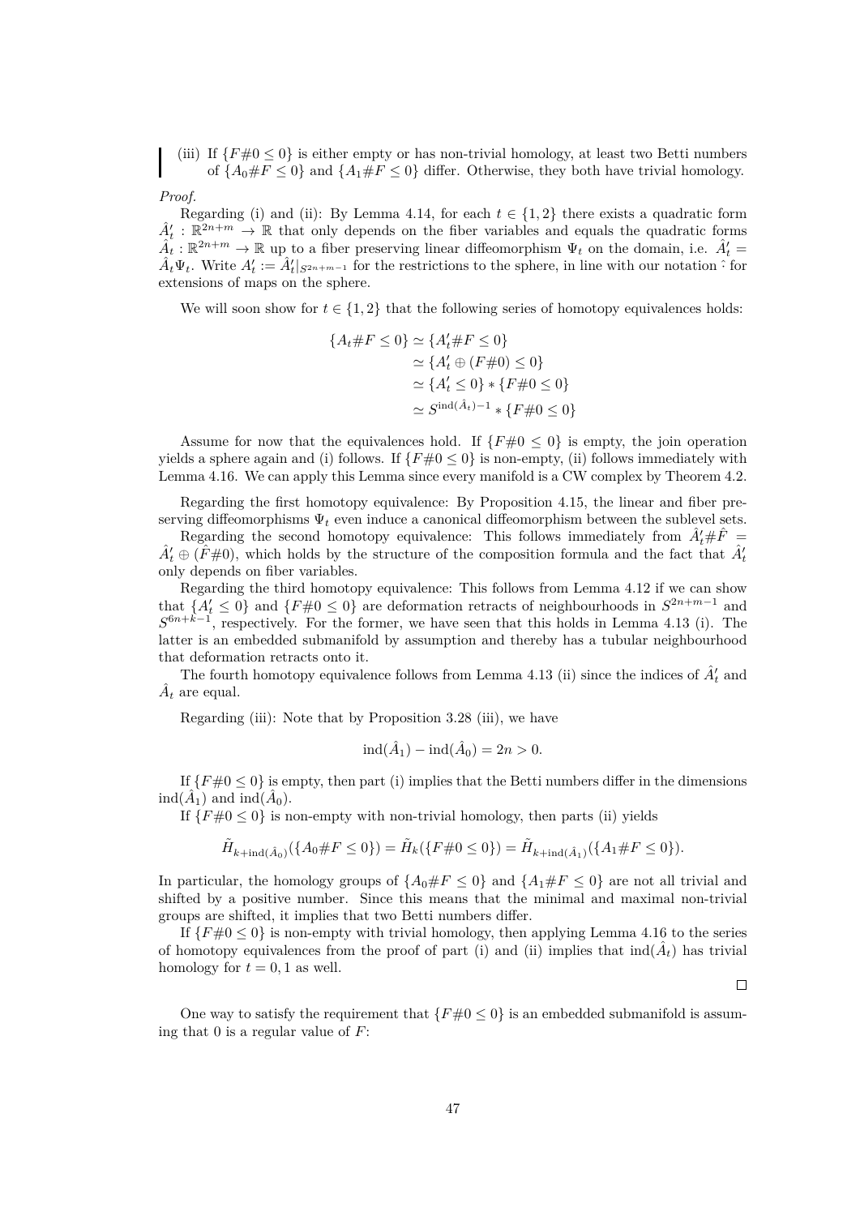(iii) If $\{F\#0 \leq 0\}$ is either empty or has non-trivial homology, at least two Betti numbers of $\{A_0\#F \leq 0\}$ and $\{A_1\#F \leq 0\}$ differ. Otherwise, they both have trivial homology.

*Proof.*

Regarding (i) and (ii): By Lemma 4.14, for each $t \in \{1, 2\}$ there exists a quadratic form $\hat{A}'_t : \mathbb{R}^{2n+m} \to \mathbb{R}$ that only depends on the fiber variables and equals the quadratic forms $\hat{A}_t : \mathbb{R}^{2n+m} \to \mathbb{R}$ up to a fiber preserving linear diffeomorphism $\Psi_t$ on the domain, i.e. $\hat{A}'_t = \hat{A}_t \Psi_t$. Write $A'_t := \hat{A}'_t|_{S^{2n+m-1}}$ for the restrictions to the sphere, in line with our notation $\hat{\ }$ for extensions of maps on the sphere.

We will soon show for $t \in \{1, 2\}$ that the following series of homotopy equivalences holds:

$$
\begin{aligned}
\{A_t\#F \leq 0\} &\simeq \{A'_t\#F \leq 0\} \\
&\simeq \{A'_t \oplus (F\#0) \leq 0\} \\
&\simeq \{A'_t \leq 0\} * \{F\#0 \leq 0\} \\
&\simeq S^{\mathrm{ind}(\hat{A}_t)-1} * \{F\#0 \leq 0\}
\end{aligned}
$$

Assume for now that the equivalences hold. If $\{F\#0 \leq 0\}$ is empty, the join operation yields a sphere again and (i) follows. If $\{F\#0 \leq 0\}$ is non-empty, (ii) follows immediately with Lemma 4.16. We can apply this Lemma since every manifold is a CW complex by Theorem 4.2.

Regarding the first homotopy equivalence: By Proposition 4.15, the linear and fiber preserving diffeomorphisms $\Psi_t$ even induce a canonical diffeomorphism between the sublevel sets.

Regarding the second homotopy equivalence: This follows immediately from $\hat{A}'_t\#\hat{F} = \hat{A}'_t \oplus (\hat{F}\#0)$, which holds by the structure of the composition formula and the fact that $\hat{A}'_t$ only depends on fiber variables.

Regarding the third homotopy equivalence: This follows from Lemma 4.12 if we can show that $\{A'_t \leq 0\}$ and $\{F\#0 \leq 0\}$ are deformation retracts of neighbourhoods in $S^{2n+m-1}$ and $S^{6n+k-1}$, respectively. For the former, we have seen that this holds in Lemma 4.13 (i). The latter is an embedded submanifold by assumption and thereby has a tubular neighbourhood that deformation retracts onto it.

The fourth homotopy equivalence follows from Lemma 4.13 (ii) since the indices of $\hat{A}'_t$ and $\hat{A}_t$ are equal.

Regarding (iii): Note that by Proposition 3.28 (iii), we have

$$
\mathrm{ind}(\hat{A}_1) - \mathrm{ind}(\hat{A}_0) = 2n > 0.
$$

If $\{F\#0 \leq 0\}$ is empty, then part (i) implies that the Betti numbers differ in the dimensions $\mathrm{ind}(\hat{A}_1)$ and $\mathrm{ind}(\hat{A}_0)$.

If $\{F\#0 \leq 0\}$ is non-empty with non-trivial homology, then parts (ii) yields

$$
\tilde{H}_{k+\mathrm{ind}(\hat{A}_0)}(\{A_0\#F \leq 0\}) = \tilde{H}_k(\{F\#0 \leq 0\}) = \tilde{H}_{k+\mathrm{ind}(\hat{A}_1)}(\{A_1\#F \leq 0\}).
$$

In particular, the homology groups of $\{A_0\#F \leq 0\}$ and $\{A_1\#F \leq 0\}$ are not all trivial and shifted by a positive number. Since this means that the minimal and maximal non-trivial groups are shifted, it implies that two Betti numbers differ.

If $\{F\#0 \leq 0\}$ is non-empty with trivial homology, then applying Lemma 4.16 to the series of homotopy equivalences from the proof of part (i) and (ii) implies that $\mathrm{ind}(\hat{A}_t)$ has trivial homology for $t = 0, 1$ as well.

□

One way to satisfy the requirement that $\{F\#0 \leq 0\}$ is an embedded submanifold is assuming that 0 is a regular value of $F$: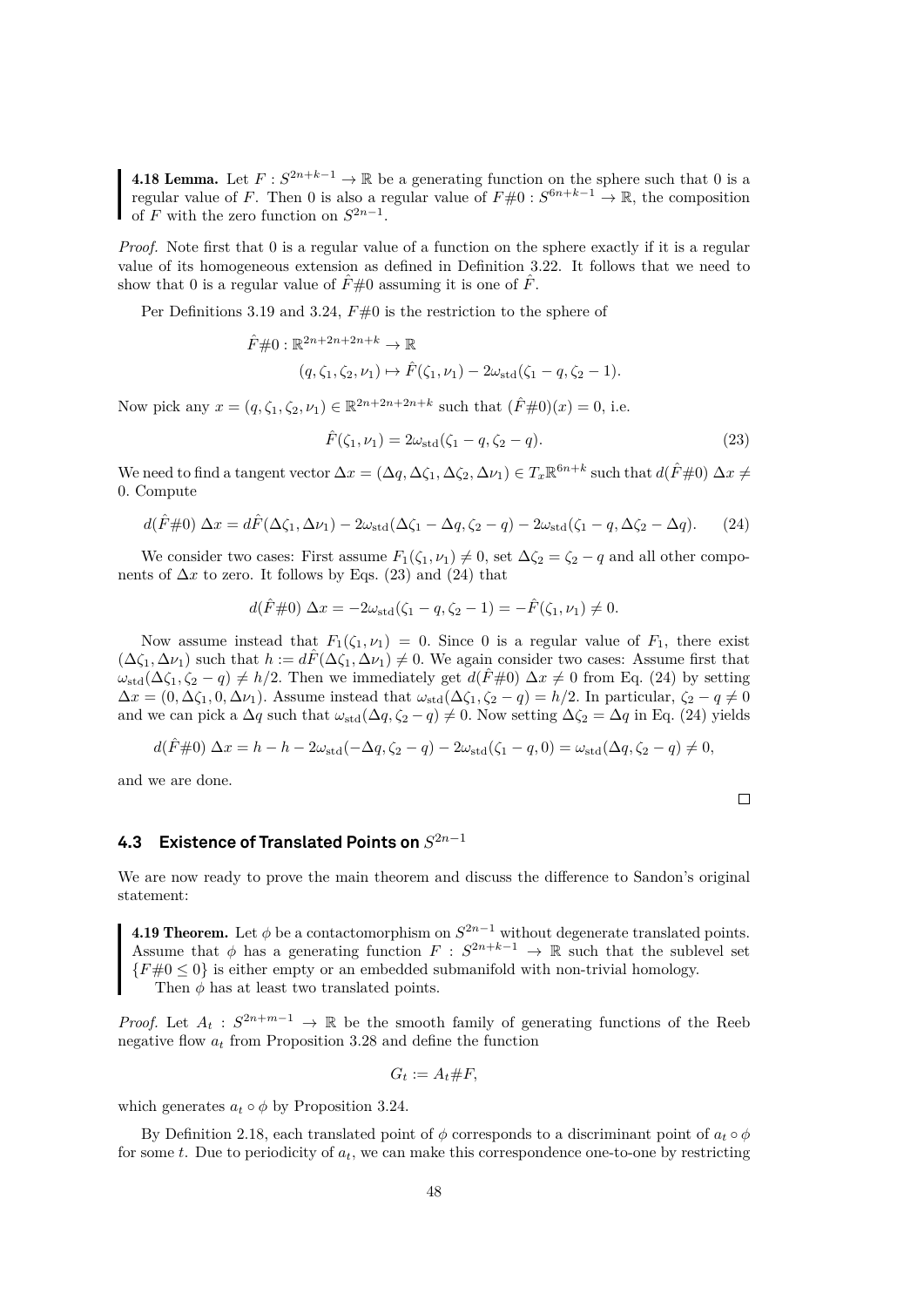**4.18 Lemma.** Let $F : S^{2n+k-1} \to \mathbb{R}$ be a generating function on the sphere such that 0 is a regular value of $F$. Then 0 is also a regular value of $F\#0 : S^{6n+k-1} \to \mathbb{R}$, the composition of $F$ with the zero function on $S^{2n-1}$.

*Proof.* Note first that 0 is a regular value of a function on the sphere exactly if it is a regular value of its homogeneous extension as defined in Definition 3.22. It follows that we need to show that 0 is a regular value of $\hat{F}\#0$ assuming it is one of $\hat{F}$.

Per Definitions 3.19 and 3.24, $F\#0$ is the restriction to the sphere of

$$
\begin{aligned}
\hat{F}\#0 : \mathbb{R}^{2n+2n+2n+k} &\to \mathbb{R} \\
(q, \zeta_1, \zeta_2, \nu_1) &\mapsto \hat{F}(\zeta_1, \nu_1) - 2\omega_{\mathrm{std}}(\zeta_1 - q, \zeta_2 - 1).
\end{aligned}
$$

Now pick any $x = (q, \zeta_1, \zeta_2, \nu_1) \in \mathbb{R}^{2n+2n+2n+k}$ such that $(\hat{F}\#0)(x) = 0$, i.e.

$$
\hat{F}(\zeta_1, \nu_1) = 2\omega_{\mathrm{std}}(\zeta_1 - q, \zeta_2 - q). \tag{23}
$$

We need to find a tangent vector $\Delta x = (\Delta q, \Delta\zeta_1, \Delta\zeta_2, \Delta\nu_1) \in T_x\mathbb{R}^{6n+k}$ such that $d(\hat{F}\#0)\ \Delta x \neq 0$. Compute

$$
d(\hat{F}\#0)\ \Delta x = d\hat{F}(\Delta\zeta_1, \Delta\nu_1) - 2\omega_{\mathrm{std}}(\Delta\zeta_1 - \Delta q, \zeta_2 - q) - 2\omega_{\mathrm{std}}(\zeta_1 - q, \Delta\zeta_2 - \Delta q). \tag{24}
$$

We consider two cases: First assume $F_1(\zeta_1, \nu_1) \neq 0$, set $\Delta\zeta_2 = \zeta_2 - q$ and all other components of $\Delta x$ to zero. It follows by Eqs. (23) and (24) that

$$
d(\hat{F}\#0)\ \Delta x = -2\omega_{\mathrm{std}}(\zeta_1 - q, \zeta_2 - 1) = -\hat{F}(\zeta_1, \nu_1) \neq 0.
$$

Now assume instead that $F_1(\zeta_1, \nu_1) = 0$. Since 0 is a regular value of $F_1$, there exist $(\Delta\zeta_1, \Delta\nu_1)$ such that $h := d\hat{F}(\Delta\zeta_1, \Delta\nu_1) \neq 0$. We again consider two cases: Assume first that $\omega_{\mathrm{std}}(\Delta\zeta_1, \zeta_2 - q) \neq h/2$. Then we immediately get $d(\hat{F}\#0)\ \Delta x \neq 0$ from Eq. (24) by setting $\Delta x = (0, \Delta\zeta_1, 0, \Delta\nu_1)$. Assume instead that $\omega_{\mathrm{std}}(\Delta\zeta_1, \zeta_2 - q) = h/2$. In particular, $\zeta_2 - q \neq 0$ and we can pick a $\Delta q$ such that $\omega_{\mathrm{std}}(\Delta q, \zeta_2 - q) \neq 0$. Now setting $\Delta\zeta_2 = \Delta q$ in Eq. (24) yields

$$
d(\hat{F}\#0)\ \Delta x = h - h - 2\omega_{\mathrm{std}}(-\Delta q, \zeta_2 - q) - 2\omega_{\mathrm{std}}(\zeta_1 - q, 0) = \omega_{\mathrm{std}}(\Delta q, \zeta_2 - q) \neq 0,
$$

and we are done. $\square$

## 4.3 Existence of Translated Points on $S^{2n-1}$

We are now ready to prove the main theorem and discuss the difference to Sandon's original statement:

**4.19 Theorem.** Let $\phi$ be a contactomorphism on $S^{2n-1}$ without degenerate translated points. Assume that $\phi$ has a generating function $F : S^{2n+k-1} \to \mathbb{R}$ such that the sublevel set $\{F\#0 \leq 0\}$ is either empty or an embedded submanifold with non-trivial homology.
Then $\phi$ has at least two translated points.

*Proof.* Let $A_t : S^{2n+m-1} \to \mathbb{R}$ be the smooth family of generating functions of the Reeb negative flow $a_t$ from Proposition 3.28 and define the function

$$
G_t := A_t\#F,
$$

which generates $a_t \circ \phi$ by Proposition 3.24.

By Definition 2.18, each translated point of $\phi$ corresponds to a discriminant point of $a_t \circ \phi$ for some $t$. Due to periodicity of $a_t$, we can make this correspondence one-to-one by restricting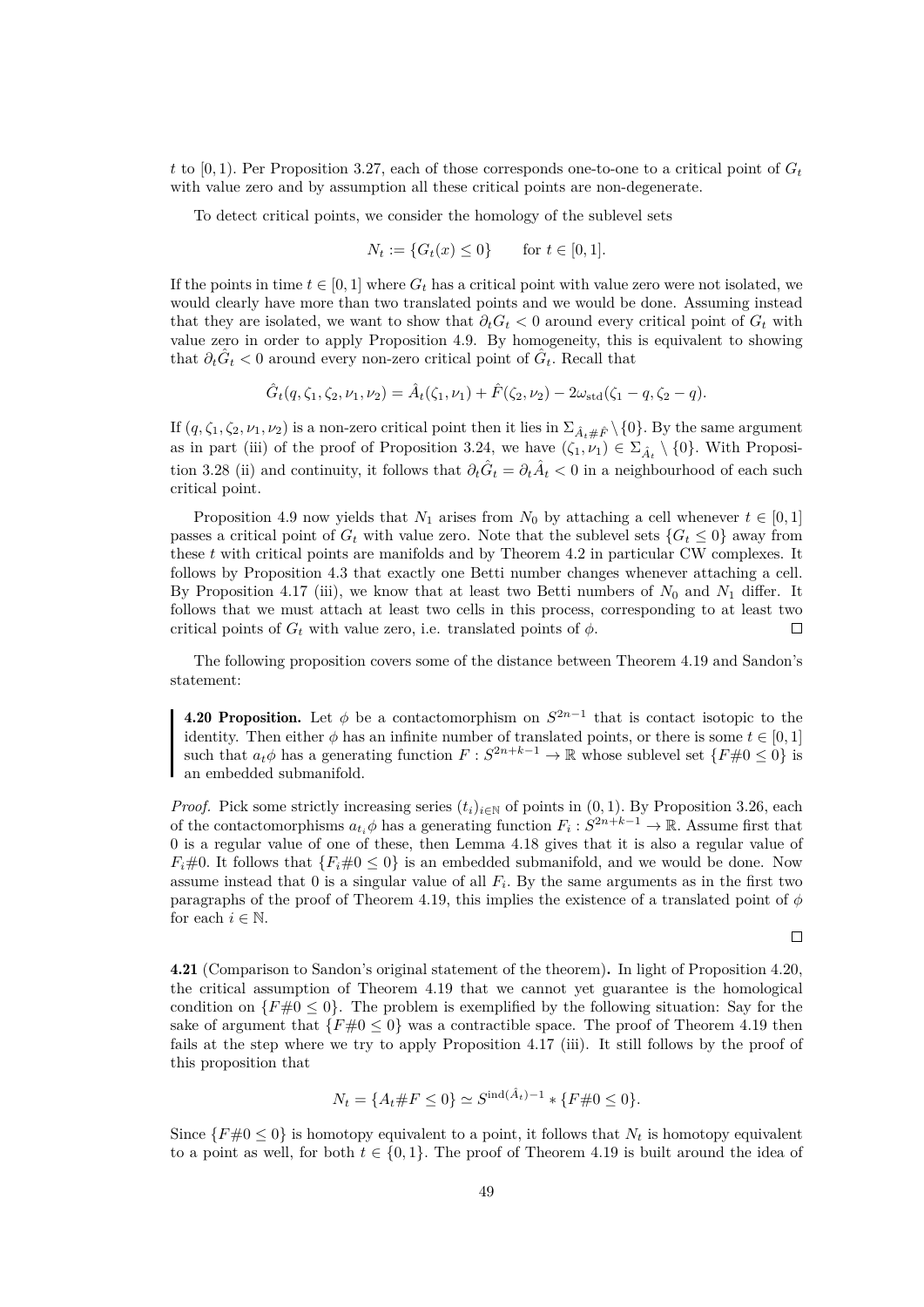$t$ to $[0, 1)$. Per Proposition 3.27, each of those corresponds one-to-one to a critical point of $G_t$ with value zero and by assumption all these critical points are non-degenerate.

To detect critical points, we consider the homology of the sublevel sets

$$N_t := \{G_t(x) \leq 0\} \qquad \text{for } t \in [0, 1].$$

If the points in time $t \in [0, 1]$ where $G_t$ has a critical point with value zero were not isolated, we would clearly have more than two translated points and we would be done. Assuming instead that they are isolated, we want to show that $\partial_t G_t < 0$ around every critical point of $G_t$ with value zero in order to apply Proposition 4.9. By homogeneity, this is equivalent to showing that $\partial_t \hat{G}_t < 0$ around every non-zero critical point of $\hat{G}_t$. Recall that

$$\hat{G}_t(q, \zeta_1, \zeta_2, \nu_1, \nu_2) = \hat{A}_t(\zeta_1, \nu_1) + \hat{F}(\zeta_2, \nu_2) - 2\omega_{\text{std}}(\zeta_1 - q, \zeta_2 - q).$$

If $(q, \zeta_1, \zeta_2, \nu_1, \nu_2)$ is a non-zero critical point then it lies in $\Sigma_{\hat{A}_t \# \hat{F}} \setminus \{0\}$. By the same argument as in part (iii) of the proof of Proposition 3.24, we have $(\zeta_1, \nu_1) \in \Sigma_{\hat{A}_t} \setminus \{0\}$. With Proposition 3.28 (ii) and continuity, it follows that $\partial_t \hat{G}_t = \partial_t \hat{A}_t < 0$ in a neighbourhood of each such critical point.

Proposition 4.9 now yields that $N_1$ arises from $N_0$ by attaching a cell whenever $t \in [0, 1]$ passes a critical point of $G_t$ with value zero. Note that the sublevel sets $\{G_t \leq 0\}$ away from these $t$ with critical points are manifolds and by Theorem 4.2 in particular CW complexes. It follows by Proposition 4.3 that exactly one Betti number changes whenever attaching a cell. By Proposition 4.17 (iii), we know that at least two Betti numbers of $N_0$ and $N_1$ differ. It follows that we must attach at least two cells in this process, corresponding to at least two critical points of $G_t$ with value zero, i.e. translated points of $\phi$. ☐

The following proposition covers some of the distance between Theorem 4.19 and Sandon's statement:

**4.20 Proposition.** Let $\phi$ be a contactomorphism on $S^{2n-1}$ that is contact isotopic to the identity. Then either $\phi$ has an infinite number of translated points, or there is some $t \in [0, 1]$ such that $a_t \phi$ has a generating function $F : S^{2n+k-1} \to \mathbb{R}$ whose sublevel set $\{F \# 0 \leq 0\}$ is an embedded submanifold.

*Proof.* Pick some strictly increasing series $(t_i)_{i \in \mathbb{N}}$ of points in $(0, 1)$. By Proposition 3.26, each of the contactomorphisms $a_{t_i} \phi$ has a generating function $F_i : S^{2n+k-1} \to \mathbb{R}$. Assume first that 0 is a regular value of one of these, then Lemma 4.18 gives that it is also a regular value of $F_i \# 0$. It follows that $\{F_i \# 0 \leq 0\}$ is an embedded submanifold, and we would be done. Now assume instead that 0 is a singular value of all $F_i$. By the same arguments as in the first two paragraphs of the proof of Theorem 4.19, this implies the existence of a translated point of $\phi$ for each $i \in \mathbb{N}$.

☐

**4.21** (Comparison to Sandon's original statement of the theorem)**.** In light of Proposition 4.20, the critical assumption of Theorem 4.19 that we cannot yet guarantee is the homological condition on $\{F \# 0 \leq 0\}$. The problem is exemplified by the following situation: Say for the sake of argument that $\{F \# 0 \leq 0\}$ was a contractible space. The proof of Theorem 4.19 then fails at the step where we try to apply Proposition 4.17 (iii). It still follows by the proof of this proposition that

$$N_t = \{A_t \# F \leq 0\} \simeq S^{\text{ind}(\hat{A}_t)-1} * \{F \# 0 \leq 0\}.$$

Since $\{F \# 0 \leq 0\}$ is homotopy equivalent to a point, it follows that $N_t$ is homotopy equivalent to a point as well, for both $t \in \{0, 1\}$. The proof of Theorem 4.19 is built around the idea of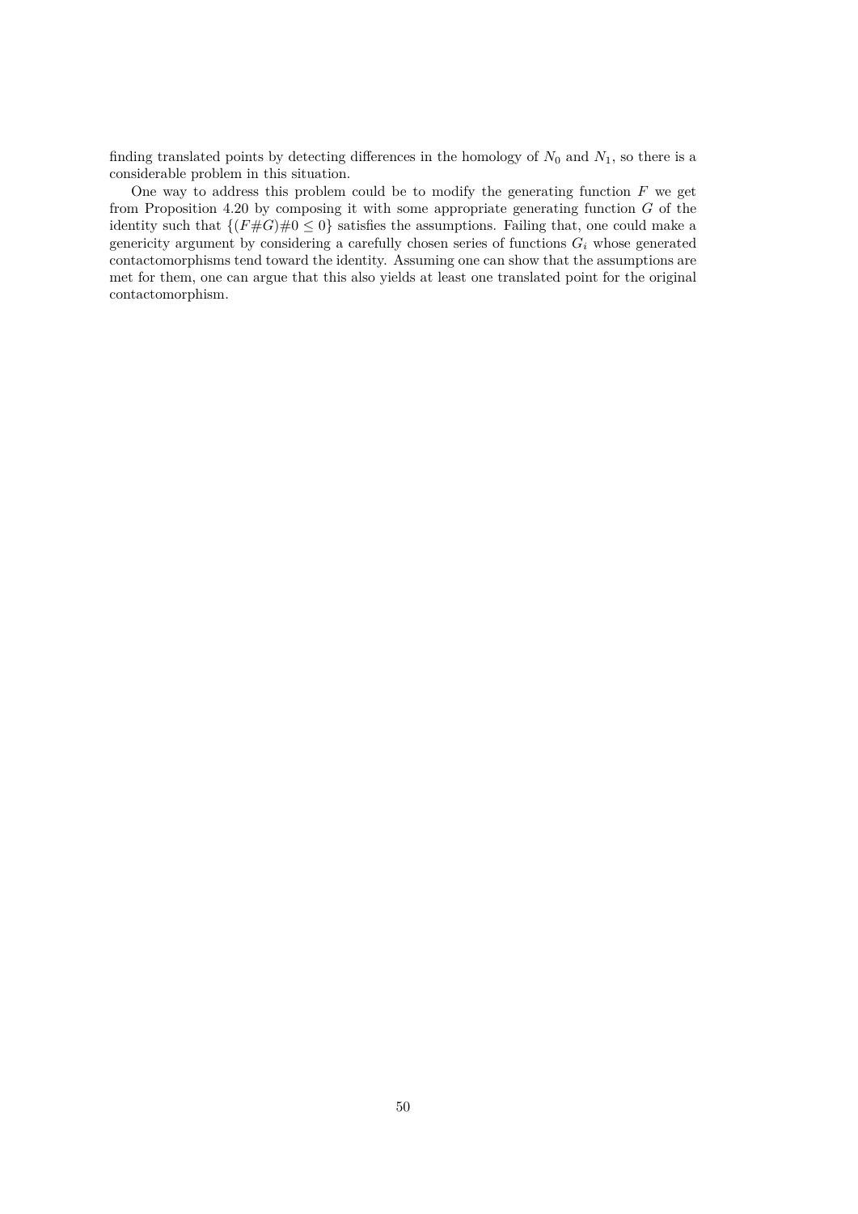finding translated points by detecting differences in the homology of $N_0$ and $N_1$, so there is a considerable problem in this situation.

One way to address this problem could be to modify the generating function $F$ we get from Proposition 4.20 by composing it with some appropriate generating function $G$ of the identity such that $\{(F\#G)\#0 \leq 0\}$ satisfies the assumptions. Failing that, one could make a genericity argument by considering a carefully chosen series of functions $G_i$ whose generated contactomorphisms tend toward the identity. Assuming one can show that the assumptions are met for them, one can argue that this also yields at least one translated point for the original contactomorphism.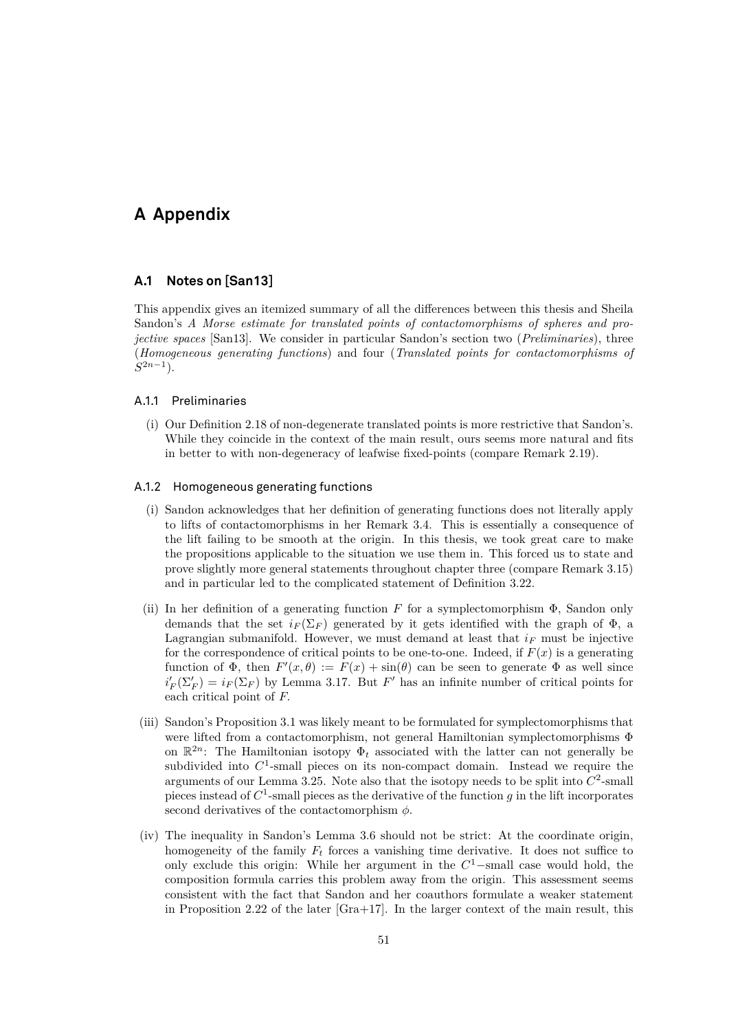# A Appendix

## A.1 Notes on [San13]

This appendix gives an itemized summary of all the differences between this thesis and Sheila Sandon's *A Morse estimate for translated points of contactomorphisms of spheres and projective spaces* [San13]. We consider in particular Sandon's section two (*Preliminaries*), three (*Homogeneous generating functions*) and four (*Translated points for contactomorphisms of* $S^{2n-1}$).

### A.1.1 Preliminaries

(i) Our Definition 2.18 of non-degenerate translated points is more restrictive that Sandon's. While they coincide in the context of the main result, ours seems more natural and fits in better to with non-degeneracy of leafwise fixed-points (compare Remark 2.19).

### A.1.2 Homogeneous generating functions

(i) Sandon acknowledges that her definition of generating functions does not literally apply to lifts of contactomorphisms in her Remark 3.4. This is essentially a consequence of the lift failing to be smooth at the origin. In this thesis, we took great care to make the propositions applicable to the situation we use them in. This forced us to state and prove slightly more general statements throughout chapter three (compare Remark 3.15) and in particular led to the complicated statement of Definition 3.22.

(ii) In her definition of a generating function $F$ for a symplectomorphism $\Phi$, Sandon only demands that the set $i_F(\Sigma_F)$ generated by it gets identified with the graph of $\Phi$, a Lagrangian submanifold. However, we must demand at least that $i_F$ must be injective for the correspondence of critical points to be one-to-one. Indeed, if $F(x)$ is a generating function of $\Phi$, then $F'(x, \theta) := F(x) + \sin(\theta)$ can be seen to generate $\Phi$ as well since $i'_F(\Sigma'_F) = i_F(\Sigma_F)$ by Lemma 3.17. But $F'$ has an infinite number of critical points for each critical point of $F$.

(iii) Sandon's Proposition 3.1 was likely meant to be formulated for symplectomorphisms that were lifted from a contactomorphism, not general Hamiltonian symplectomorphisms $\Phi$ on $\mathbb{R}^{2n}$: The Hamiltonian isotopy $\Phi_t$ associated with the latter can not generally be subdivided into $C^1$-small pieces on its non-compact domain. Instead we require the arguments of our Lemma 3.25. Note also that the isotopy needs to be split into $C^2$-small pieces instead of $C^1$-small pieces as the derivative of the function $g$ in the lift incorporates second derivatives of the contactomorphism $\phi$.

(iv) The inequality in Sandon's Lemma 3.6 should not be strict: At the coordinate origin, homogeneity of the family $F_t$ forces a vanishing time derivative. It does not suffice to only exclude this origin: While her argument in the $C^1$−small case would hold, the composition formula carries this problem away from the origin. This assessment seems consistent with the fact that Sandon and her coauthors formulate a weaker statement in Proposition 2.22 of the later [Gra+17]. In the larger context of the main result, this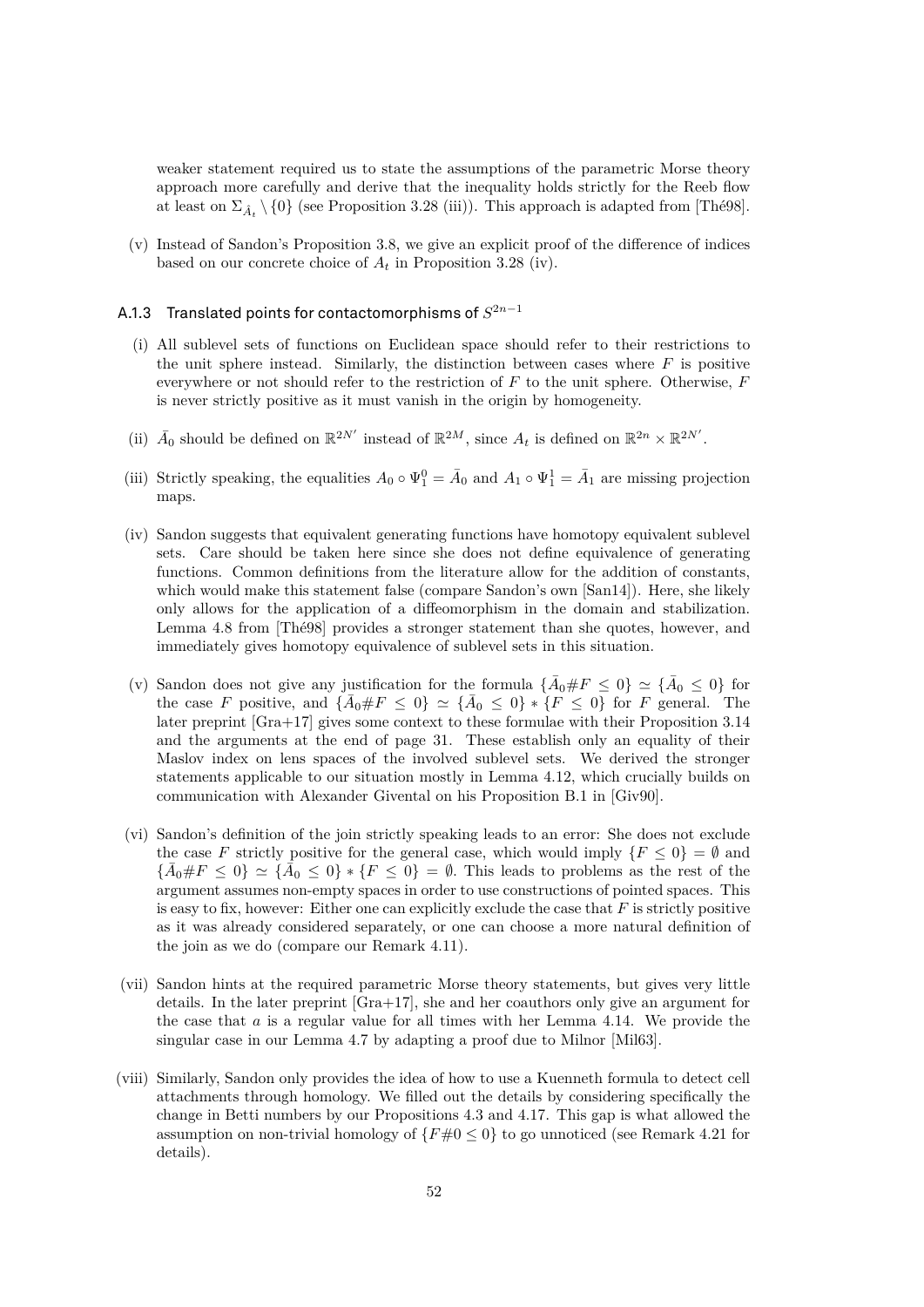weaker statement required us to state the assumptions of the parametric Morse theory approach more carefully and derive that the inequality holds strictly for the Reeb flow at least on $\Sigma_{\hat{A}_t} \setminus \{0\}$ (see Proposition 3.28 (iii)). This approach is adapted from [Thé98].

(v) Instead of Sandon's Proposition 3.8, we give an explicit proof of the difference of indices based on our concrete choice of $A_t$ in Proposition 3.28 (iv).

### A.1.3 Translated points for contactomorphisms of $S^{2n-1}$

(i) All sublevel sets of functions on Euclidean space should refer to their restrictions to the unit sphere instead. Similarly, the distinction between cases where $F$ is positive everywhere or not should refer to the restriction of $F$ to the unit sphere. Otherwise, $F$ is never strictly positive as it must vanish in the origin by homogeneity.

(ii) $\bar{A}_0$ should be defined on $\mathbb{R}^{2N'}$ instead of $\mathbb{R}^{2M}$, since $A_t$ is defined on $\mathbb{R}^{2n} \times \mathbb{R}^{2N'}$.

(iii) Strictly speaking, the equalities $A_0 \circ \Psi_1^0 = \bar{A}_0$ and $A_1 \circ \Psi_1^1 = \bar{A}_1$ are missing projection maps.

(iv) Sandon suggests that equivalent generating functions have homotopy equivalent sublevel sets. Care should be taken here since she does not define equivalence of generating functions. Common definitions from the literature allow for the addition of constants, which would make this statement false (compare Sandon's own [San14]). Here, she likely only allows for the application of a diffeomorphism in the domain and stabilization. Lemma 4.8 from [Thé98] provides a stronger statement than she quotes, however, and immediately gives homotopy equivalence of sublevel sets in this situation.

(v) Sandon does not give any justification for the formula $\{\bar{A}_0 \# F \leq 0\} \simeq \{\bar{A}_0 \leq 0\}$ for the case $F$ positive, and $\{\bar{A}_0 \# F \leq 0\} \simeq \{\bar{A}_0 \leq 0\} * \{F \leq 0\}$ for $F$ general. The later preprint [Gra+17] gives some context to these formulae with their Proposition 3.14 and the arguments at the end of page 31. These establish only an equality of their Maslov index on lens spaces of the involved sublevel sets. We derived the stronger statements applicable to our situation mostly in Lemma 4.12, which crucially builds on communication with Alexander Givental on his Proposition B.1 in [Giv90].

(vi) Sandon's definition of the join strictly speaking leads to an error: She does not exclude the case $F$ strictly positive for the general case, which would imply $\{F \leq 0\} = \emptyset$ and $\{\bar{A}_0 \# F \leq 0\} \simeq \{\bar{A}_0 \leq 0\} * \{F \leq 0\} = \emptyset$. This leads to problems as the rest of the argument assumes non-empty spaces in order to use constructions of pointed spaces. This is easy to fix, however: Either one can explicitly exclude the case that $F$ is strictly positive as it was already considered separately, or one can choose a more natural definition of the join as we do (compare our Remark 4.11).

(vii) Sandon hints at the required parametric Morse theory statements, but gives very little details. In the later preprint [Gra+17], she and her coauthors only give an argument for the case that $a$ is a regular value for all times with her Lemma 4.14. We provide the singular case in our Lemma 4.7 by adapting a proof due to Milnor [Mil63].

(viii) Similarly, Sandon only provides the idea of how to use a Kuenneth formula to detect cell attachments through homology. We filled out the details by considering specifically the change in Betti numbers by our Propositions 4.3 and 4.17. This gap is what allowed the assumption on non-trivial homology of $\{F \# 0 \leq 0\}$ to go unnoticed (see Remark 4.21 for details).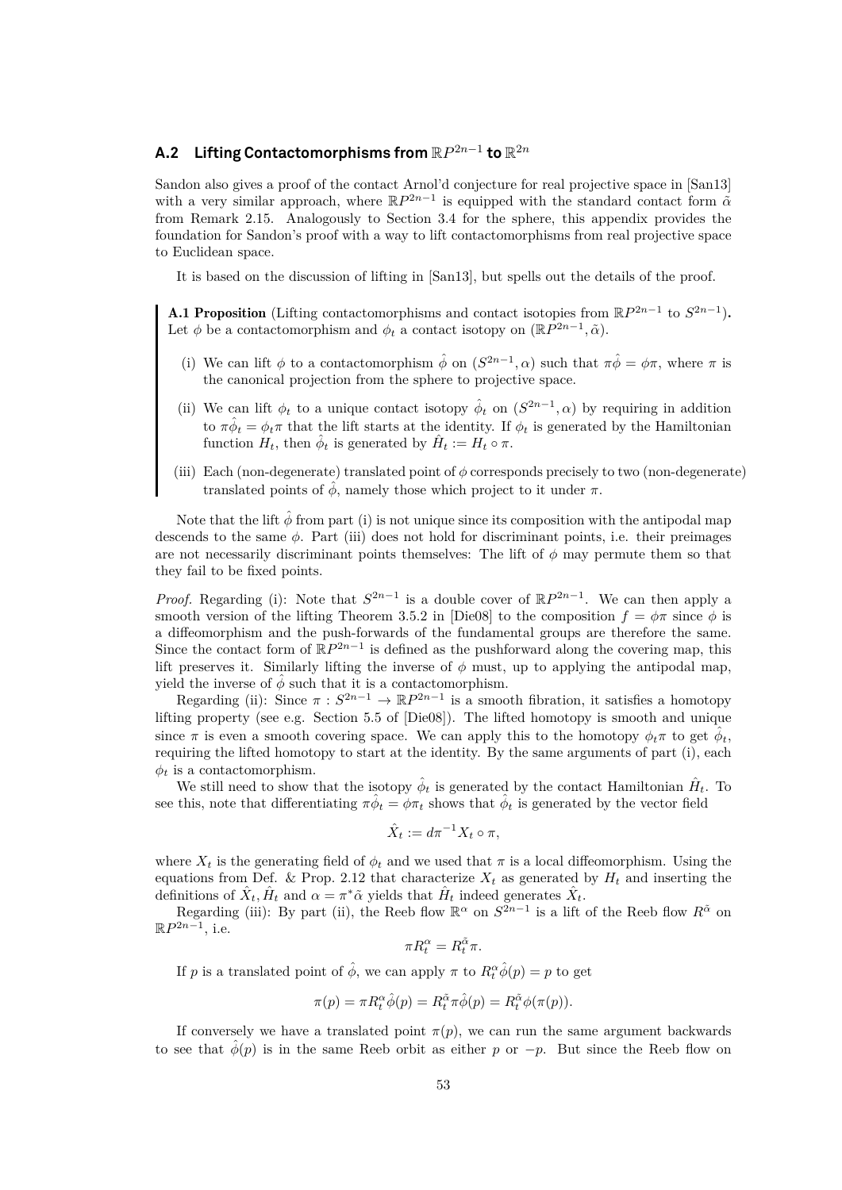## A.2 Lifting Contactomorphisms from $\mathbb{R}P^{2n-1}$ to $\mathbb{R}^{2n}$

Sandon also gives a proof of the contact Arnol'd conjecture for real projective space in [San13] with a very similar approach, where $\mathbb{R}P^{2n-1}$ is equipped with the standard contact form $\tilde{\alpha}$ from Remark 2.15. Analogously to Section 3.4 for the sphere, this appendix provides the foundation for Sandon's proof with a way to lift contactomorphisms from real projective space to Euclidean space.

It is based on the discussion of lifting in [San13], but spells out the details of the proof.

**A.1 Proposition** (Lifting contactomorphisms and contact isotopies from $\mathbb{R}P^{2n-1}$ to $S^{2n-1}$)**.** Let $\phi$ be a contactomorphism and $\phi_t$ a contact isotopy on $(\mathbb{R}P^{2n-1}, \tilde{\alpha})$.

(i) We can lift $\phi$ to a contactomorphism $\hat{\phi}$ on $(S^{2n-1}, \alpha)$ such that $\pi\hat{\phi} = \phi\pi$, where $\pi$ is the canonical projection from the sphere to projective space.

(ii) We can lift $\phi_t$ to a unique contact isotopy $\hat{\phi}_t$ on $(S^{2n-1}, \alpha)$ by requiring in addition to $\pi\hat{\phi}_t = \phi_t\pi$ that the lift starts at the identity. If $\phi_t$ is generated by the Hamiltonian function $H_t$, then $\hat{\phi}_t$ is generated by $\hat{H}_t := H_t \circ \pi$.

(iii) Each (non-degenerate) translated point of $\phi$ corresponds precisely to two (non-degenerate) translated points of $\hat{\phi}$, namely those which project to it under $\pi$.

Note that the lift $\hat{\phi}$ from part (i) is not unique since its composition with the antipodal map descends to the same $\phi$. Part (iii) does not hold for discriminant points, i.e. their preimages are not necessarily discriminant points themselves: The lift of $\phi$ may permute them so that they fail to be fixed points.

*Proof.* Regarding (i): Note that $S^{2n-1}$ is a double cover of $\mathbb{R}P^{2n-1}$. We can then apply a smooth version of the lifting Theorem 3.5.2 in [Die08] to the composition $f = \phi\pi$ since $\phi$ is a diffeomorphism and the push-forwards of the fundamental groups are therefore the same. Since the contact form of $\mathbb{R}P^{2n-1}$ is defined as the pushforward along the covering map, this lift preserves it. Similarly lifting the inverse of $\phi$ must, up to applying the antipodal map, yield the inverse of $\hat{\phi}$ such that it is a contactomorphism.

Regarding (ii): Since $\pi : S^{2n-1} \to \mathbb{R}P^{2n-1}$ is a smooth fibration, it satisfies a homotopy lifting property (see e.g. Section 5.5 of [Die08]). The lifted homotopy is smooth and unique since $\pi$ is even a smooth covering space. We can apply this to the homotopy $\phi_t\pi$ to get $\hat{\phi}_t$, requiring the lifted homotopy to start at the identity. By the same arguments of part (i), each $\phi_t$ is a contactomorphism.

We still need to show that the isotopy $\hat{\phi}_t$ is generated by the contact Hamiltonian $\hat{H}_t$. To see this, note that differentiating $\pi\hat{\phi}_t = \phi\pi_t$ shows that $\hat{\phi}_t$ is generated by the vector field

$$\hat{X}_t := d\pi^{-1} X_t \circ \pi,$$

where $X_t$ is the generating field of $\phi_t$ and we used that $\pi$ is a local diffeomorphism. Using the equations from Def. & Prop. 2.12 that characterize $X_t$ as generated by $H_t$ and inserting the definitions of $\hat{X}_t, \hat{H}_t$ and $\alpha = \pi^*\tilde{\alpha}$ yields that $\hat{H}_t$ indeed generates $\hat{X}_t$.

Regarding (iii): By part (ii), the Reeb flow $\mathbb{R}^\alpha$ on $S^{2n-1}$ is a lift of the Reeb flow $R^{\tilde{\alpha}}$ on $\mathbb{R}P^{2n-1}$, i.e.

$$\pi R_t^\alpha = R_t^{\tilde{\alpha}}\pi.$$

If $p$ is a translated point of $\hat{\phi}$, we can apply $\pi$ to $R_t^\alpha\hat{\phi}(p) = p$ to get

$$\pi(p) = \pi R_t^\alpha \hat{\phi}(p) = R_t^{\tilde{\alpha}}\pi\hat{\phi}(p) = R_t^{\tilde{\alpha}}\phi(\pi(p)).$$

If conversely we have a translated point $\pi(p)$, we can run the same argument backwards to see that $\hat{\phi}(p)$ is in the same Reeb orbit as either $p$ or $-p$. But since the Reeb flow on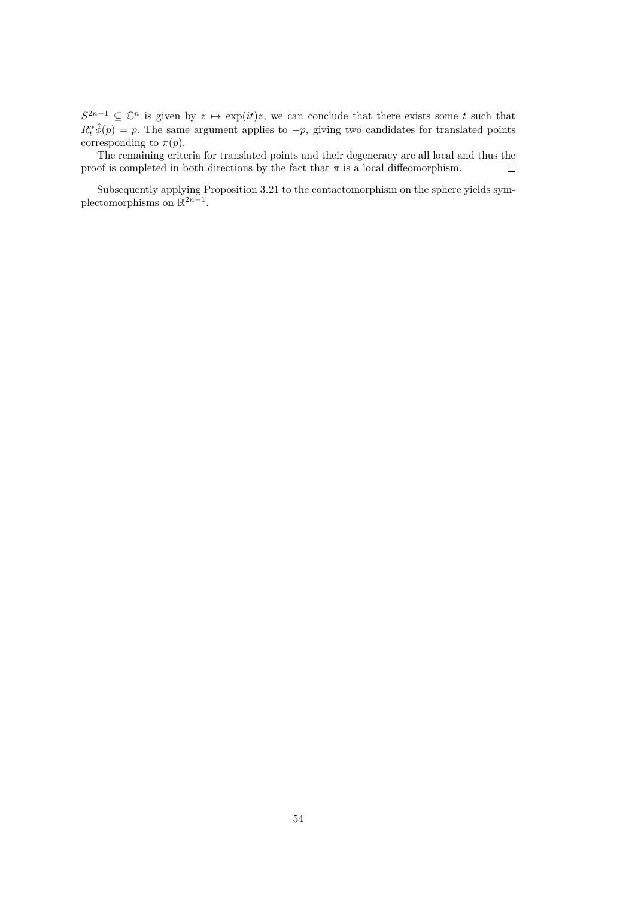$S^{2n-1} \subseteq \mathbb{C}^n$ is given by $z \mapsto \exp(it)z$, we can conclude that there exists some $t$ such that $R^{\alpha}_t \hat{\phi}(p) = p$. The same argument applies to $-p$, giving two candidates for translated points corresponding to $\pi(p)$.

The remaining criteria for translated points and their degeneracy are all local and thus the proof is completed in both directions by the fact that $\pi$ is a local diffeomorphism. □

Subsequently applying Proposition 3.21 to the contactomorphism on the sphere yields symplectomorphisms on $\mathbb{R}^{2n-1}$.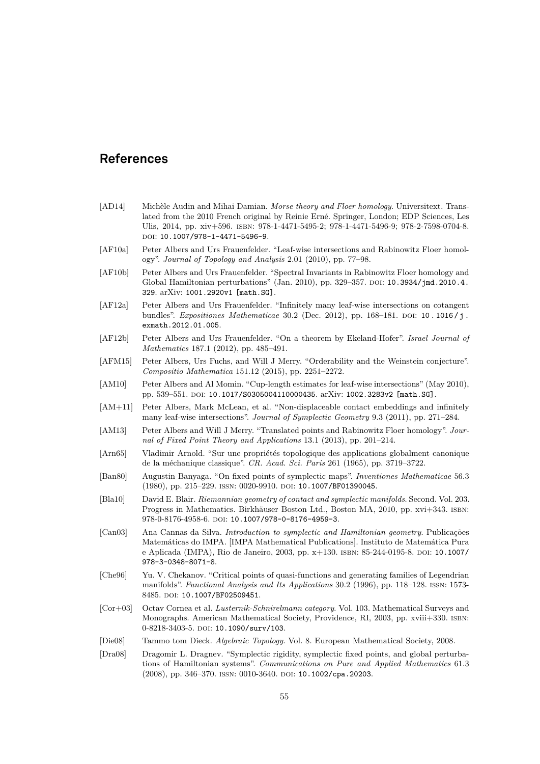# References

[AD14] Michèle Audin and Mihai Damian. *Morse theory and Floer homology*. Universitext. Translated from the 2010 French original by Reinie Erné. Springer, London; EDP Sciences, Les Ulis, 2014, pp. xiv+596. ISBN: 978-1-4471-5495-2; 978-1-4471-5496-9; 978-2-7598-0704-8. DOI: 10.1007/978-1-4471-5496-9.

[AF10a] Peter Albers and Urs Frauenfelder. "Leaf-wise intersections and Rabinowitz Floer homology". *Journal of Topology and Analysis* 2.01 (2010), pp. 77–98.

[AF10b] Peter Albers and Urs Frauenfelder. "Spectral Invariants in Rabinowitz Floer homology and Global Hamiltonian perturbations" (Jan. 2010), pp. 329–357. DOI: 10.3934/jmd.2010.4.329. arXiv: 1001.2920v1 [math.SG].

[AF12a] Peter Albers and Urs Frauenfelder. "Infinitely many leaf-wise intersections on cotangent bundles". *Expositiones Mathematicae* 30.2 (Dec. 2012), pp. 168–181. DOI: 10.1016/j.exmath.2012.01.005.

[AF12b] Peter Albers and Urs Frauenfelder. "On a theorem by Ekeland-Hofer". *Israel Journal of Mathematics* 187.1 (2012), pp. 485–491.

[AFM15] Peter Albers, Urs Fuchs, and Will J Merry. "Orderability and the Weinstein conjecture". *Compositio Mathematica* 151.12 (2015), pp. 2251–2272.

[AM10] Peter Albers and Al Momin. "Cup-length estimates for leaf-wise intersections" (May 2010), pp. 539–551. DOI: 10.1017/S0305004110000435. arXiv: 1002.3283v2 [math.SG].

[AM+11] Peter Albers, Mark McLean, et al. "Non-displaceable contact embeddings and infinitely many leaf-wise intersections". *Journal of Symplectic Geometry* 9.3 (2011), pp. 271–284.

[AM13] Peter Albers and Will J Merry. "Translated points and Rabinowitz Floer homology". *Journal of Fixed Point Theory and Applications* 13.1 (2013), pp. 201–214.

[Arn65] Vladimir Arnold. "Sur une propriétés topologique des applications globalment canonique de la méchanique classique". *CR. Acad. Sci. Paris* 261 (1965), pp. 3719–3722.

[Ban80] Augustin Banyaga. "On fixed points of symplectic maps". *Inventiones Mathematicae* 56.3 (1980), pp. 215–229. ISSN: 0020-9910. DOI: 10.1007/BF01390045.

[Bla10] David E. Blair. *Riemannian geometry of contact and symplectic manifolds*. Second. Vol. 203. Progress in Mathematics. Birkhäuser Boston Ltd., Boston MA, 2010, pp. xvi+343. ISBN: 978-0-8176-4958-6. DOI: 10.1007/978-0-8176-4959-3.

[Can03] Ana Cannas da Silva. *Introduction to symplectic and Hamiltonian geometry*. Publicações Matemáticas do IMPA. [IMPA Mathematical Publications]. Instituto de Matemática Pura e Aplicada (IMPA), Rio de Janeiro, 2003, pp. x+130. ISBN: 85-244-0195-8. DOI: 10.1007/978-3-0348-8071-8.

[Che96] Yu. V. Chekanov. "Critical points of quasi-functions and generating families of Legendrian manifolds". *Functional Analysis and Its Applications* 30.2 (1996), pp. 118–128. ISSN: 1573-8485. DOI: 10.1007/BF02509451.

[Cor+03] Octav Cornea et al. *Lusternik-Schnirelmann category*. Vol. 103. Mathematical Surveys and Monographs. American Mathematical Society, Providence, RI, 2003, pp. xviii+330. ISBN: 0-8218-3403-5. DOI: 10.1090/surv/103.

[Die08] Tammo tom Dieck. *Algebraic Topology*. Vol. 8. European Mathematical Society, 2008.

[Dra08] Dragomir L. Dragnev. "Symplectic rigidity, symplectic fixed points, and global perturbations of Hamiltonian systems". *Communications on Pure and Applied Mathematics* 61.3 (2008), pp. 346–370. ISSN: 0010-3640. DOI: 10.1002/cpa.20203.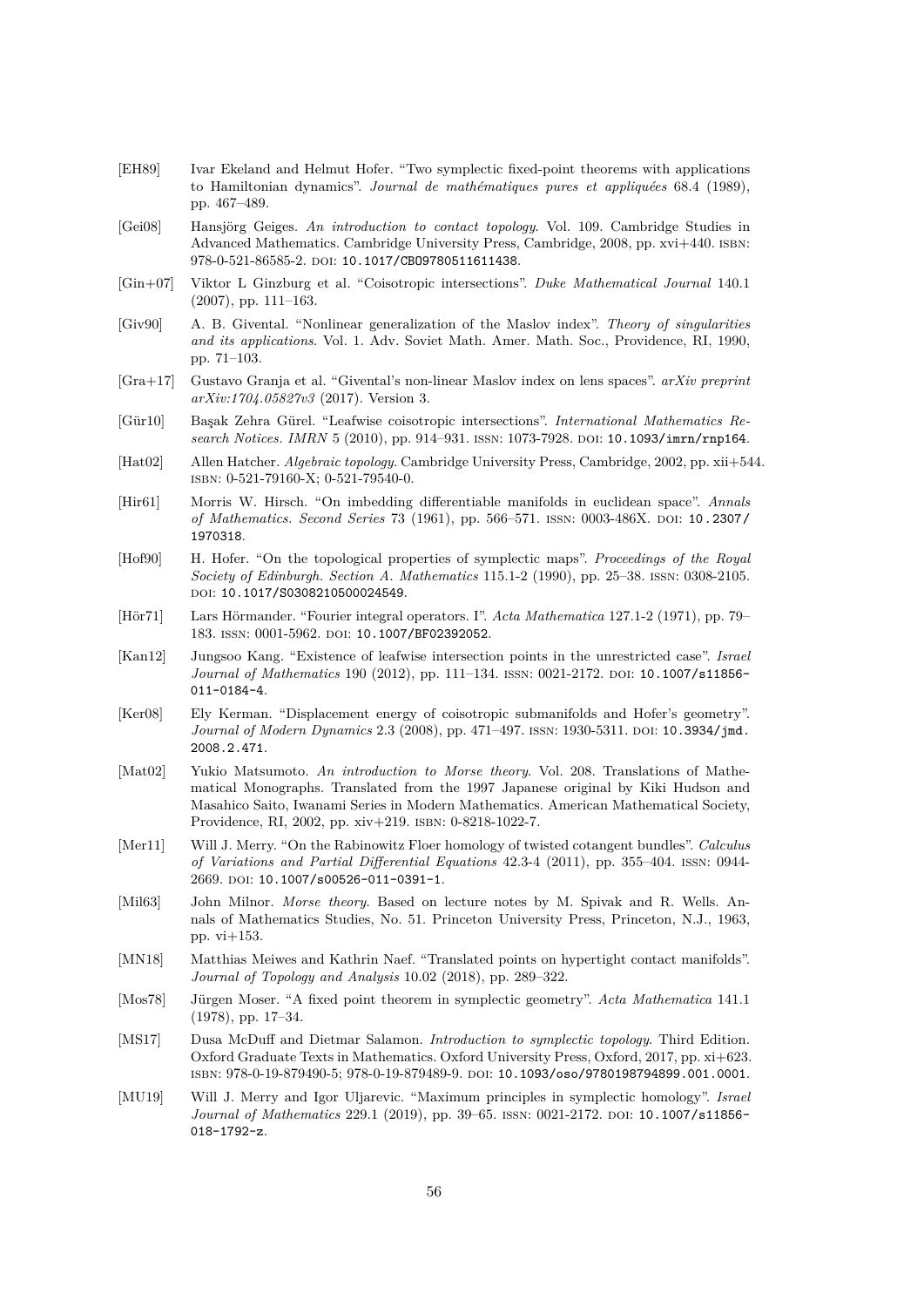[EH89] Ivar Ekeland and Helmut Hofer. "Two symplectic fixed-point theorems with applications to Hamiltonian dynamics". *Journal de mathématiques pures et appliquées* 68.4 (1989), pp. 467–489.

[Gei08] Hansjörg Geiges. *An introduction to contact topology*. Vol. 109. Cambridge Studies in Advanced Mathematics. Cambridge University Press, Cambridge, 2008, pp. xvi+440. ISBN: 978-0-521-86585-2. DOI: 10.1017/CBO9780511611438.

[Gin+07] Viktor L Ginzburg et al. "Coisotropic intersections". *Duke Mathematical Journal* 140.1 (2007), pp. 111–163.

[Giv90] A. B. Givental. "Nonlinear generalization of the Maslov index". *Theory of singularities and its applications*. Vol. 1. Adv. Soviet Math. Amer. Math. Soc., Providence, RI, 1990, pp. 71–103.

[Gra+17] Gustavo Granja et al. "Givental's non-linear Maslov index on lens spaces". *arXiv preprint arXiv:1704.05827v3* (2017). Version 3.

[Gür10] Başak Zehra Gürel. "Leafwise coisotropic intersections". *International Mathematics Research Notices. IMRN* 5 (2010), pp. 914–931. ISSN: 1073-7928. DOI: 10.1093/imrn/rnp164.

[Hat02] Allen Hatcher. *Algebraic topology*. Cambridge University Press, Cambridge, 2002, pp. xii+544. ISBN: 0-521-79160-X; 0-521-79540-0.

[Hir61] Morris W. Hirsch. "On imbedding differentiable manifolds in euclidean space". *Annals of Mathematics. Second Series* 73 (1961), pp. 566–571. ISSN: 0003-486X. DOI: 10.2307/1970318.

[Hof90] H. Hofer. "On the topological properties of symplectic maps". *Proceedings of the Royal Society of Edinburgh. Section A. Mathematics* 115.1-2 (1990), pp. 25–38. ISSN: 0308-2105. DOI: 10.1017/S0308210500024549.

[Hör71] Lars Hörmander. "Fourier integral operators. I". *Acta Mathematica* 127.1-2 (1971), pp. 79–183. ISSN: 0001-5962. DOI: 10.1007/BF02392052.

[Kan12] Jungsoo Kang. "Existence of leafwise intersection points in the unrestricted case". *Israel Journal of Mathematics* 190 (2012), pp. 111–134. ISSN: 0021-2172. DOI: 10.1007/s11856-011-0184-4.

[Ker08] Ely Kerman. "Displacement energy of coisotropic submanifolds and Hofer's geometry". *Journal of Modern Dynamics* 2.3 (2008), pp. 471–497. ISSN: 1930-5311. DOI: 10.3934/jmd.2008.2.471.

[Mat02] Yukio Matsumoto. *An introduction to Morse theory*. Vol. 208. Translations of Mathematical Monographs. Translated from the 1997 Japanese original by Kiki Hudson and Masahico Saito, Iwanami Series in Modern Mathematics. American Mathematical Society, Providence, RI, 2002, pp. xiv+219. ISBN: 0-8218-1022-7.

[Mer11] Will J. Merry. "On the Rabinowitz Floer homology of twisted cotangent bundles". *Calculus of Variations and Partial Differential Equations* 42.3-4 (2011), pp. 355–404. ISSN: 0944-2669. DOI: 10.1007/s00526-011-0391-1.

[Mil63] John Milnor. *Morse theory*. Based on lecture notes by M. Spivak and R. Wells. Annals of Mathematics Studies, No. 51. Princeton University Press, Princeton, N.J., 1963, pp. vi+153.

[MN18] Matthias Meiwes and Kathrin Naef. "Translated points on hypertight contact manifolds". *Journal of Topology and Analysis* 10.02 (2018), pp. 289–322.

[Mos78] Jürgen Moser. "A fixed point theorem in symplectic geometry". *Acta Mathematica* 141.1 (1978), pp. 17–34.

[MS17] Dusa McDuff and Dietmar Salamon. *Introduction to symplectic topology*. Third Edition. Oxford Graduate Texts in Mathematics. Oxford University Press, Oxford, 2017, pp. xi+623. ISBN: 978-0-19-879490-5; 978-0-19-879489-9. DOI: 10.1093/oso/9780198794899.001.0001.

[MU19] Will J. Merry and Igor Uljarevic. "Maximum principles in symplectic homology". *Israel Journal of Mathematics* 229.1 (2019), pp. 39–65. ISSN: 0021-2172. DOI: 10.1007/s11856-018-1792-z.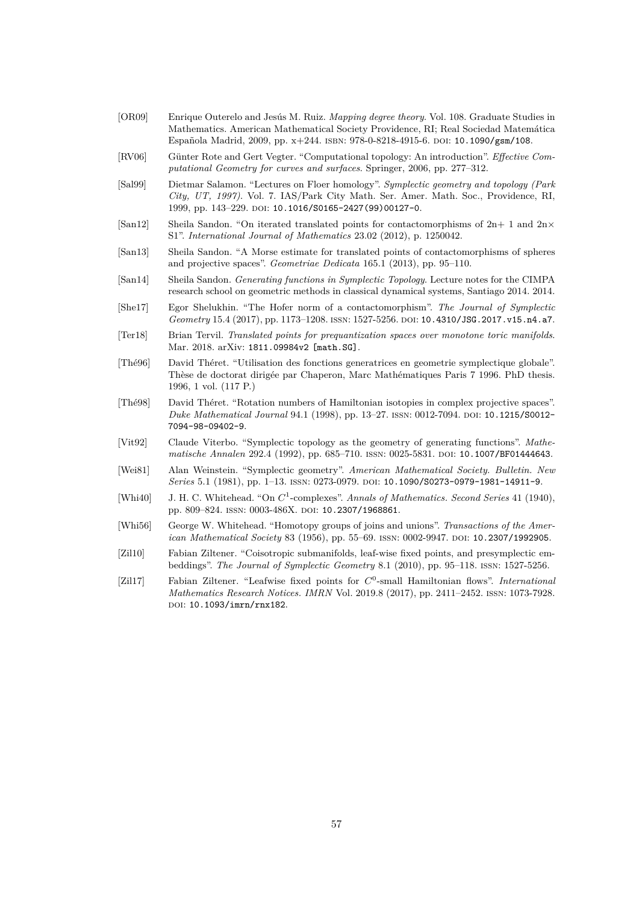[OR09] Enrique Outerelo and Jesús M. Ruiz. *Mapping degree theory*. Vol. 108. Graduate Studies in Mathematics. American Mathematical Society Providence, RI; Real Sociedad Matemática Española Madrid, 2009, pp. x+244. ISBN: 978-0-8218-4915-6. DOI: 10.1090/gsm/108.

[RV06] Günter Rote and Gert Vegter. "Computational topology: An introduction". *Effective Computational Geometry for curves and surfaces*. Springer, 2006, pp. 277–312.

[Sal99] Dietmar Salamon. "Lectures on Floer homology". *Symplectic geometry and topology (Park City, UT, 1997)*. Vol. 7. IAS/Park City Math. Ser. Amer. Math. Soc., Providence, RI, 1999, pp. 143–229. DOI: 10.1016/S0165-2427(99)00127-0.

[San12] Sheila Sandon. "On iterated translated points for contactomorphisms of 2n+ 1 and 2n× S1". *International Journal of Mathematics* 23.02 (2012), p. 1250042.

[San13] Sheila Sandon. "A Morse estimate for translated points of contactomorphisms of spheres and projective spaces". *Geometriae Dedicata* 165.1 (2013), pp. 95–110.

[San14] Sheila Sandon. *Generating functions in Symplectic Topology*. Lecture notes for the CIMPA research school on geometric methods in classical dynamical systems, Santiago 2014. 2014.

[She17] Egor Shelukhin. "The Hofer norm of a contactomorphism". *The Journal of Symplectic Geometry* 15.4 (2017), pp. 1173–1208. ISSN: 1527-5256. DOI: 10.4310/JSG.2017.v15.n4.a7.

[Ter18] Brian Tervil. *Translated points for prequantization spaces over monotone toric manifolds*. Mar. 2018. arXiv: 1811.09984v2 [math.SG].

[Thé96] David Théret. "Utilisation des fonctions generatrices en geometrie symplectique globale". Thèse de doctorat dirigée par Chaperon, Marc Mathématiques Paris 7 1996. PhD thesis. 1996, 1 vol. (117 P.)

[Thé98] David Théret. "Rotation numbers of Hamiltonian isotopies in complex projective spaces". *Duke Mathematical Journal* 94.1 (1998), pp. 13–27. ISSN: 0012-7094. DOI: 10.1215/S0012-7094-98-09402-9.

[Vit92] Claude Viterbo. "Symplectic topology as the geometry of generating functions". *Mathematische Annalen* 292.4 (1992), pp. 685–710. ISSN: 0025-5831. DOI: 10.1007/BF01444643.

[Wei81] Alan Weinstein. "Symplectic geometry". *American Mathematical Society. Bulletin. New Series* 5.1 (1981), pp. 1–13. ISSN: 0273-0979. DOI: 10.1090/S0273-0979-1981-14911-9.

[Whi40] J. H. C. Whitehead. "On $C^1$-complexes". *Annals of Mathematics. Second Series* 41 (1940), pp. 809–824. ISSN: 0003-486X. DOI: 10.2307/1968861.

[Whi56] George W. Whitehead. "Homotopy groups of joins and unions". *Transactions of the American Mathematical Society* 83 (1956), pp. 55–69. ISSN: 0002-9947. DOI: 10.2307/1992905.

[Zil10] Fabian Ziltener. "Coisotropic submanifolds, leaf-wise fixed points, and presymplectic embeddings". *The Journal of Symplectic Geometry* 8.1 (2010), pp. 95–118. ISSN: 1527-5256.

[Zil17] Fabian Ziltener. "Leafwise fixed points for $C^0$-small Hamiltonian flows". *International Mathematics Research Notices. IMRN* Vol. 2019.8 (2017), pp. 2411–2452. ISSN: 1073-7928. DOI: 10.1093/imrn/rnx182.